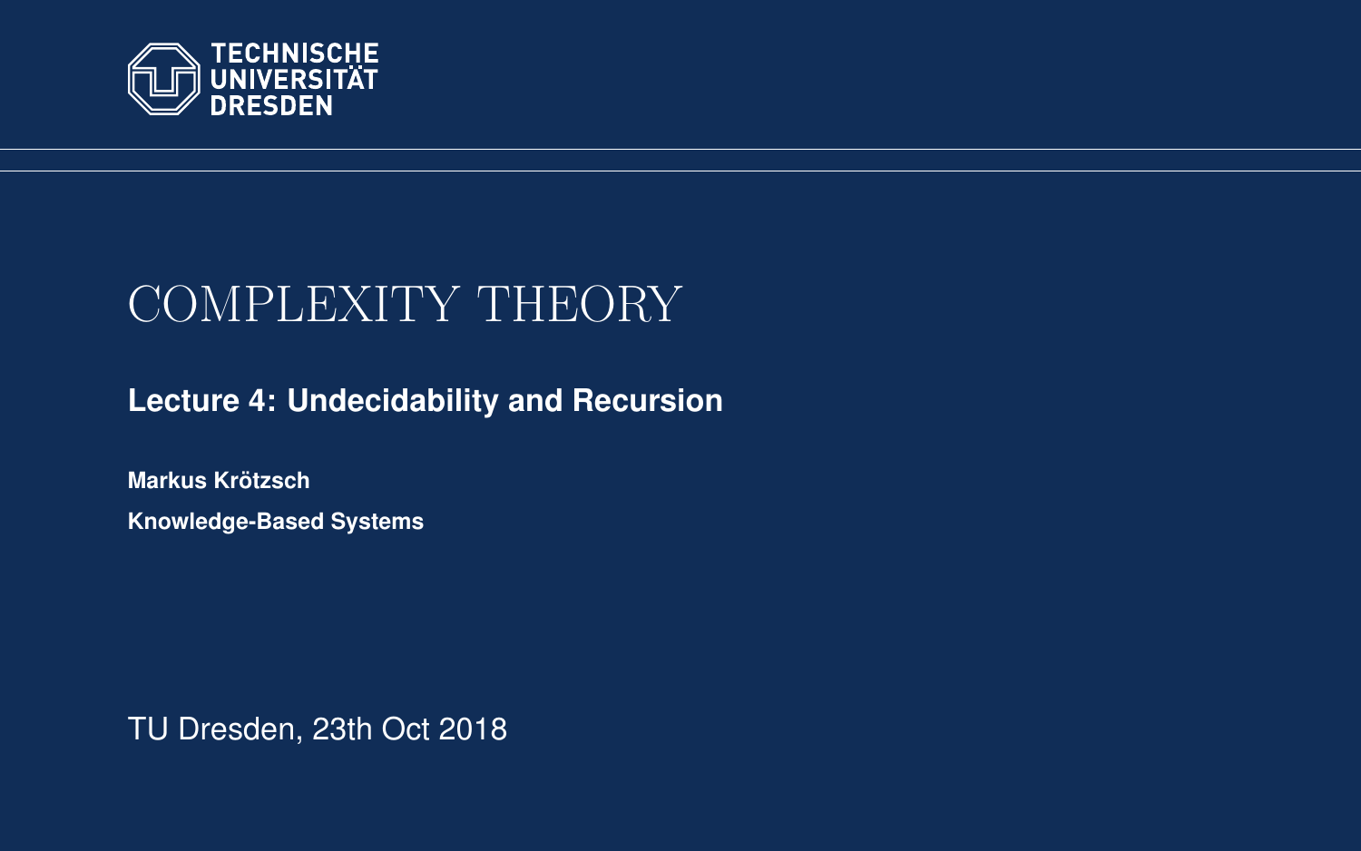TECHNISCHE UNIVERSITÄT DRESDEN

# COMPLEXITY THEORY

## Lecture 4: Undecidability and Recursion

**Markus Krötzsch**

**Knowledge-Based Systems**

TU Dresden, 23th Oct 2018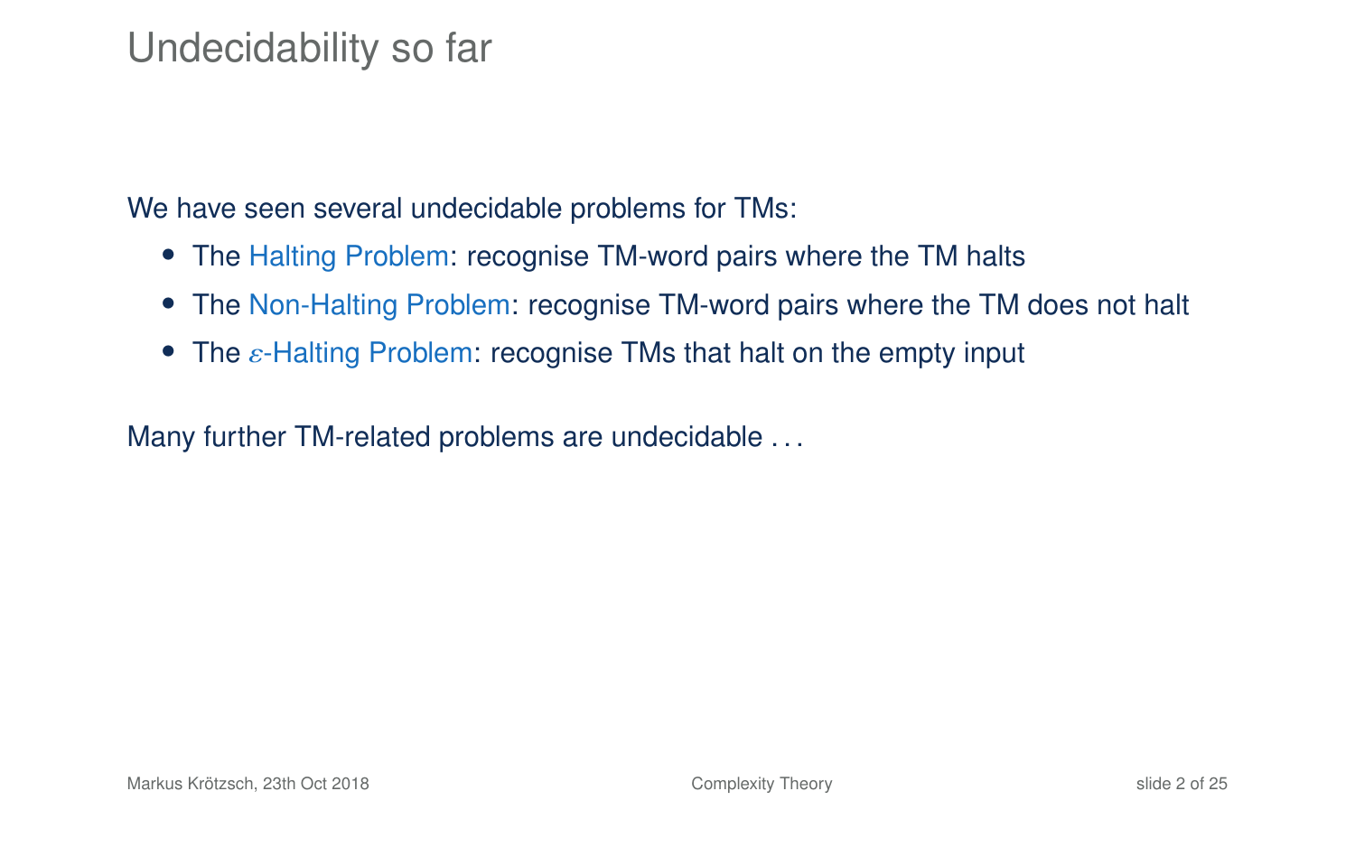# Undecidability so far

We have seen several undecidable problems for TMs:

- The Halting Problem: recognise TM-word pairs where the TM halts
- The Non-Halting Problem: recognise TM-word pairs where the TM does not halt
- The $\varepsilon$-Halting Problem: recognise TMs that halt on the empty input

Many further TM-related problems are undecidable . . .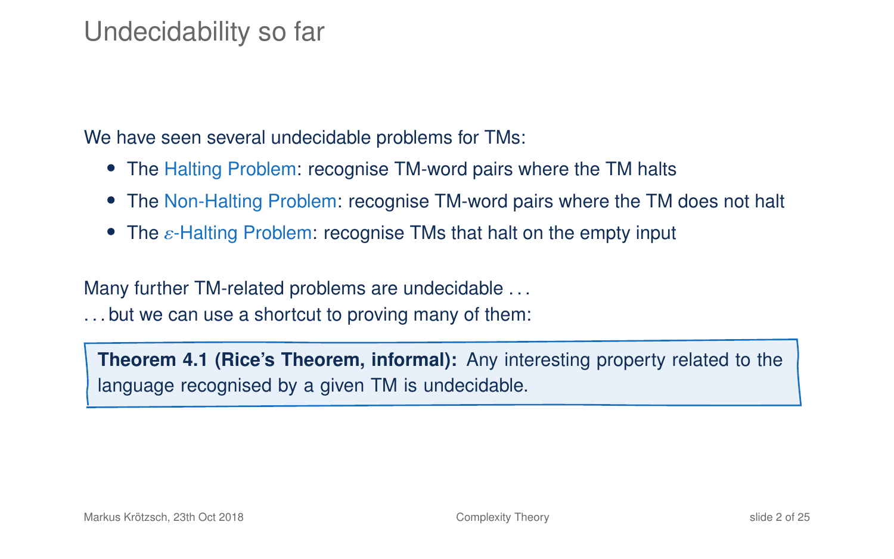# Undecidability so far

We have seen several undecidable problems for TMs:

- The Halting Problem: recognise TM-word pairs where the TM halts
- The Non-Halting Problem: recognise TM-word pairs where the TM does not halt
- The $\varepsilon$-Halting Problem: recognise TMs that halt on the empty input

Many further TM-related problems are undecidable . . .
. . . but we can use a shortcut to proving many of them:

**Theorem 4.1 (Rice's Theorem, informal):** Any interesting property related to the language recognised by a given TM is undecidable.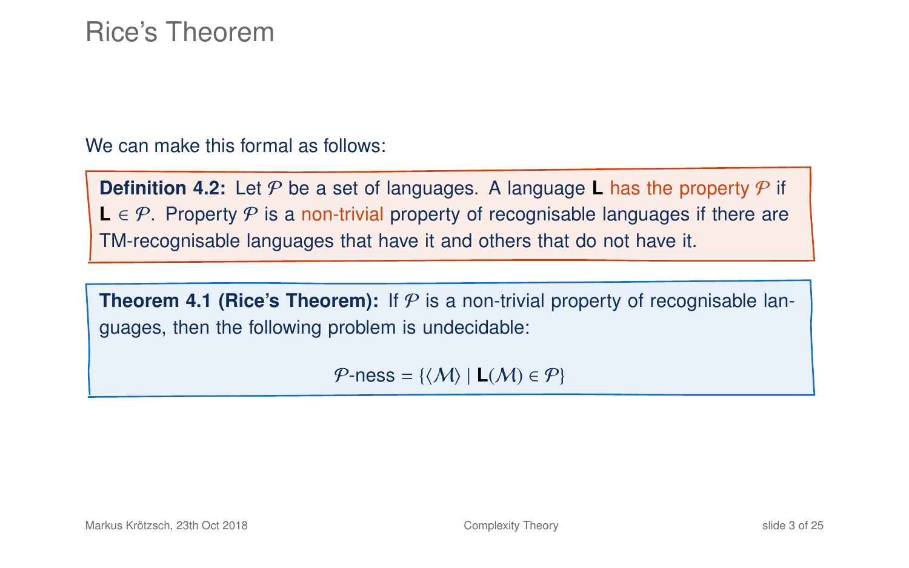# Rice's Theorem

We can make this formal as follows:

**Definition 4.2:** Let $\mathcal{P}$ be a set of languages. A language **L** has the property $\mathcal{P}$ if $\mathbf{L} \in \mathcal{P}$. Property $\mathcal{P}$ is a non-trivial property of recognisable languages if there are TM-recognisable languages that have it and others that do not have it.

**Theorem 4.1 (Rice's Theorem):** If $\mathcal{P}$ is a non-trivial property of recognisable languages, then the following problem is undecidable:

$$\mathcal{P}\text{-ness} = \{\langle \mathcal{M} \rangle \mid \mathbf{L}(\mathcal{M}) \in \mathcal{P}\}$$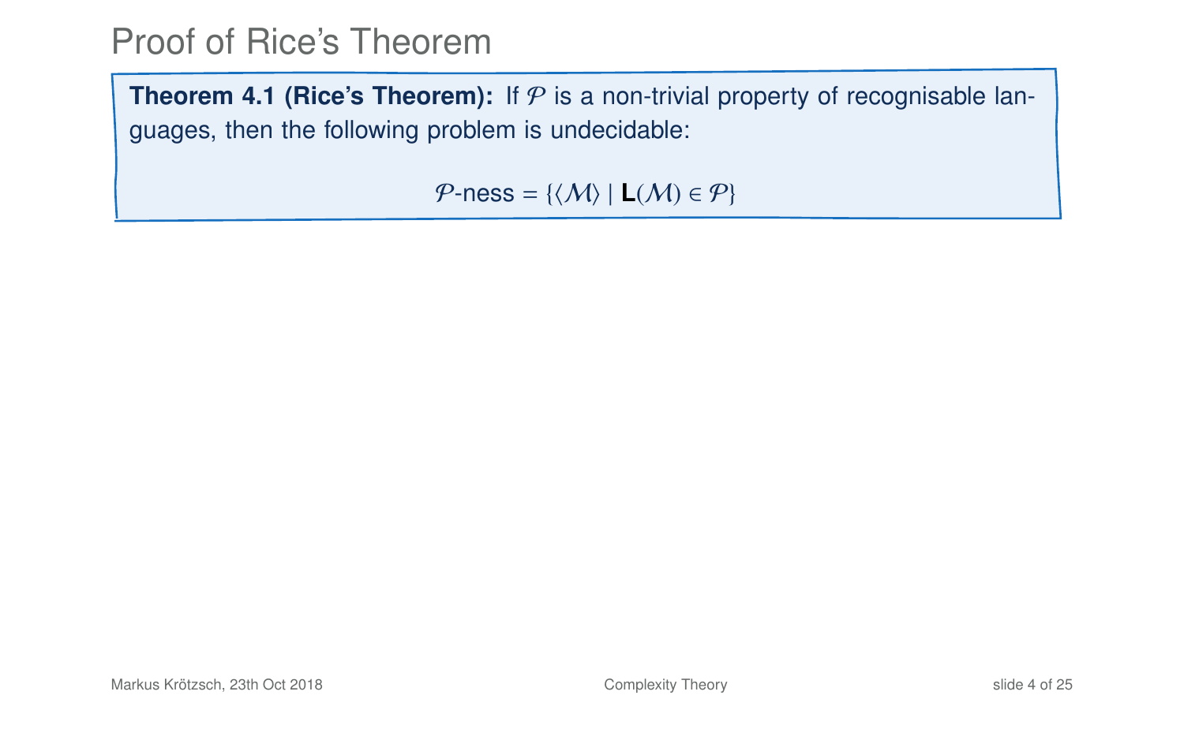# Proof of Rice's Theorem

**Theorem 4.1 (Rice's Theorem):** If $\mathcal{P}$ is a non-trivial property of recognisable languages, then the following problem is undecidable:

$$\mathcal{P}\text{-ness} = \{\langle \mathcal{M} \rangle \mid \mathbf{L}(\mathcal{M}) \in \mathcal{P}\}$$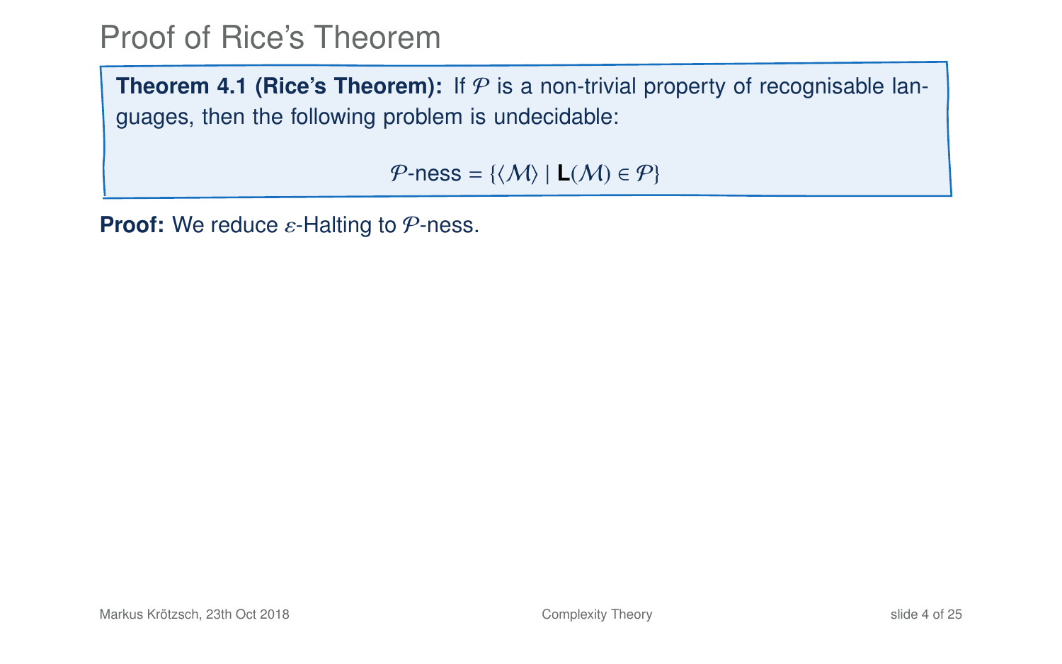# Proof of Rice's Theorem

**Theorem 4.1 (Rice's Theorem):** If $\mathcal{P}$ is a non-trivial property of recognisable languages, then the following problem is undecidable:

$$\mathcal{P}\text{-ness} = \{\langle \mathcal{M} \rangle \mid \mathbf{L}(\mathcal{M}) \in \mathcal{P}\}$$

**Proof:** We reduce $\varepsilon$-Halting to $\mathcal{P}$-ness.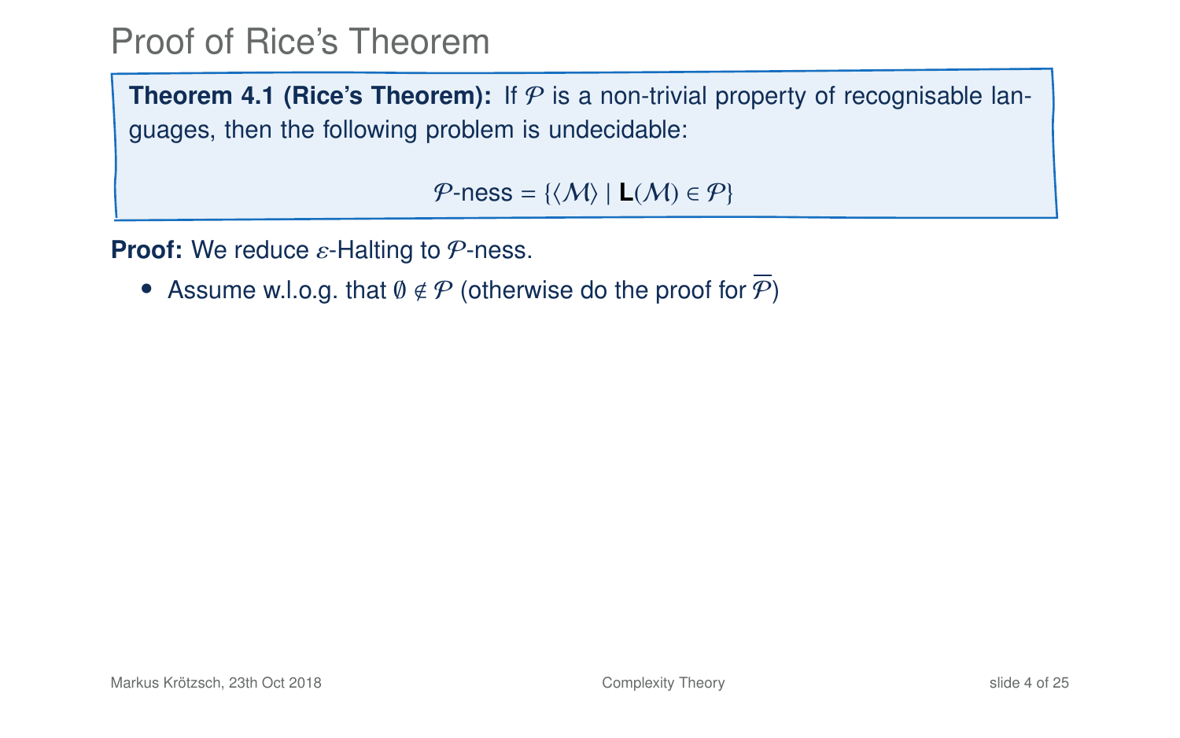# Proof of Rice's Theorem

**Theorem 4.1 (Rice's Theorem):** If $\mathcal{P}$ is a non-trivial property of recognisable languages, then the following problem is undecidable:

$$\mathcal{P}\text{-ness} = \{\langle \mathcal{M} \rangle \mid \mathbf{L}(\mathcal{M}) \in \mathcal{P}\}$$

**Proof:** We reduce $\varepsilon$-Halting to $\mathcal{P}$-ness.

- Assume w.l.o.g. that $\emptyset \notin \mathcal{P}$ (otherwise do the proof for $\overline{\mathcal{P}}$)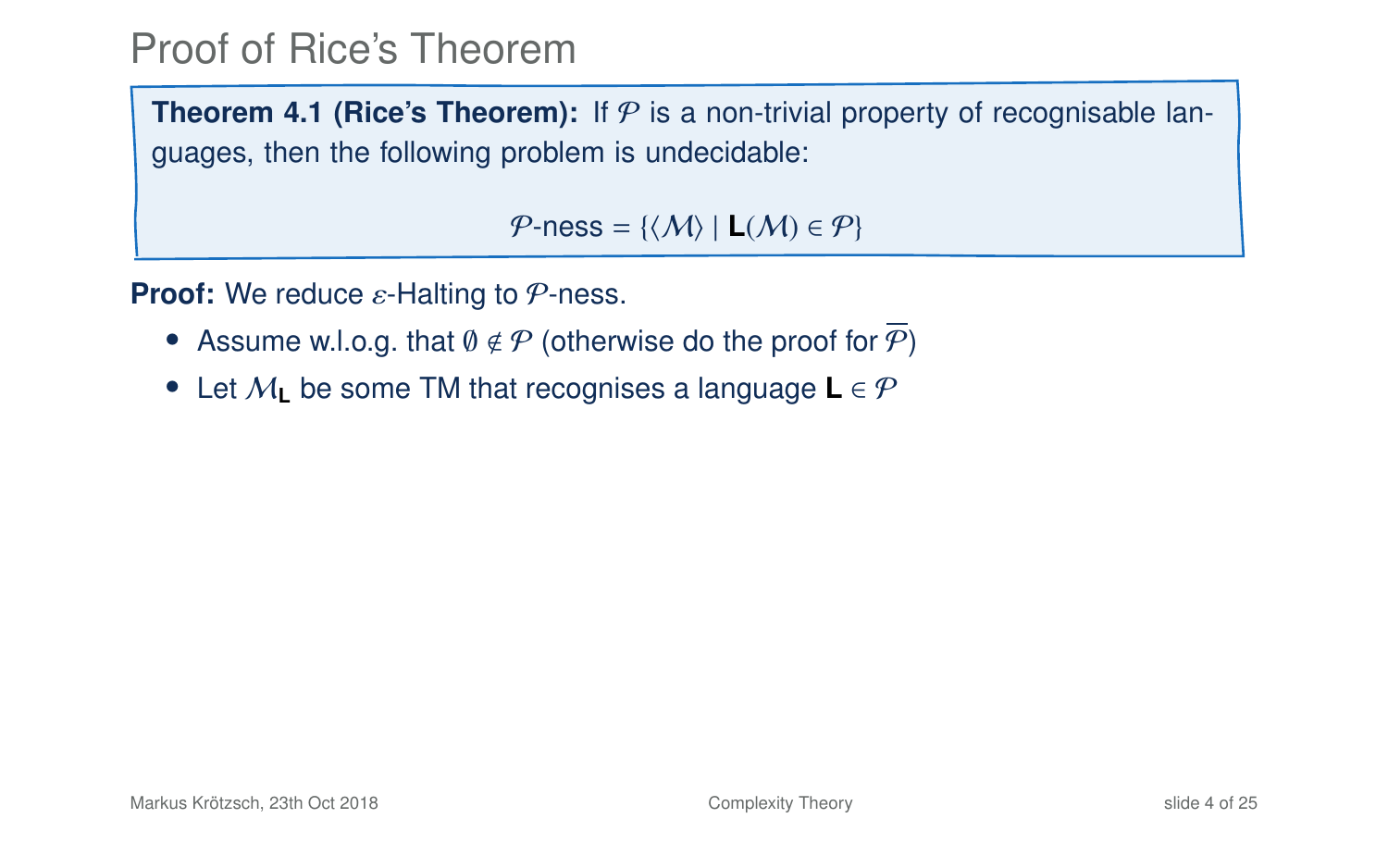# Proof of Rice's Theorem

**Theorem 4.1 (Rice's Theorem):** If $\mathcal{P}$ is a non-trivial property of recognisable languages, then the following problem is undecidable:

$$\mathcal{P}\text{-ness} = \{\langle \mathcal{M} \rangle \mid \mathbf{L}(\mathcal{M}) \in \mathcal{P}\}$$

**Proof:** We reduce $\varepsilon$-Halting to $\mathcal{P}$-ness.

- Assume w.l.o.g. that $\emptyset \notin \mathcal{P}$ (otherwise do the proof for $\overline{\mathcal{P}}$)
- Let $\mathcal{M}_{\mathbf{L}}$ be some TM that recognises a language $\mathbf{L} \in \mathcal{P}$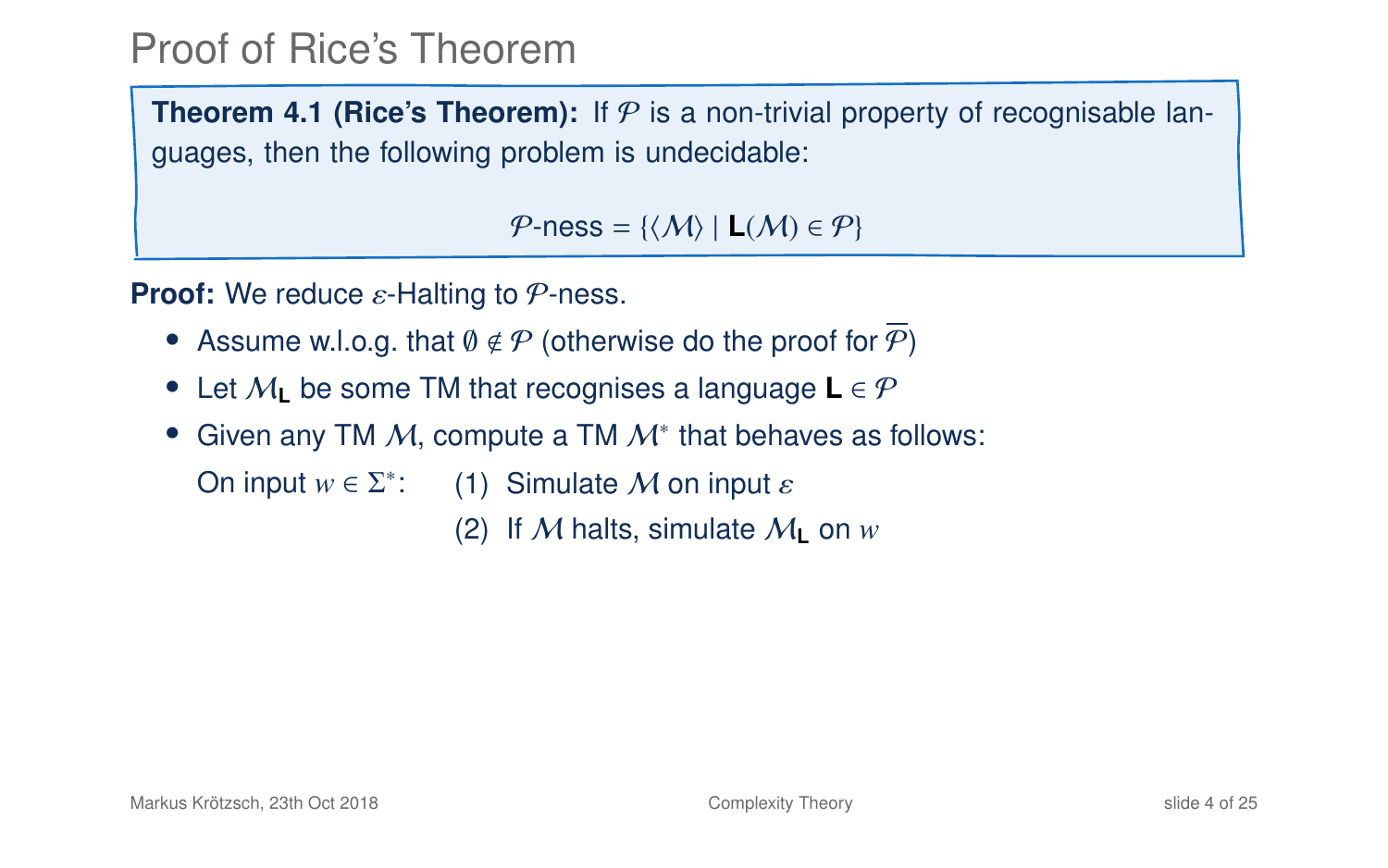# Proof of Rice's Theorem

**Theorem 4.1 (Rice's Theorem):** If $\mathcal{P}$ is a non-trivial property of recognisable languages, then the following problem is undecidable:

$$\mathcal{P}\text{-ness} = \{\langle\mathcal{M}\rangle \mid \mathbf{L}(\mathcal{M}) \in \mathcal{P}\}$$

**Proof:** We reduce $\varepsilon$-Halting to $\mathcal{P}$-ness.

- Assume w.l.o.g. that $\emptyset \notin \mathcal{P}$ (otherwise do the proof for $\overline{\mathcal{P}}$)
- Let $\mathcal{M}_{\mathbf{L}}$ be some TM that recognises a language $\mathbf{L} \in \mathcal{P}$
- Given any TM $\mathcal{M}$, compute a TM $\mathcal{M}^*$ that behaves as follows:

  On input $w \in \Sigma^*$:
  1. Simulate $\mathcal{M}$ on input $\varepsilon$
  2. If $\mathcal{M}$ halts, simulate $\mathcal{M}_{\mathbf{L}}$ on $w$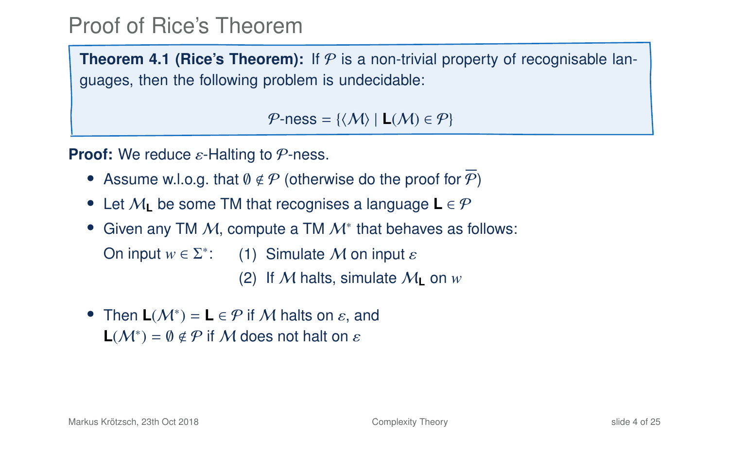# Proof of Rice's Theorem

**Theorem 4.1 (Rice's Theorem):** If $\mathcal{P}$ is a non-trivial property of recognisable languages, then the following problem is undecidable:

$$\mathcal{P}\text{-ness} = \{\langle\mathcal{M}\rangle \mid \mathbf{L}(\mathcal{M}) \in \mathcal{P}\}$$

**Proof:** We reduce $\varepsilon$-Halting to $\mathcal{P}$-ness.

- Assume w.l.o.g. that $\emptyset \notin \mathcal{P}$ (otherwise do the proof for $\overline{\mathcal{P}}$)
- Let $\mathcal{M}_{\mathbf{L}}$ be some TM that recognises a language $\mathbf{L} \in \mathcal{P}$
- Given any TM $\mathcal{M}$, compute a TM $\mathcal{M}^*$ that behaves as follows:

  On input $w \in \Sigma^*$:
  1. Simulate $\mathcal{M}$ on input $\varepsilon$
  2. If $\mathcal{M}$ halts, simulate $\mathcal{M}_{\mathbf{L}}$ on $w$

- Then $\mathbf{L}(\mathcal{M}^*) = \mathbf{L} \in \mathcal{P}$ if $\mathcal{M}$ halts on $\varepsilon$, and $\mathbf{L}(\mathcal{M}^*) = \emptyset \notin \mathcal{P}$ if $\mathcal{M}$ does not halt on $\varepsilon$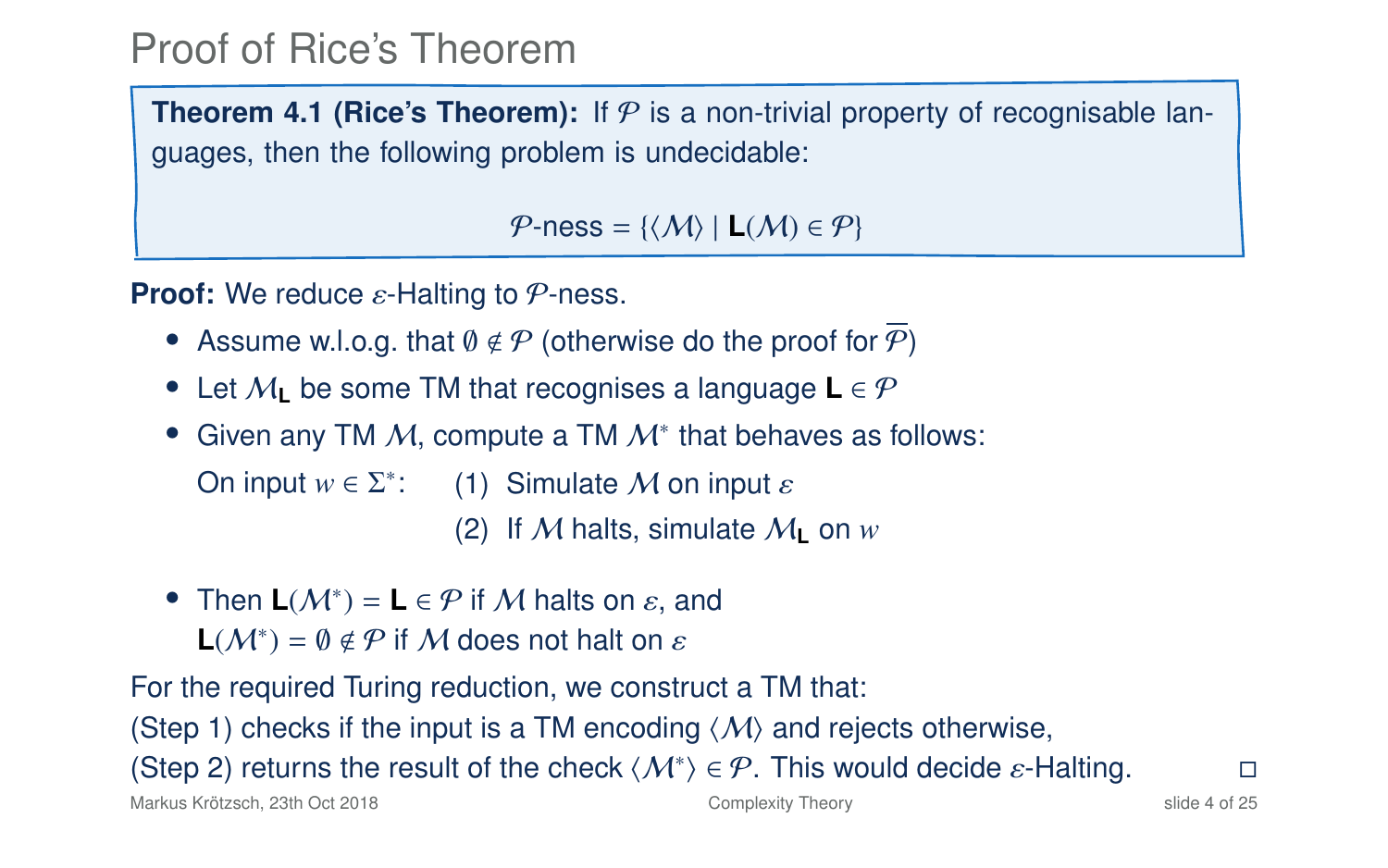# Proof of Rice's Theorem

**Theorem 4.1 (Rice's Theorem):** If $\mathcal{P}$ is a non-trivial property of recognisable languages, then the following problem is undecidable:

$$\mathcal{P}\text{-ness} = \{\langle \mathcal{M} \rangle \mid \mathbf{L}(\mathcal{M}) \in \mathcal{P}\}$$

**Proof:** We reduce $\varepsilon$-Halting to $\mathcal{P}$-ness.

- Assume w.l.o.g. that $\emptyset \notin \mathcal{P}$ (otherwise do the proof for $\overline{\mathcal{P}}$)
- Let $\mathcal{M}_{\mathbf{L}}$ be some TM that recognises a language $\mathbf{L} \in \mathcal{P}$
- Given any TM $\mathcal{M}$, compute a TM $\mathcal{M}^*$ that behaves as follows:

  On input $w \in \Sigma^*$:
  1. Simulate $\mathcal{M}$ on input $\varepsilon$
  2. If $\mathcal{M}$ halts, simulate $\mathcal{M}_{\mathbf{L}}$ on $w$

- Then $\mathbf{L}(\mathcal{M}^*) = \mathbf{L} \in \mathcal{P}$ if $\mathcal{M}$ halts on $\varepsilon$, and $\mathbf{L}(\mathcal{M}^*) = \emptyset \notin \mathcal{P}$ if $\mathcal{M}$ does not halt on $\varepsilon$

For the required Turing reduction, we construct a TM that:
(Step 1) checks if the input is a TM encoding $\langle \mathcal{M} \rangle$ and rejects otherwise,
(Step 2) returns the result of the check $\langle \mathcal{M}^* \rangle \in \mathcal{P}$. This would decide $\varepsilon$-Halting. □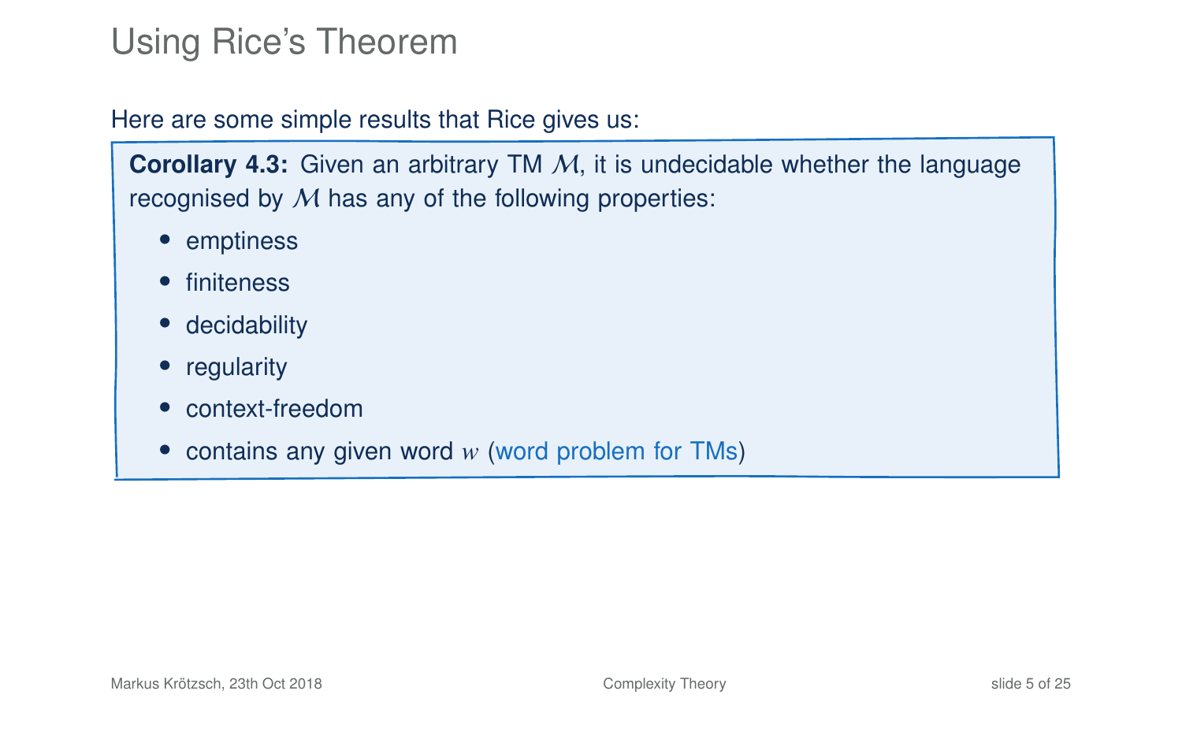# Using Rice's Theorem

Here are some simple results that Rice gives us:

**Corollary 4.3:** Given an arbitrary TM $\mathcal{M}$, it is undecidable whether the language recognised by $\mathcal{M}$ has any of the following properties:

- emptiness
- finiteness
- decidability
- regularity
- context-freedom
- contains any given word $w$ (word problem for TMs)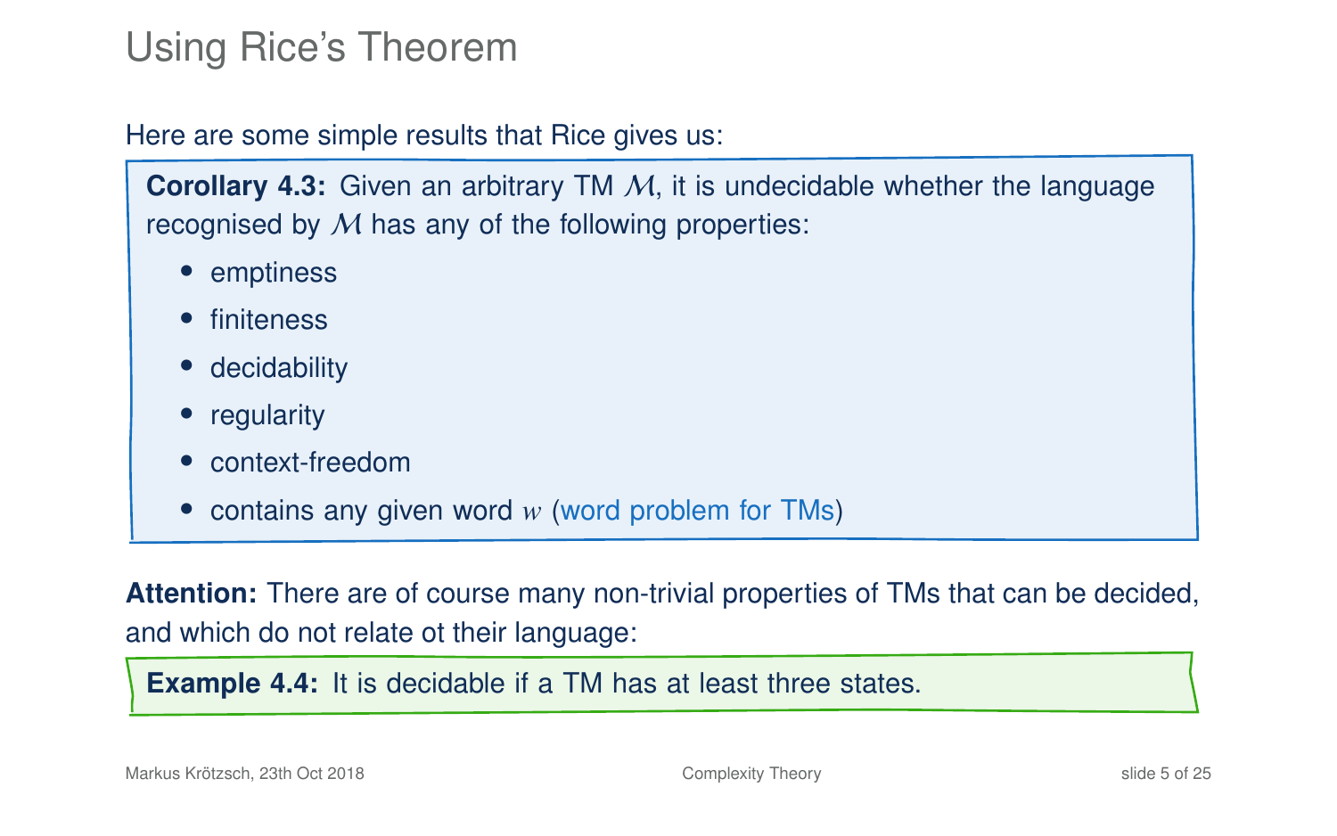# Using Rice's Theorem

Here are some simple results that Rice gives us:

**Corollary 4.3:** Given an arbitrary TM $\mathcal{M}$, it is undecidable whether the language recognised by $\mathcal{M}$ has any of the following properties:

- emptiness
- finiteness
- decidability
- regularity
- context-freedom
- contains any given word $w$ (word problem for TMs)

**Attention:** There are of course many non-trivial properties of TMs that can be decided, and which do not relate ot their language:

**Example 4.4:** It is decidable if a TM has at least three states.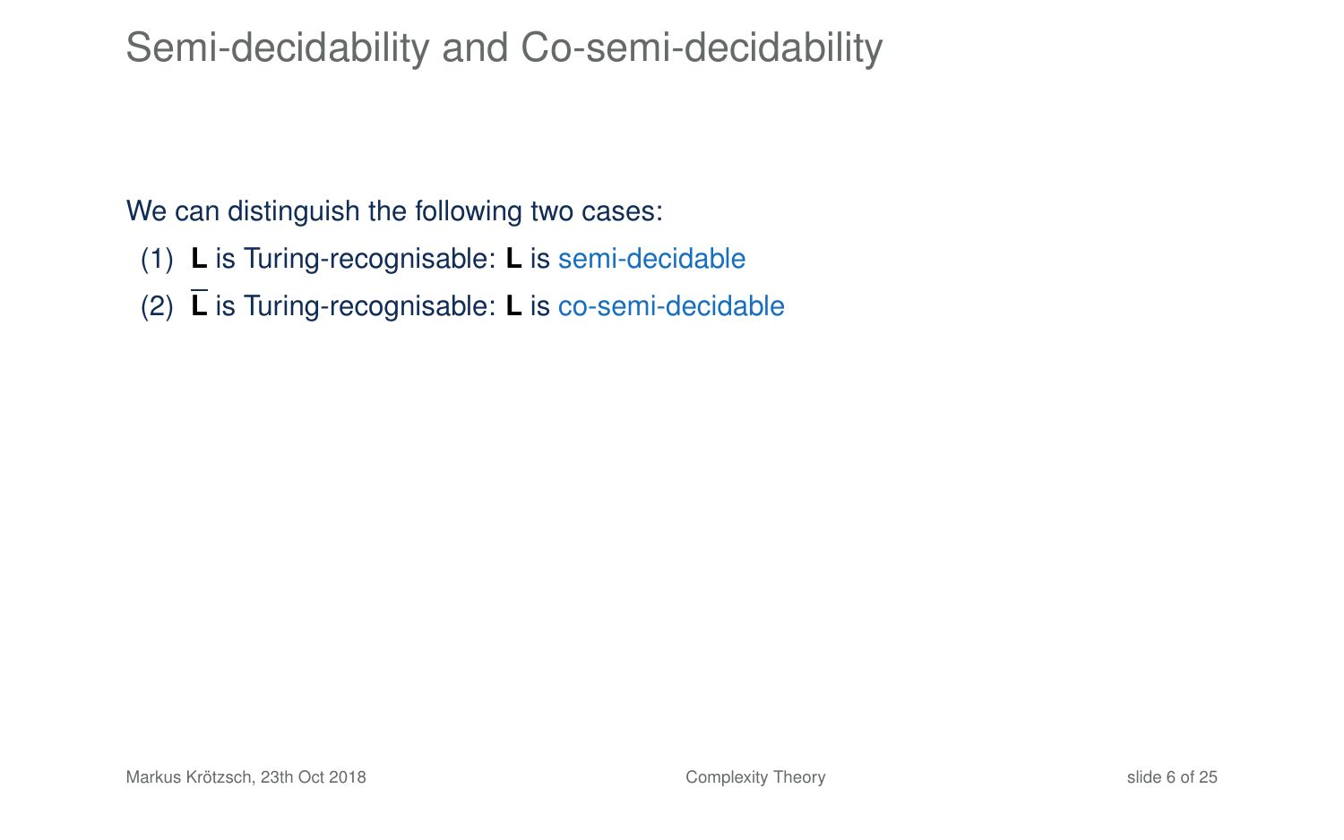# Semi-decidability and Co-semi-decidability

We can distinguish the following two cases:

1. **L** is Turing-recognisable: **L** is semi-decidable
2. $\overline{\mathbf{L}}$ is Turing-recognisable: **L** is co-semi-decidable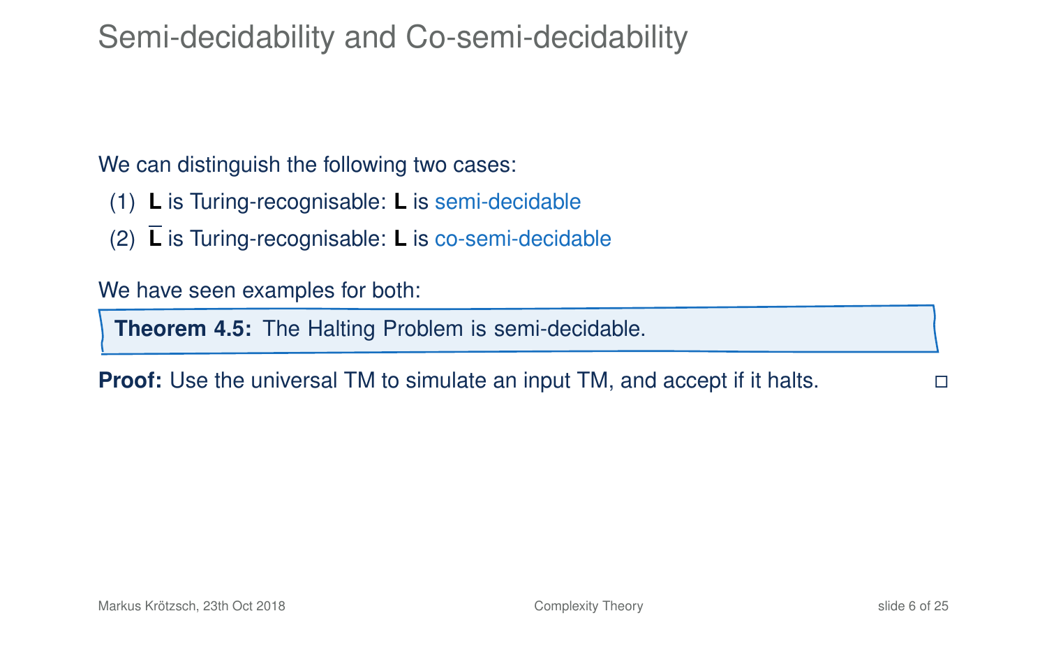# Semi-decidability and Co-semi-decidability

We can distinguish the following two cases:

(1) **L** is Turing-recognisable: **L** is semi-decidable

(2) $\overline{\mathbf{L}}$ is Turing-recognisable: **L** is co-semi-decidable

We have seen examples for both:

**Theorem 4.5:** The Halting Problem is semi-decidable.

**Proof:** Use the universal TM to simulate an input TM, and accept if it halts. □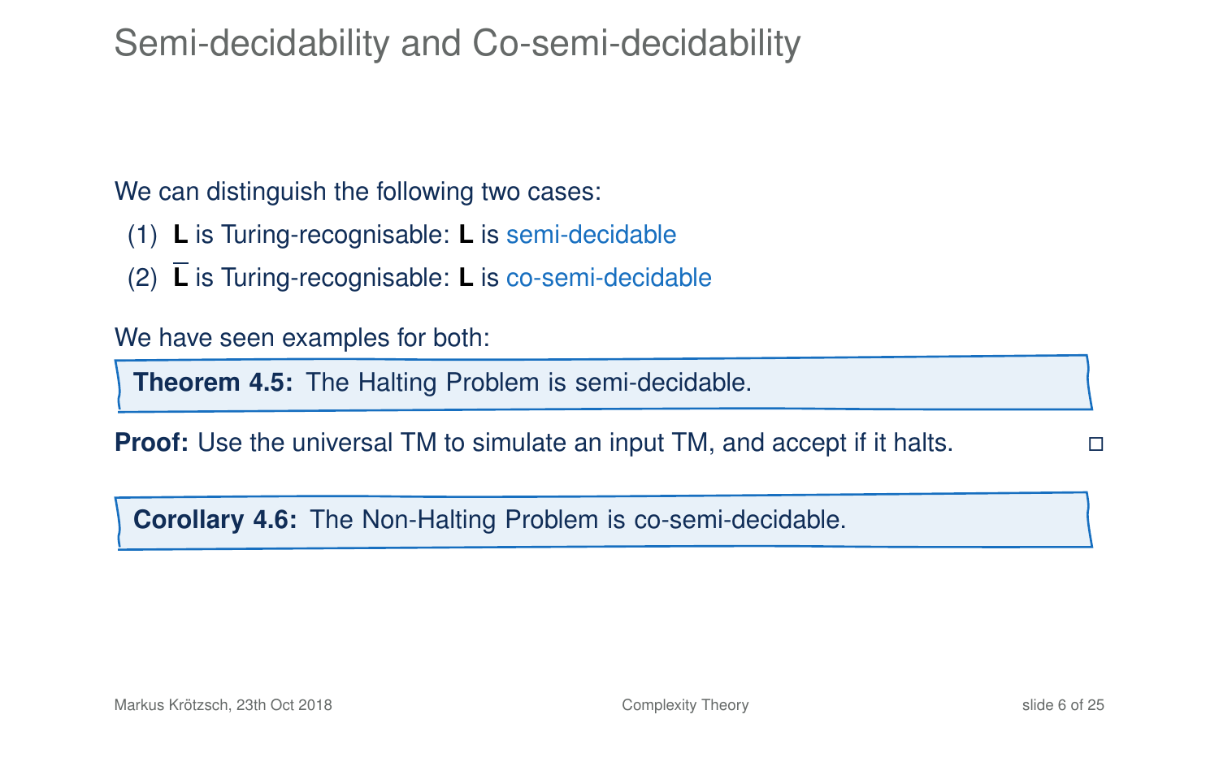# Semi-decidability and Co-semi-decidability

We can distinguish the following two cases:

1. **L** is Turing-recognisable: **L** is semi-decidable
2. $\overline{\mathbf{L}}$ is Turing-recognisable: **L** is co-semi-decidable

We have seen examples for both:

**Theorem 4.5:** The Halting Problem is semi-decidable.

**Proof:** Use the universal TM to simulate an input TM, and accept if it halts. □

**Corollary 4.6:** The Non-Halting Problem is co-semi-decidable.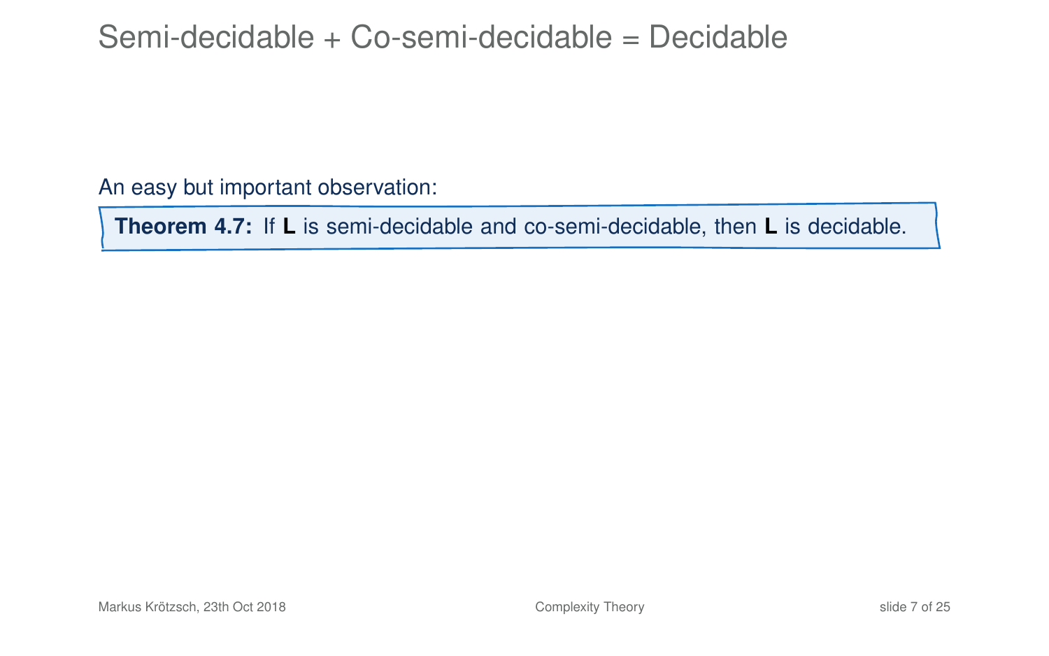# Semi-decidable + Co-semi-decidable = Decidable

An easy but important observation:

**Theorem 4.7:** If **L** is semi-decidable and co-semi-decidable, then **L** is decidable.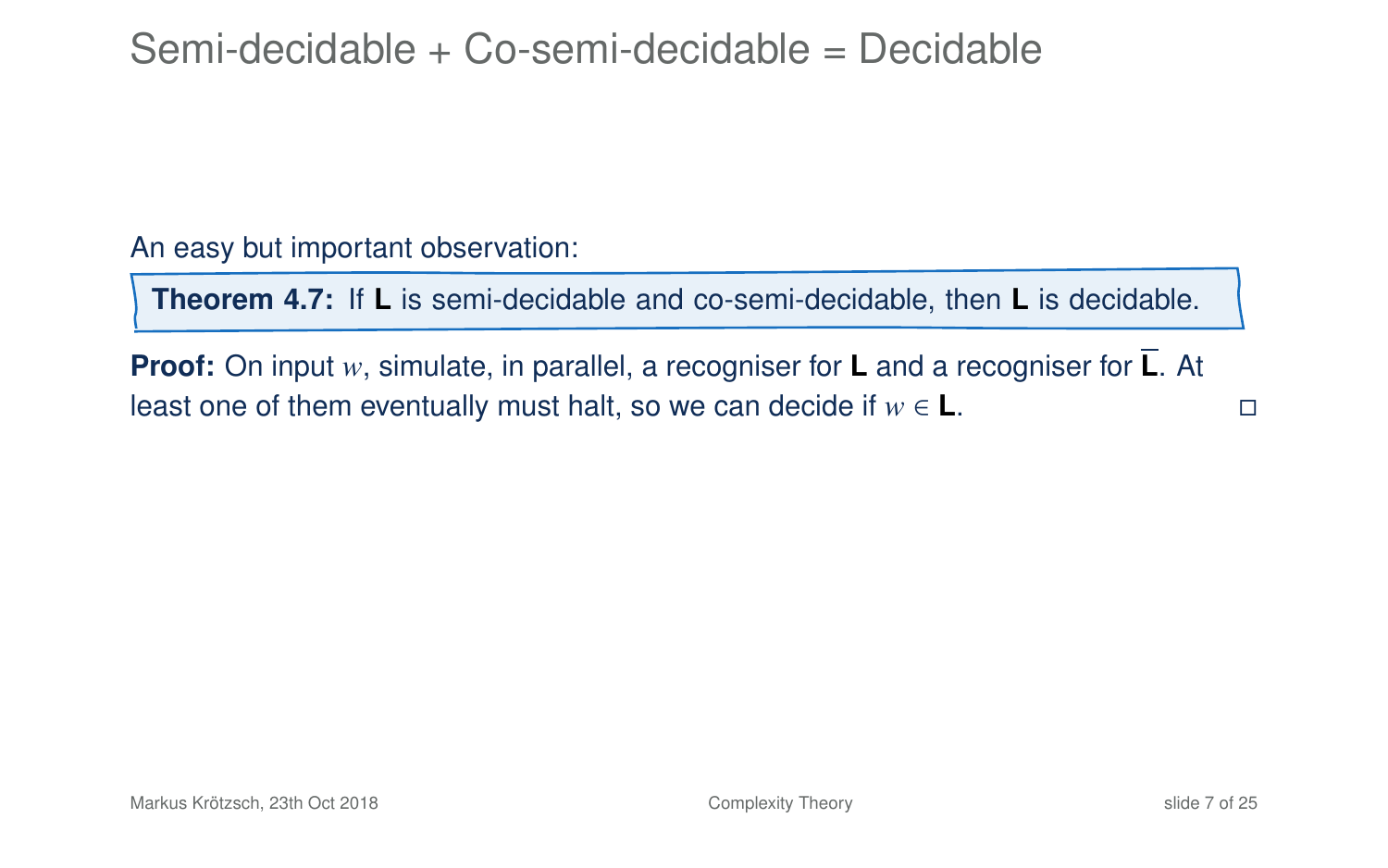# Semi-decidable + Co-semi-decidable = Decidable

An easy but important observation:

**Theorem 4.7:** If **L** is semi-decidable and co-semi-decidable, then **L** is decidable.

**Proof:** On input $w$, simulate, in parallel, a recogniser for **L** and a recogniser for $\overline{\mathbf{L}}$. At least one of them eventually must halt, so we can decide if $w \in \mathbf{L}$. □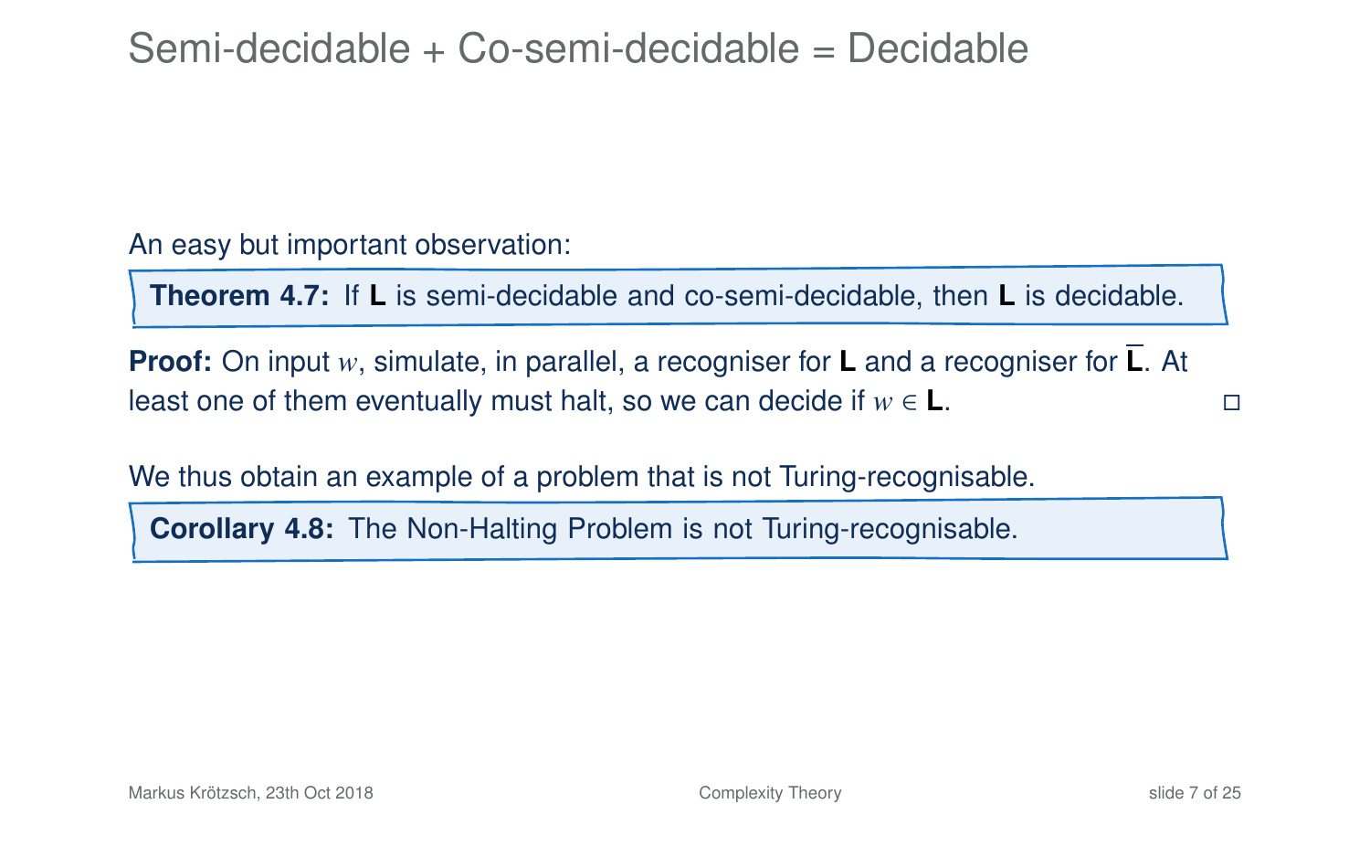# Semi-decidable + Co-semi-decidable = Decidable

An easy but important observation:

**Theorem 4.7:** If **L** is semi-decidable and co-semi-decidable, then **L** is decidable.

**Proof:** On input $w$, simulate, in parallel, a recogniser for **L** and a recogniser for $\overline{\mathbf{L}}$. At least one of them eventually must halt, so we can decide if $w \in \mathbf{L}$. □

We thus obtain an example of a problem that is not Turing-recognisable.

**Corollary 4.8:** The Non-Halting Problem is not Turing-recognisable.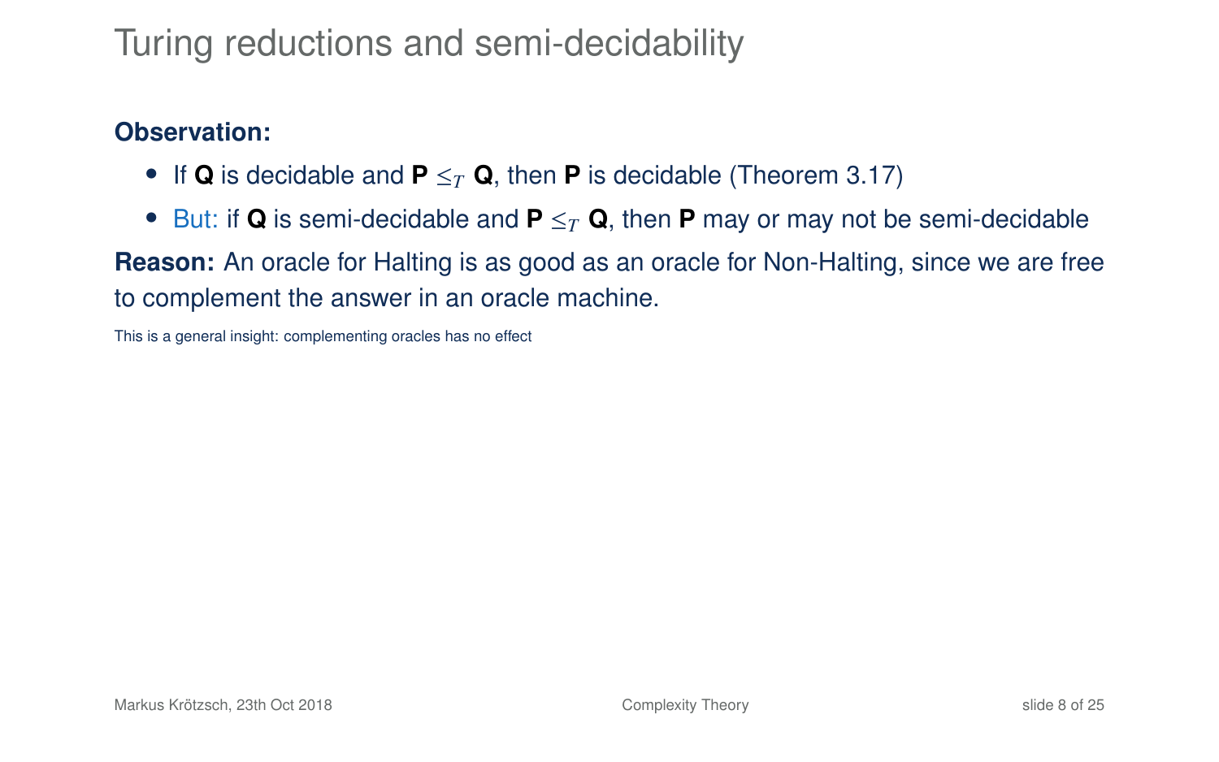# Turing reductions and semi-decidability

**Observation:**

- If **Q** is decidable and **P** $\leq_T$ **Q**, then **P** is decidable (Theorem 3.17)
- But: if **Q** is semi-decidable and **P** $\leq_T$ **Q**, then **P** may or may not be semi-decidable

**Reason:** An oracle for Halting is as good as an oracle for Non-Halting, since we are free to complement the answer in an oracle machine.

This is a general insight: complementing oracles has no effect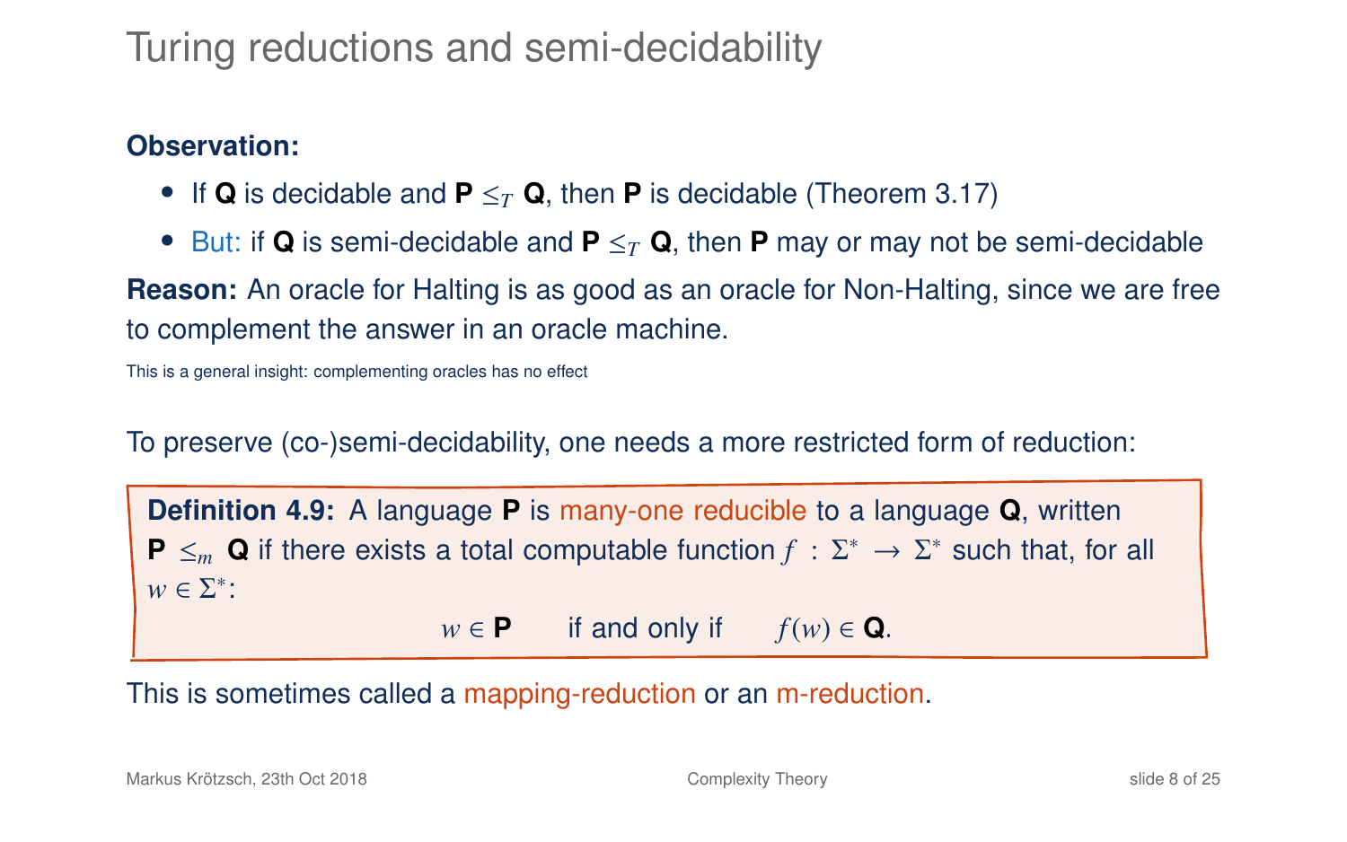# Turing reductions and semi-decidability

**Observation:**

- If **Q** is decidable and **P** $\leq_T$ **Q**, then **P** is decidable (Theorem 3.17)
- But: if **Q** is semi-decidable and **P** $\leq_T$ **Q**, then **P** may or may not be semi-decidable

**Reason:** An oracle for Halting is as good as an oracle for Non-Halting, since we are free to complement the answer in an oracle machine.

This is a general insight: complementing oracles has no effect

To preserve (co-)semi-decidability, one needs a more restricted form of reduction:

> **Definition 4.9:** A language **P** is many-one reducible to a language **Q**, written **P** $\leq_m$ **Q** if there exists a total computable function $f : \Sigma^* \to \Sigma^*$ such that, for all $w \in \Sigma^*$:
>
> $$w \in \mathbf{P} \qquad \text{if and only if} \qquad f(w) \in \mathbf{Q}.$$

This is sometimes called a mapping-reduction or an m-reduction.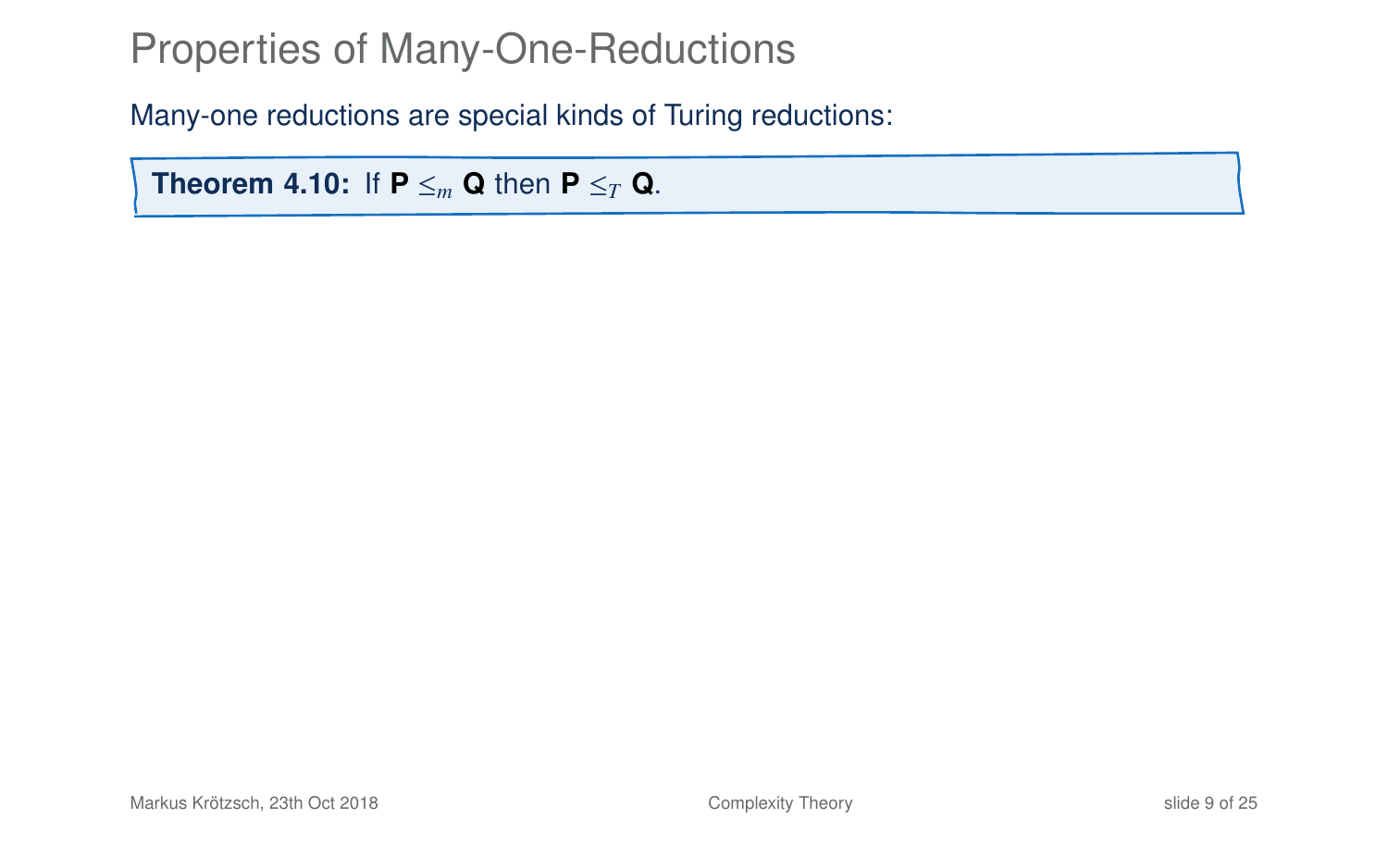# Properties of Many-One-Reductions

Many-one reductions are special kinds of Turing reductions:

**Theorem 4.10:** If **P** $\leq_m$ **Q** then **P** $\leq_T$ **Q**.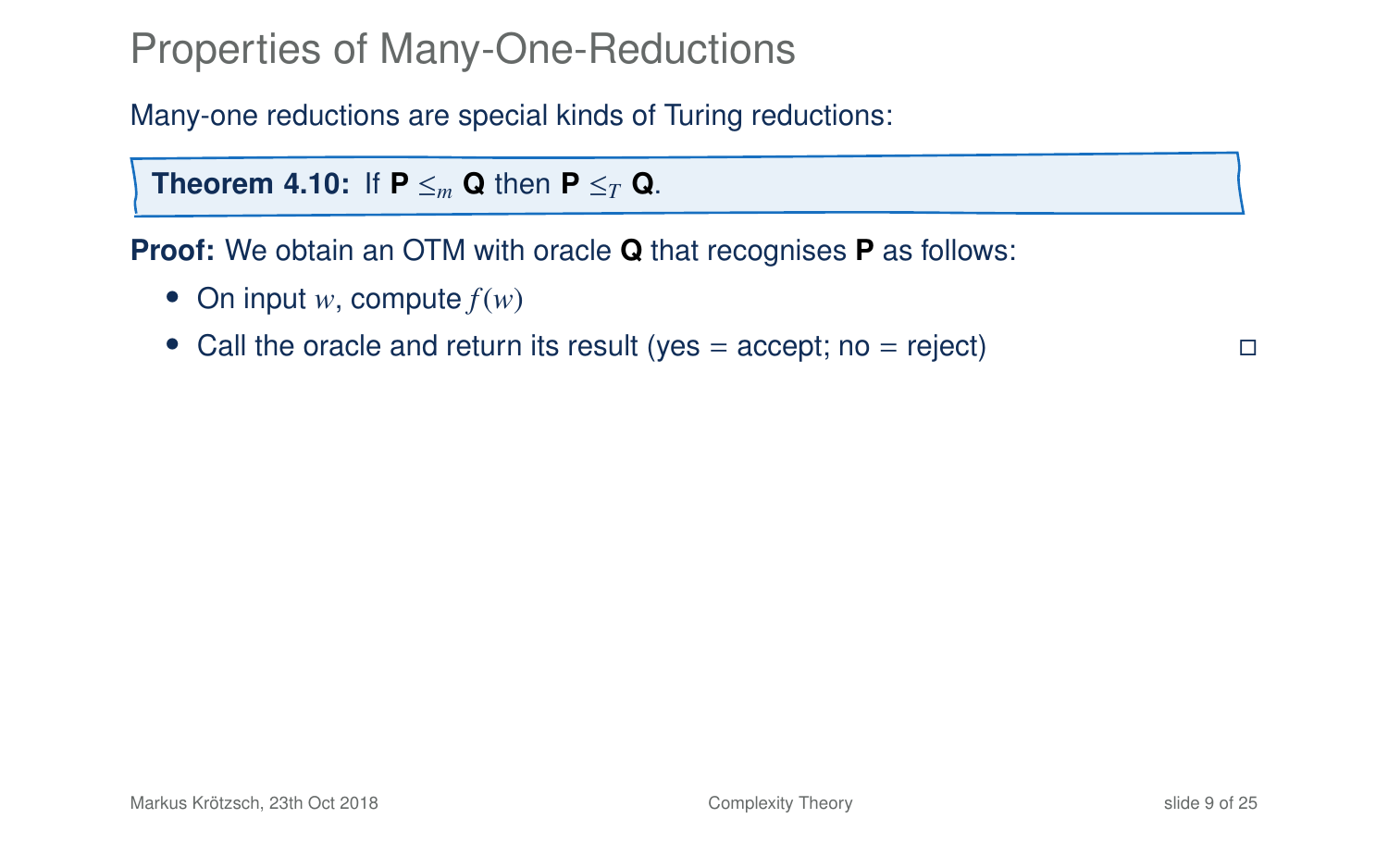# Properties of Many-One-Reductions

Many-one reductions are special kinds of Turing reductions:

**Theorem 4.10:** If **P** $\leq_m$ **Q** then **P** $\leq_T$ **Q**.

**Proof:** We obtain an OTM with oracle **Q** that recognises **P** as follows:

- On input $w$, compute $f(w)$
- Call the oracle and return its result (yes = accept; no = reject) □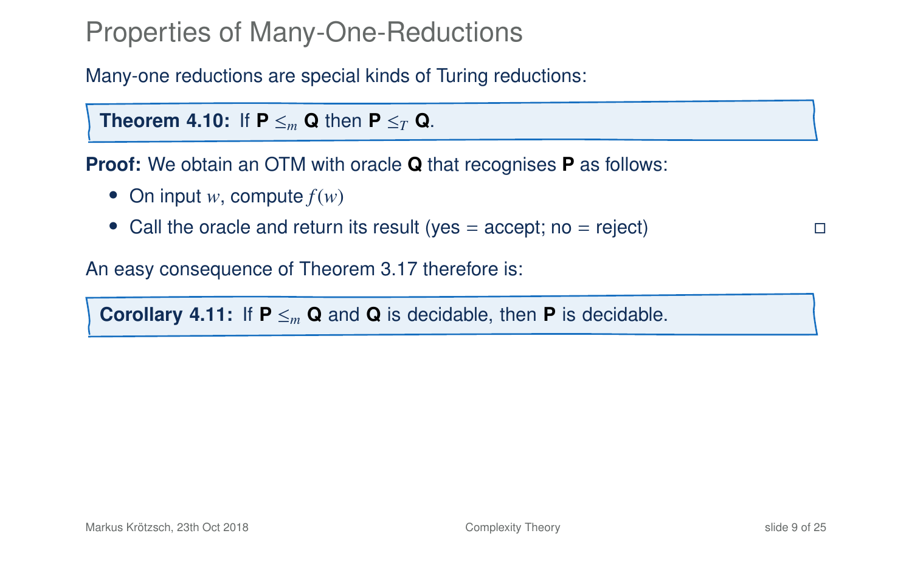# Properties of Many-One-Reductions

Many-one reductions are special kinds of Turing reductions:

**Theorem 4.10:** If **P** $\leq_m$ **Q** then **P** $\leq_T$ **Q**.

**Proof:** We obtain an OTM with oracle **Q** that recognises **P** as follows:

- On input $w$, compute $f(w)$
- Call the oracle and return its result (yes = accept; no = reject) □

An easy consequence of Theorem 3.17 therefore is:

**Corollary 4.11:** If **P** $\leq_m$ **Q** and **Q** is decidable, then **P** is decidable.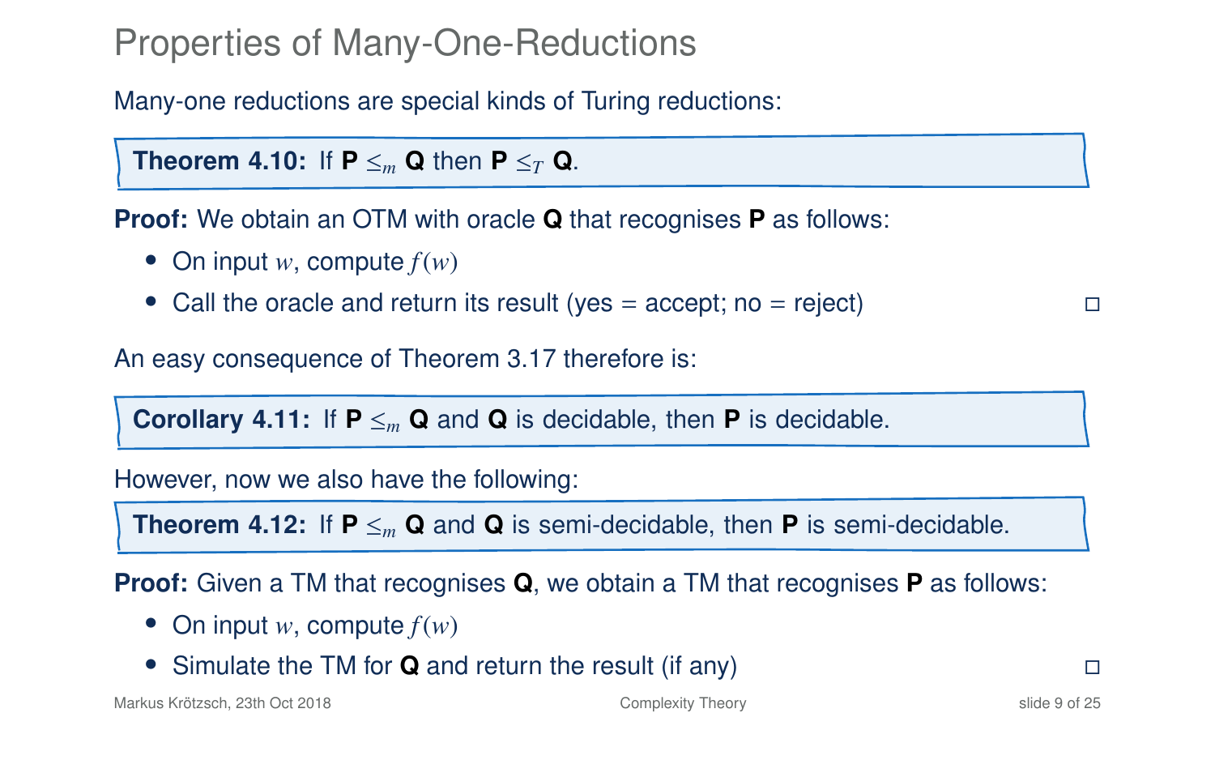# Properties of Many-One-Reductions

Many-one reductions are special kinds of Turing reductions:

**Theorem 4.10:** If **P** $\leq_m$ **Q** then **P** $\leq_T$ **Q**.

**Proof:** We obtain an OTM with oracle **Q** that recognises **P** as follows:

- On input $w$, compute $f(w)$
- Call the oracle and return its result (yes = accept; no = reject) □

An easy consequence of Theorem 3.17 therefore is:

**Corollary 4.11:** If **P** $\leq_m$ **Q** and **Q** is decidable, then **P** is decidable.

However, now we also have the following:

**Theorem 4.12:** If **P** $\leq_m$ **Q** and **Q** is semi-decidable, then **P** is semi-decidable.

**Proof:** Given a TM that recognises **Q**, we obtain a TM that recognises **P** as follows:

- On input $w$, compute $f(w)$
- Simulate the TM for **Q** and return the result (if any) □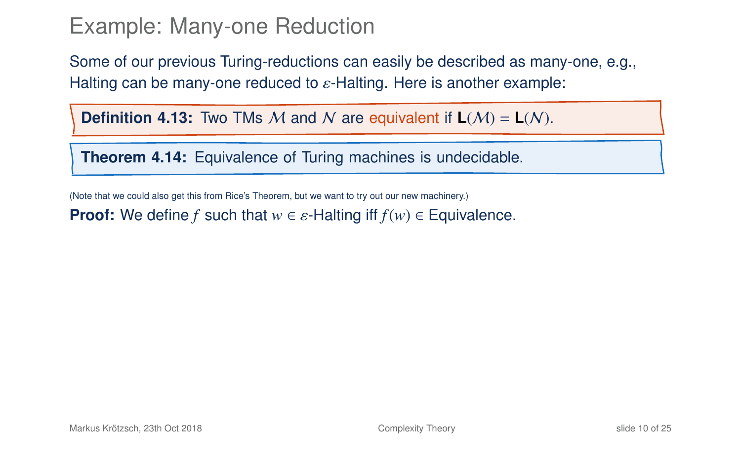# Example: Many-one Reduction

Some of our previous Turing-reductions can easily be described as many-one, e.g., Halting can be many-one reduced to $\varepsilon$-Halting. Here is another example:

**Definition 4.13:** Two TMs $\mathcal{M}$ and $\mathcal{N}$ are equivalent if $\mathbf{L}(\mathcal{M}) = \mathbf{L}(\mathcal{N})$.

**Theorem 4.14:** Equivalence of Turing machines is undecidable.

(Note that we could also get this from Rice's Theorem, but we want to try out our new machinery.)

**Proof:** We define $f$ such that $w \in \varepsilon$-Halting iff $f(w) \in$ Equivalence.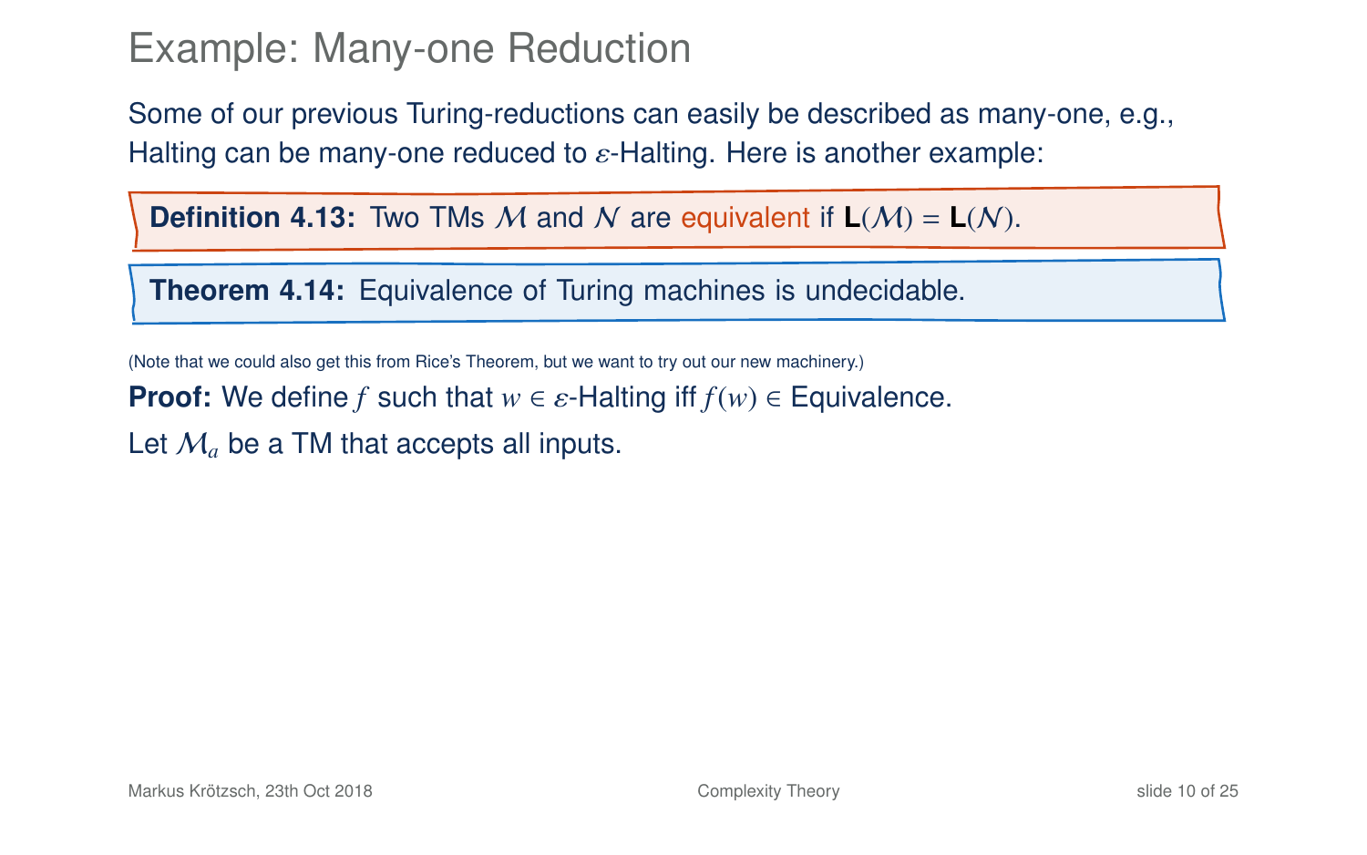# Example: Many-one Reduction

Some of our previous Turing-reductions can easily be described as many-one, e.g., Halting can be many-one reduced to $\varepsilon$-Halting. Here is another example:

**Definition 4.13:** Two TMs $\mathcal{M}$ and $\mathcal{N}$ are equivalent if $\mathbf{L}(\mathcal{M}) = \mathbf{L}(\mathcal{N})$.

**Theorem 4.14:** Equivalence of Turing machines is undecidable.

(Note that we could also get this from Rice's Theorem, but we want to try out our new machinery.)

**Proof:** We define $f$ such that $w \in \varepsilon$-Halting iff $f(w) \in$ Equivalence.

Let $\mathcal{M}_a$ be a TM that accepts all inputs.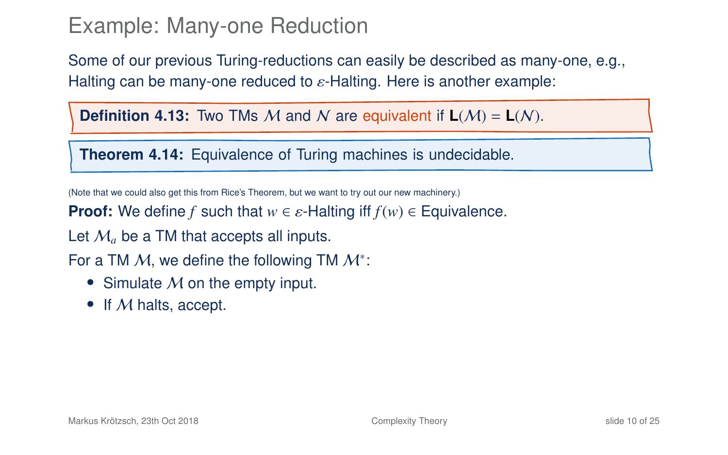# Example: Many-one Reduction

Some of our previous Turing-reductions can easily be described as many-one, e.g., Halting can be many-one reduced to $\varepsilon$-Halting. Here is another example:

**Definition 4.13:** Two TMs $\mathcal{M}$ and $\mathcal{N}$ are equivalent if $\mathbf{L}(\mathcal{M}) = \mathbf{L}(\mathcal{N})$.

**Theorem 4.14:** Equivalence of Turing machines is undecidable.

(Note that we could also get this from Rice's Theorem, but we want to try out our new machinery.)

**Proof:** We define $f$ such that $w \in \varepsilon$-Halting iff $f(w) \in$ Equivalence.

Let $\mathcal{M}_a$ be a TM that accepts all inputs.

For a TM $\mathcal{M}$, we define the following TM $\mathcal{M}^*$:

- Simulate $\mathcal{M}$ on the empty input.
- If $\mathcal{M}$ halts, accept.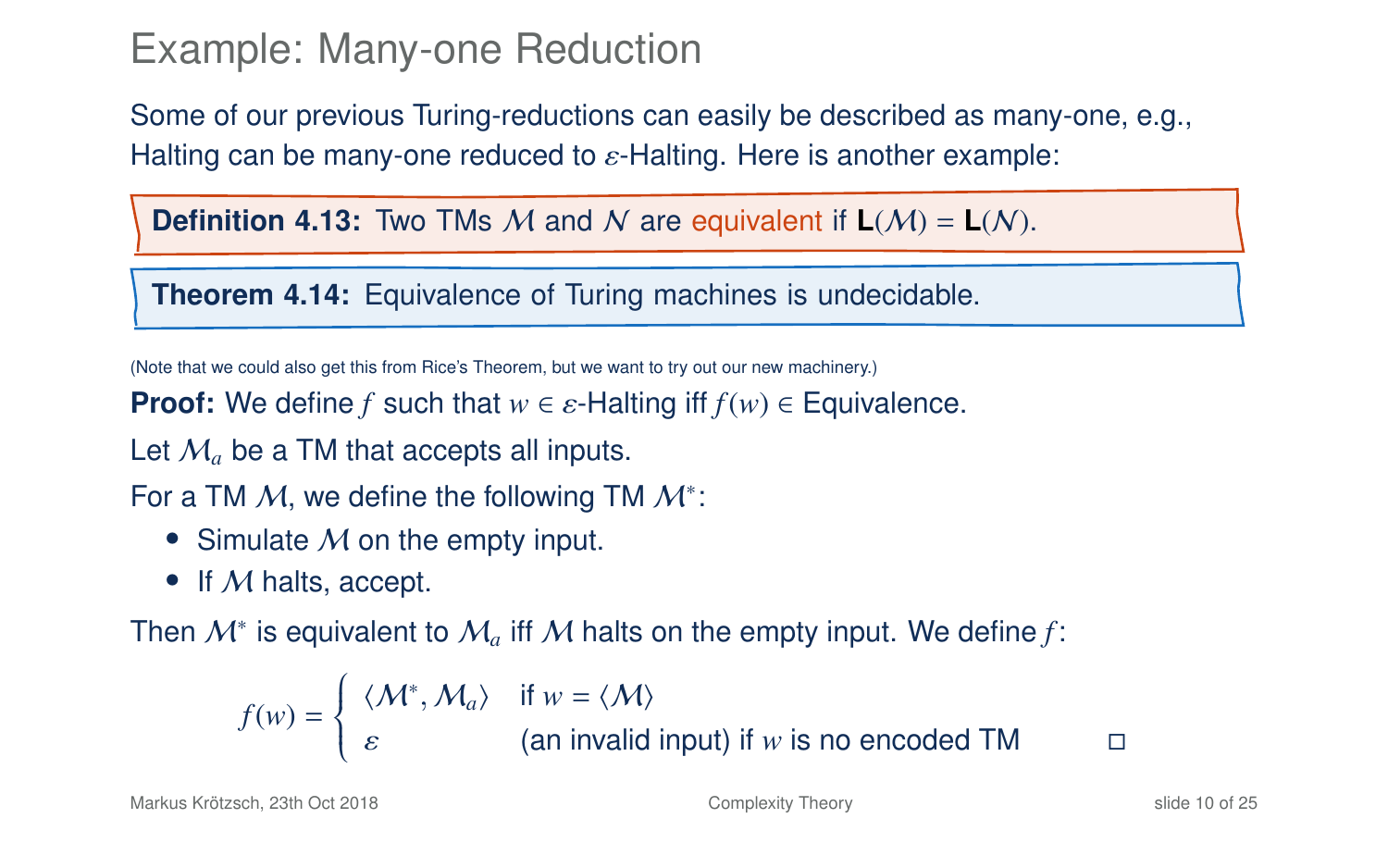# Example: Many-one Reduction

Some of our previous Turing-reductions can easily be described as many-one, e.g., Halting can be many-one reduced to $\varepsilon$-Halting. Here is another example:

**Definition 4.13:** Two TMs $\mathcal{M}$ and $\mathcal{N}$ are equivalent if $\mathbf{L}(\mathcal{M}) = \mathbf{L}(\mathcal{N})$.

**Theorem 4.14:** Equivalence of Turing machines is undecidable.

(Note that we could also get this from Rice's Theorem, but we want to try out our new machinery.)

**Proof:** We define $f$ such that $w \in \varepsilon$-Halting iff $f(w) \in$ Equivalence.

Let $\mathcal{M}_a$ be a TM that accepts all inputs.

For a TM $\mathcal{M}$, we define the following TM $\mathcal{M}^*$:

- Simulate $\mathcal{M}$ on the empty input.
- If $\mathcal{M}$ halts, accept.

Then $\mathcal{M}^*$ is equivalent to $\mathcal{M}_a$ iff $\mathcal{M}$ halts on the empty input. We define $f$:

$$f(w) = \begin{cases} \langle \mathcal{M}^*, \mathcal{M}_a \rangle & \text{if } w = \langle \mathcal{M} \rangle \\ \varepsilon & \text{(an invalid input) if } w \text{ is no encoded TM} \end{cases}$$

□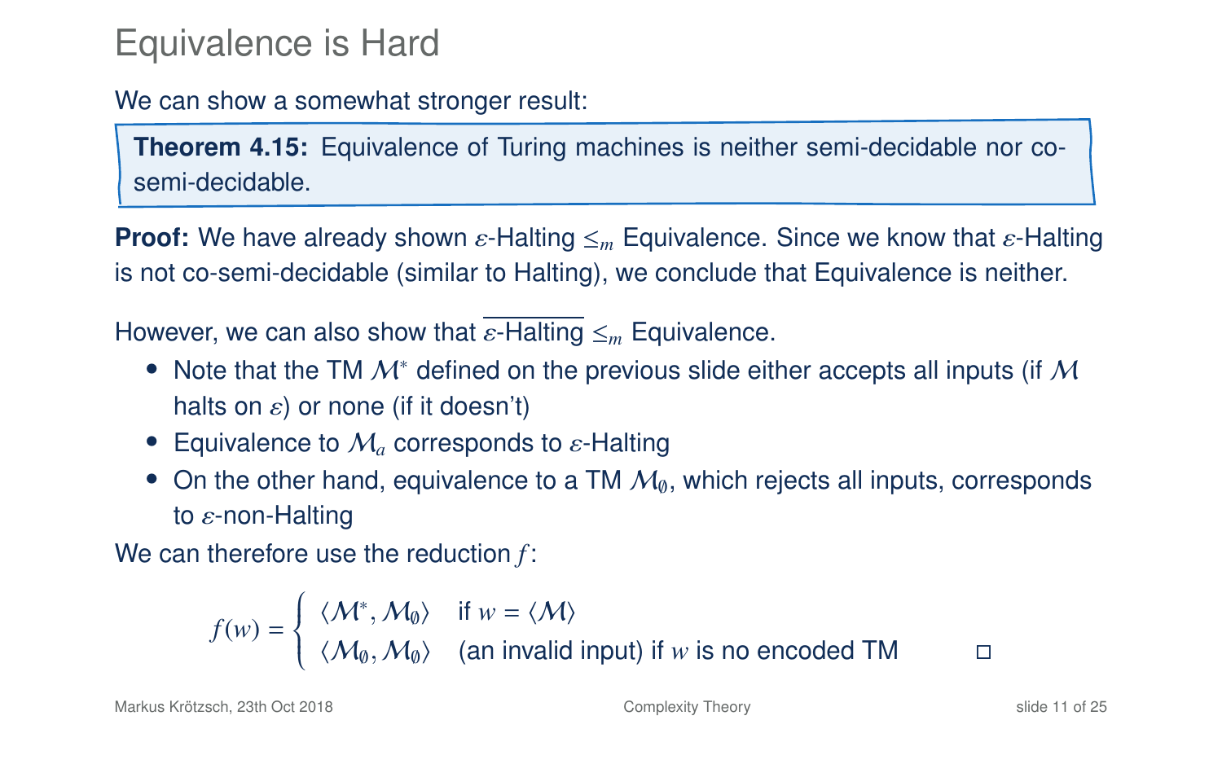# Equivalence is Hard

We can show a somewhat stronger result:

> **Theorem 4.15:** Equivalence of Turing machines is neither semi-decidable nor co-semi-decidable.

**Proof:** We have already shown $\varepsilon$-Halting $\leq_m$ Equivalence. Since we know that $\varepsilon$-Halting is not co-semi-decidable (similar to Halting), we conclude that Equivalence is neither.

However, we can also show that $\overline{\varepsilon\text{-Halting}} \leq_m$ Equivalence.

- Note that the TM $\mathcal{M}^*$ defined on the previous slide either accepts all inputs (if $\mathcal{M}$ halts on $\varepsilon$) or none (if it doesn't)
- Equivalence to $\mathcal{M}_a$ corresponds to $\varepsilon$-Halting
- On the other hand, equivalence to a TM $\mathcal{M}_\emptyset$, which rejects all inputs, corresponds to $\varepsilon$-non-Halting

We can therefore use the reduction $f$:

$$f(w) = \begin{cases} \langle \mathcal{M}^*, \mathcal{M}_\emptyset \rangle & \text{if } w = \langle \mathcal{M} \rangle \\ \langle \mathcal{M}_\emptyset, \mathcal{M}_\emptyset \rangle & \text{(an invalid input) if } w \text{ is no encoded TM} \end{cases}$$

□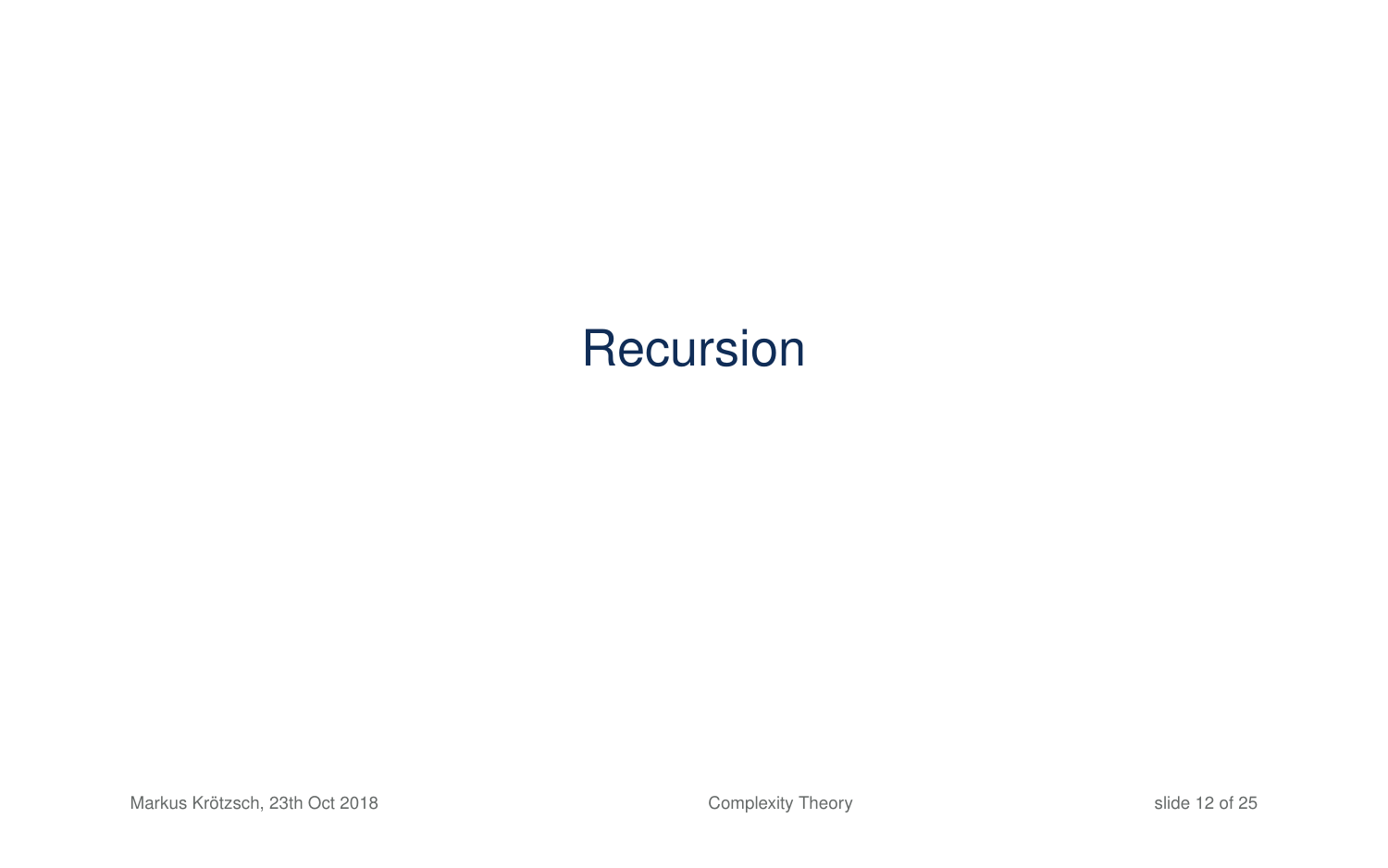# Recursion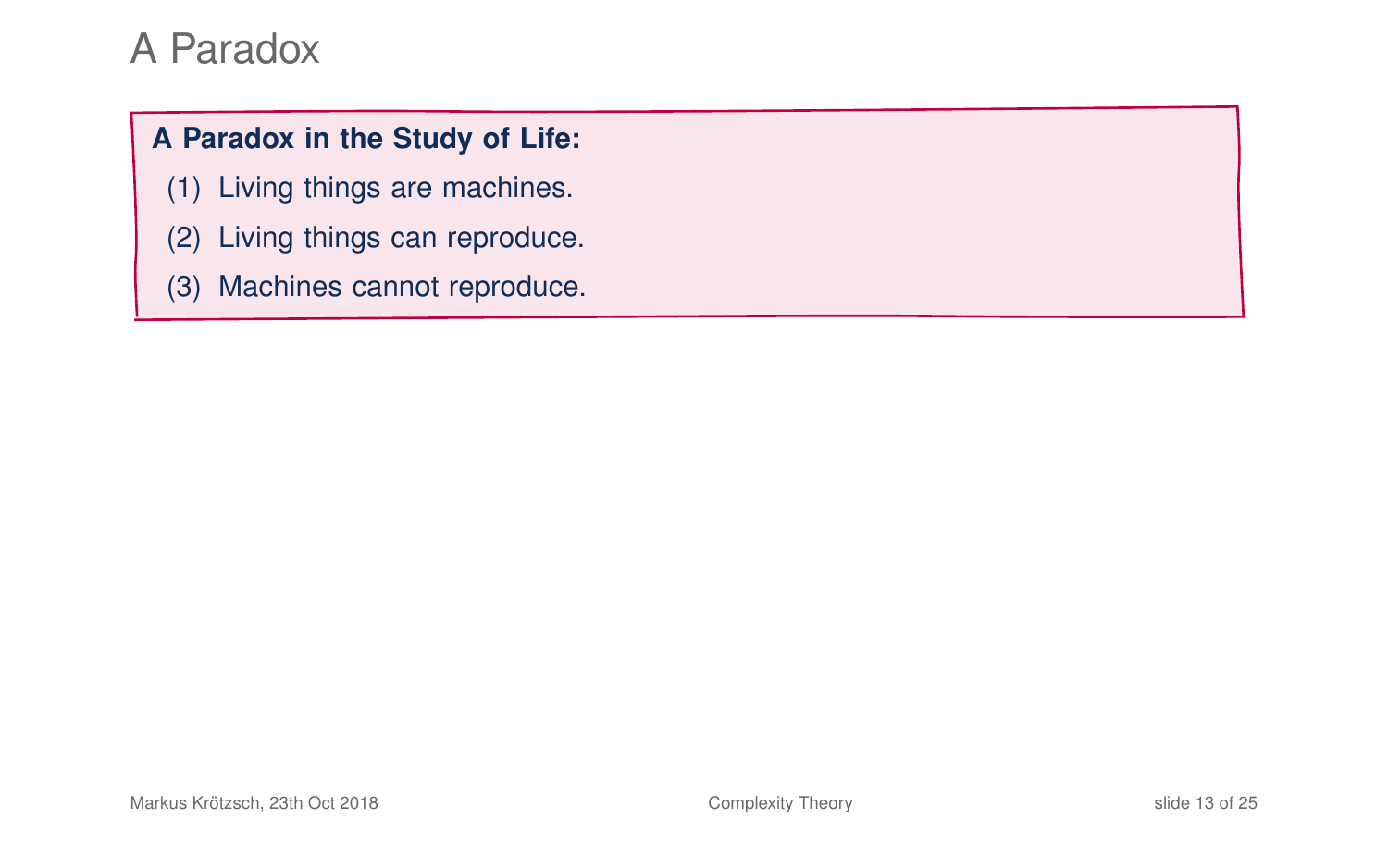# A Paradox

**A Paradox in the Study of Life:**

(1) Living things are machines.

(2) Living things can reproduce.

(3) Machines cannot reproduce.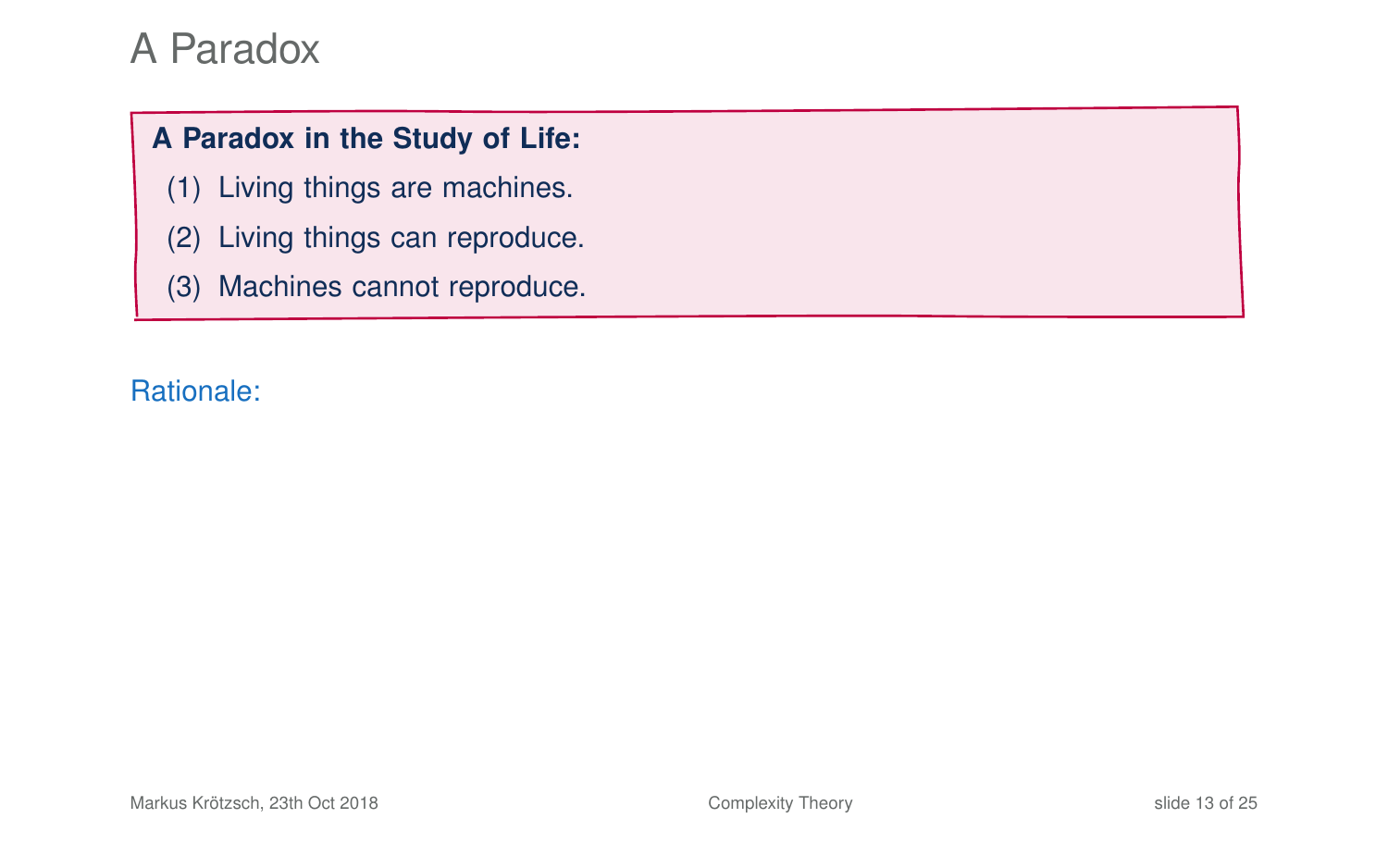# A Paradox

**A Paradox in the Study of Life:**

(1) Living things are machines.

(2) Living things can reproduce.

(3) Machines cannot reproduce.

Rationale: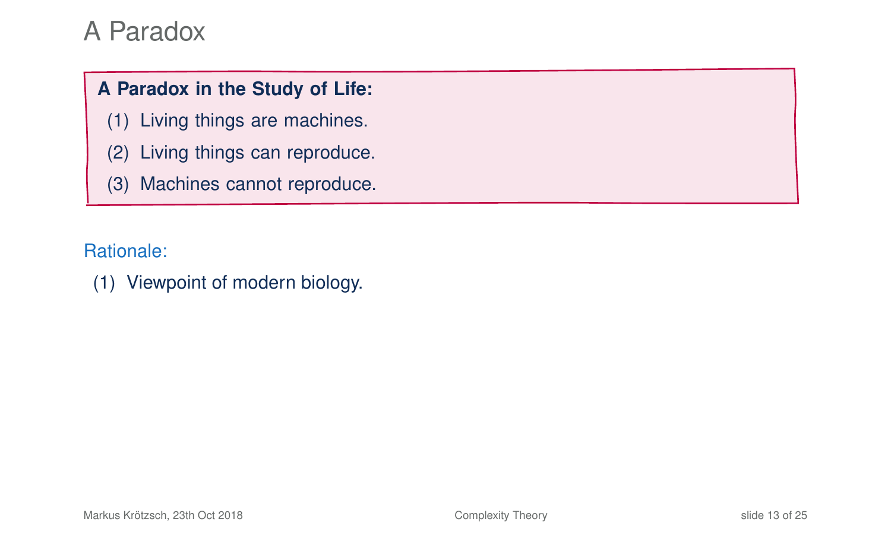# A Paradox

**A Paradox in the Study of Life:**

(1) Living things are machines.

(2) Living things can reproduce.

(3) Machines cannot reproduce.

Rationale:

(1) Viewpoint of modern biology.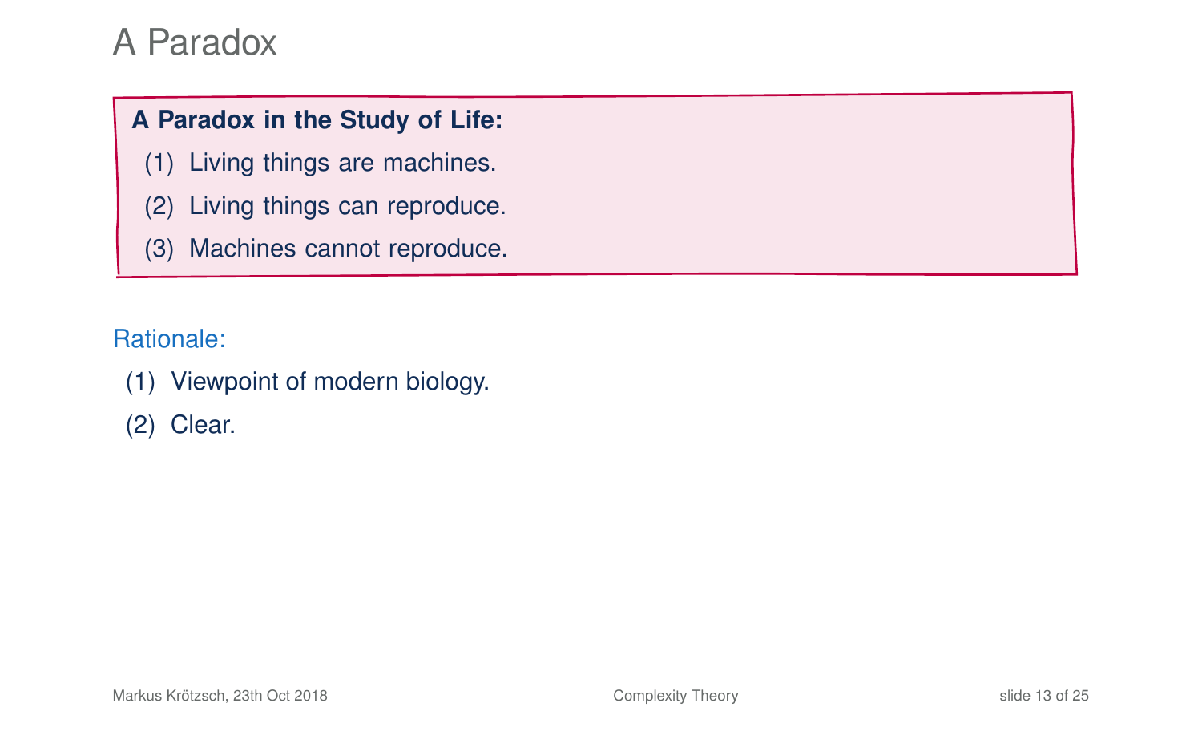# A Paradox

**A Paradox in the Study of Life:**

(1) Living things are machines.

(2) Living things can reproduce.

(3) Machines cannot reproduce.

Rationale:

(1) Viewpoint of modern biology.

(2) Clear.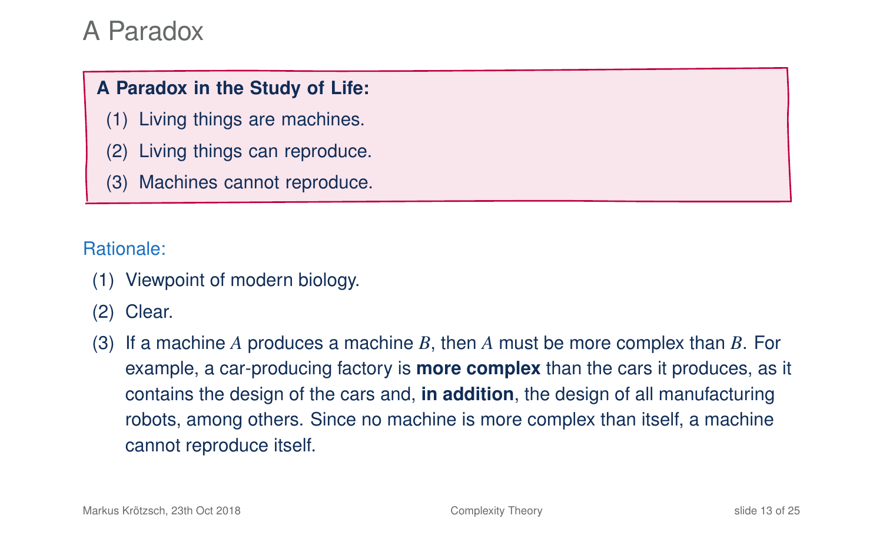# A Paradox

**A Paradox in the Study of Life:**

(1) Living things are machines.

(2) Living things can reproduce.

(3) Machines cannot reproduce.

Rationale:

(1) Viewpoint of modern biology.

(2) Clear.

(3) If a machine $A$ produces a machine $B$, then $A$ must be more complex than $B$. For example, a car-producing factory is **more complex** than the cars it produces, as it contains the design of the cars and, **in addition**, the design of all manufacturing robots, among others. Since no machine is more complex than itself, a machine cannot reproduce itself.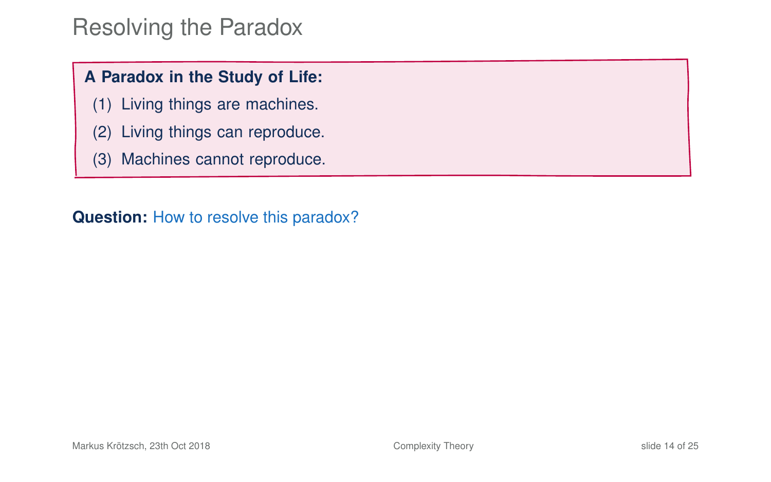# Resolving the Paradox

**A Paradox in the Study of Life:**

(1) Living things are machines.

(2) Living things can reproduce.

(3) Machines cannot reproduce.

**Question:** How to resolve this paradox?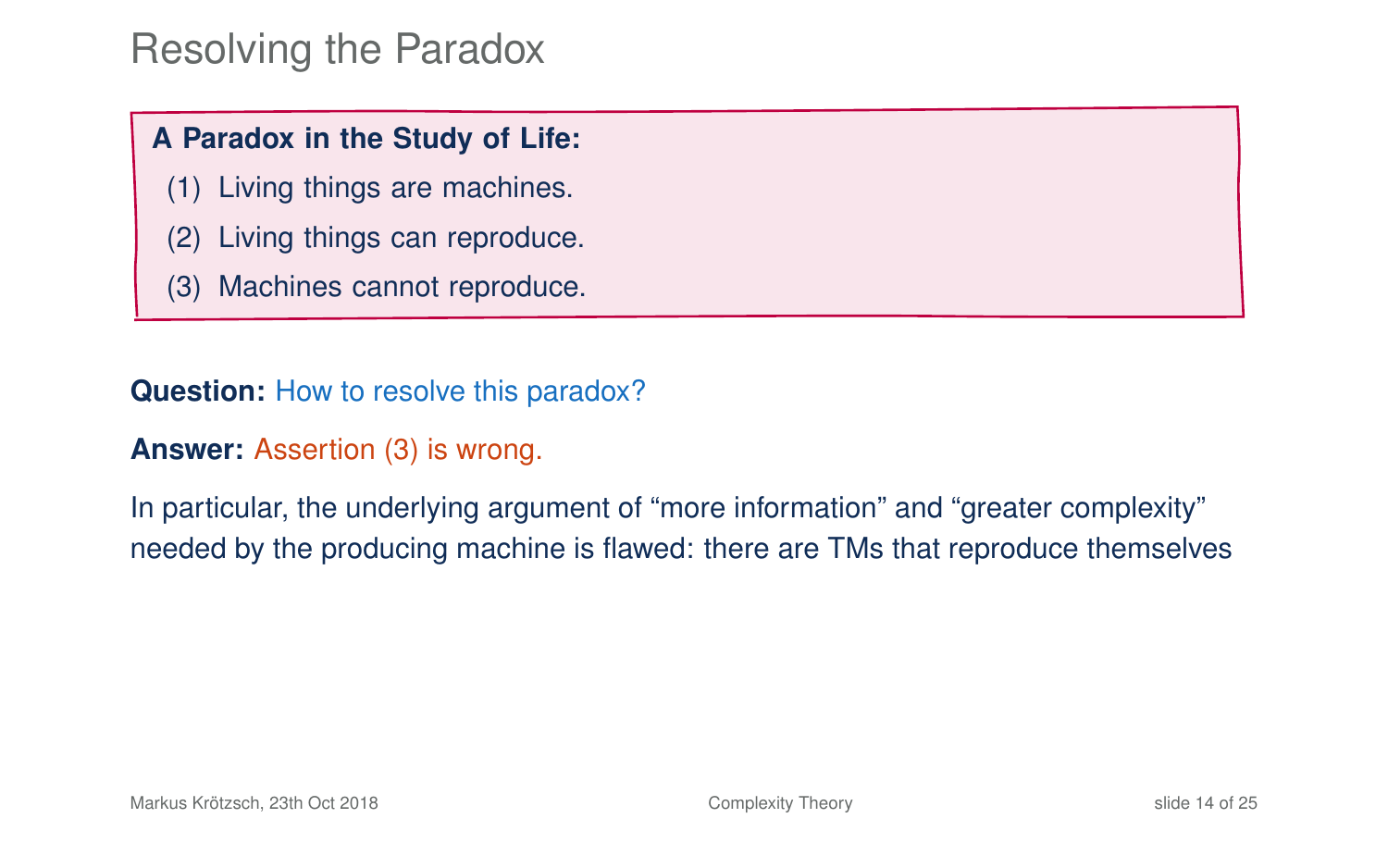# Resolving the Paradox

**A Paradox in the Study of Life:**

(1) Living things are machines.

(2) Living things can reproduce.

(3) Machines cannot reproduce.

**Question:** How to resolve this paradox?

**Answer:** Assertion (3) is wrong.

In particular, the underlying argument of “more information” and “greater complexity” needed by the producing machine is flawed: there are TMs that reproduce themselves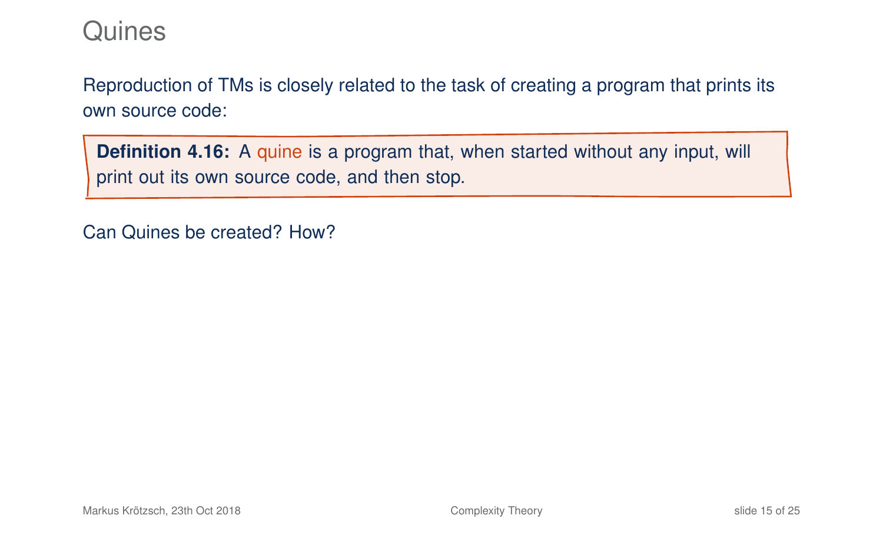# Quines

Reproduction of TMs is closely related to the task of creating a program that prints its own source code:

> **Definition 4.16:** A quine is a program that, when started without any input, will print out its own source code, and then stop.

Can Quines be created? How?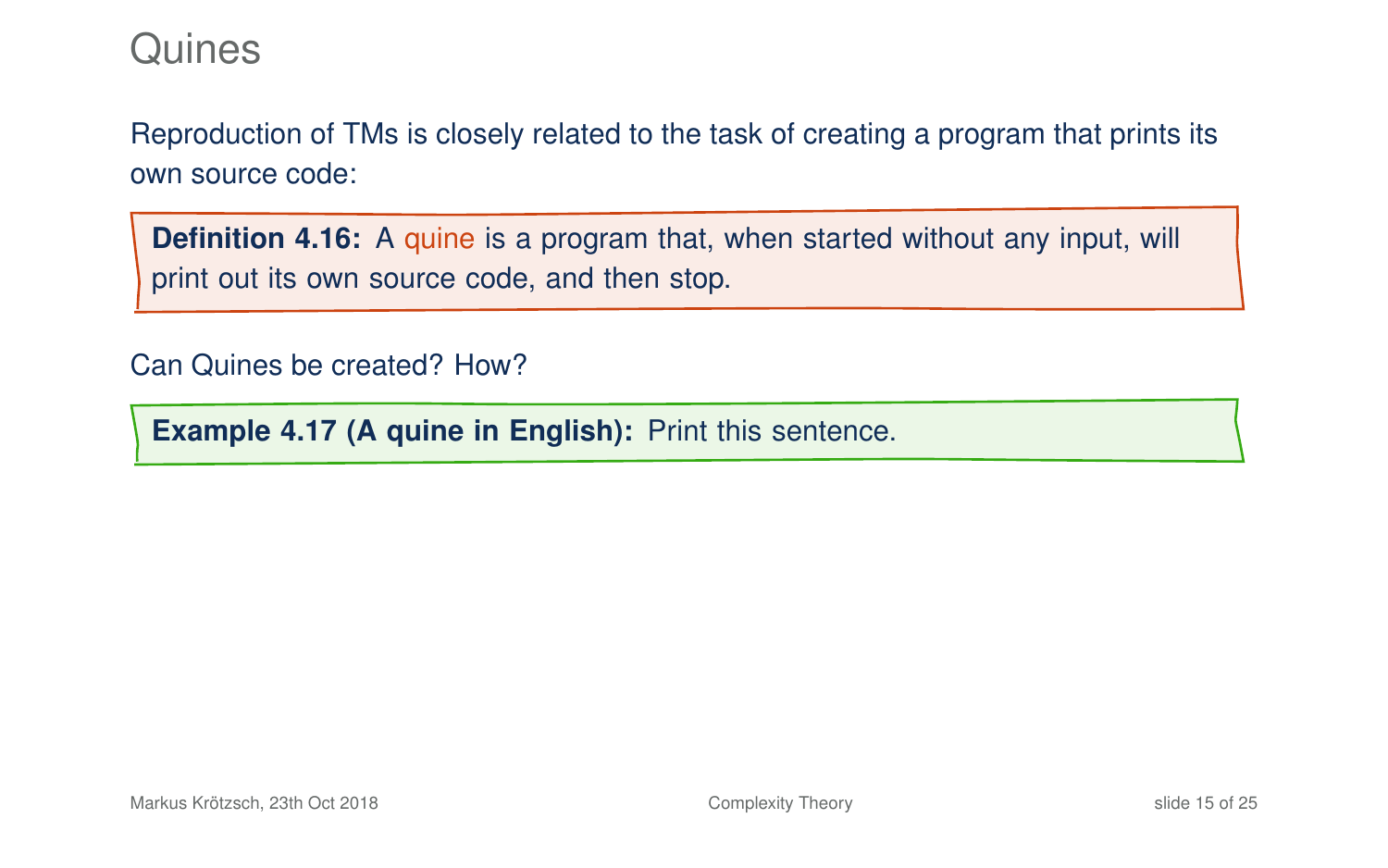# Quines

Reproduction of TMs is closely related to the task of creating a program that prints its own source code:

**Definition 4.16:** A quine is a program that, when started without any input, will print out its own source code, and then stop.

Can Quines be created? How?

**Example 4.17 (A quine in English):** Print this sentence.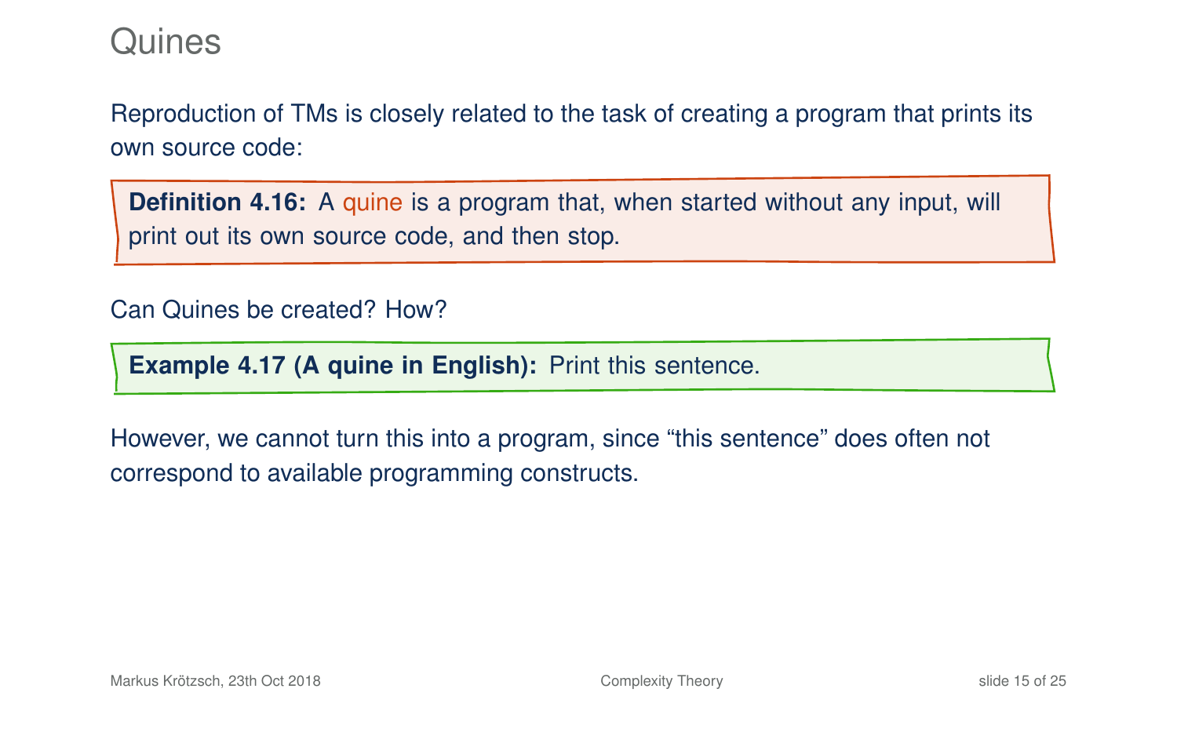# Quines

Reproduction of TMs is closely related to the task of creating a program that prints its own source code:

**Definition 4.16:** A quine is a program that, when started without any input, will print out its own source code, and then stop.

Can Quines be created? How?

**Example 4.17 (A quine in English):** Print this sentence.

However, we cannot turn this into a program, since "this sentence" does often not correspond to available programming constructs.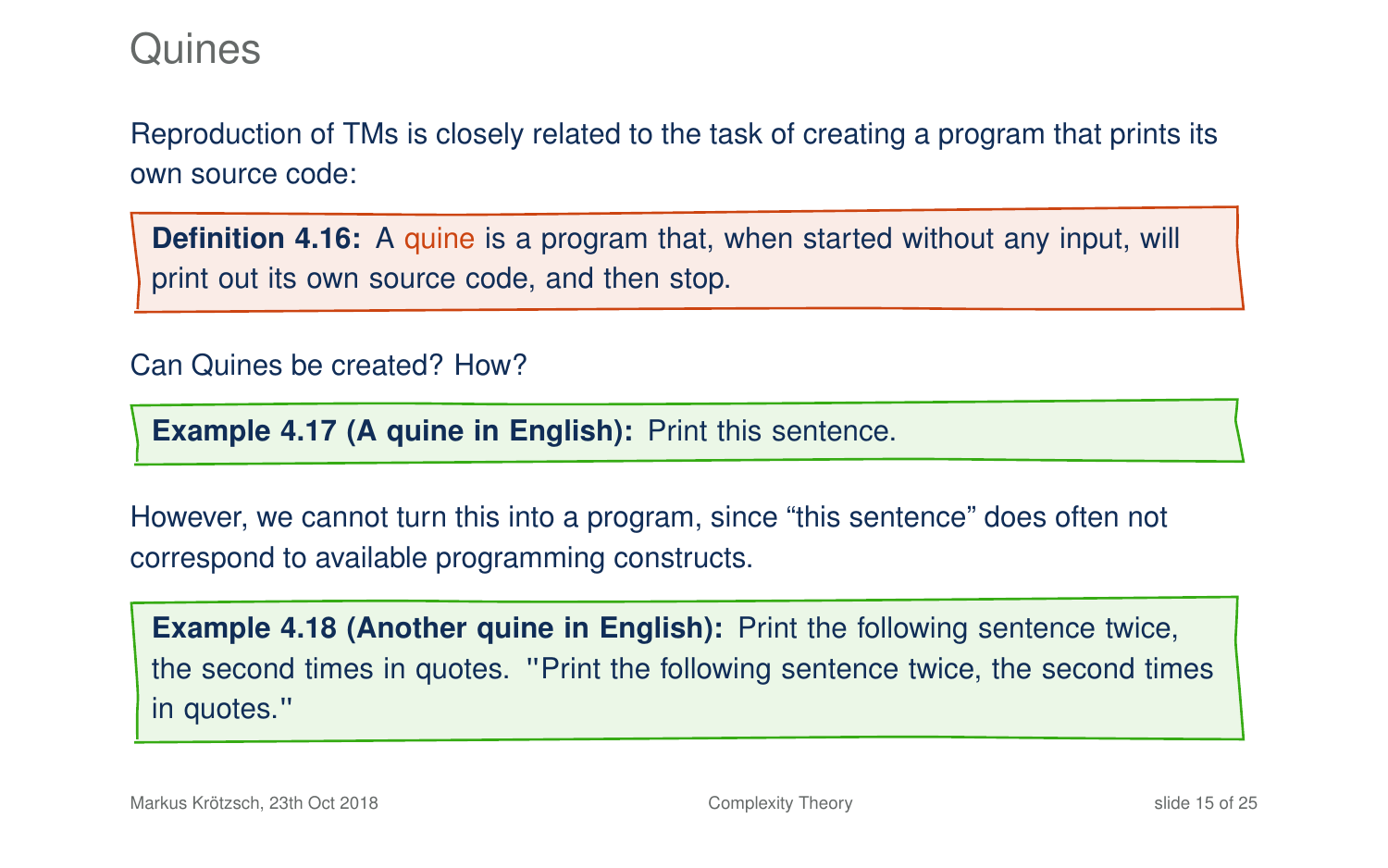# Quines

Reproduction of TMs is closely related to the task of creating a program that prints its own source code:

**Definition 4.16:** A quine is a program that, when started without any input, will print out its own source code, and then stop.

Can Quines be created? How?

**Example 4.17 (A quine in English):** Print this sentence.

However, we cannot turn this into a program, since "this sentence" does often not correspond to available programming constructs.

**Example 4.18 (Another quine in English):** Print the following sentence twice, the second times in quotes. "Print the following sentence twice, the second times in quotes."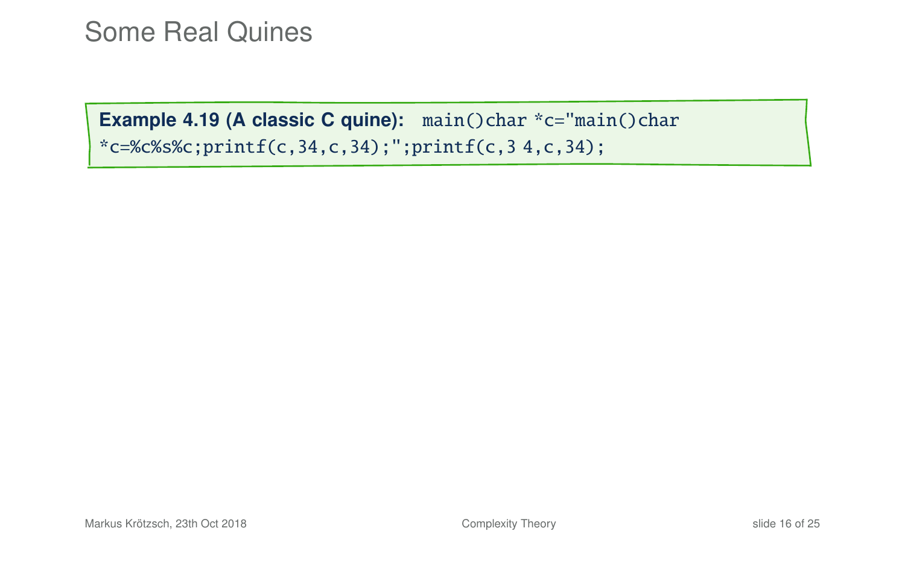# Some Real Quines

**Example 4.19 (A classic C quine):** `main()char *c="main()char *c=%c%s%c;printf(c,34,c,34);";printf(c,3 4,c,34);`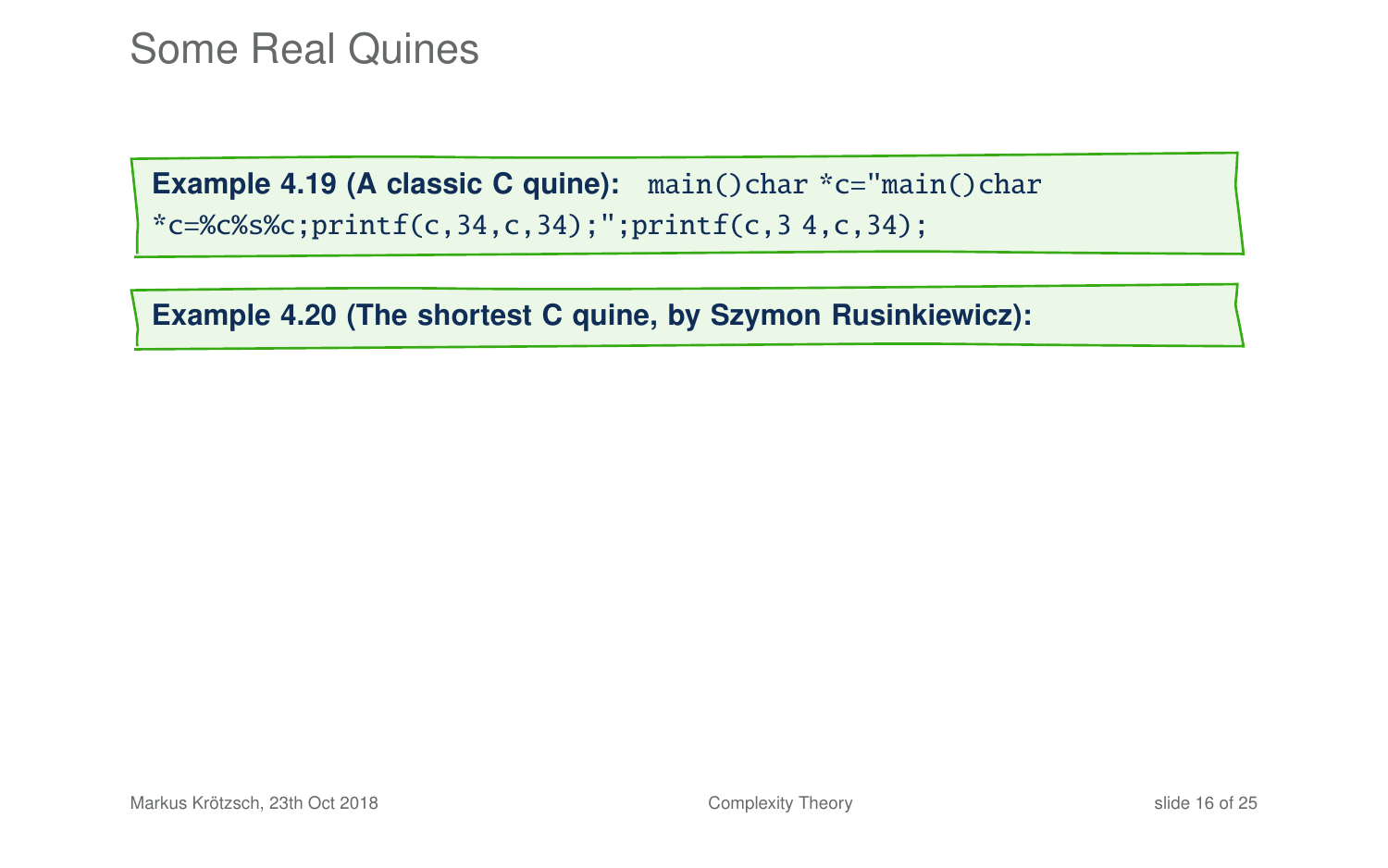# Some Real Quines

**Example 4.19 (A classic C quine):** `main()char *c="main()char *c=%c%s%c;printf(c,34,c,34);";printf(c,3 4,c,34);`

**Example 4.20 (The shortest C quine, by Szymon Rusinkiewicz):**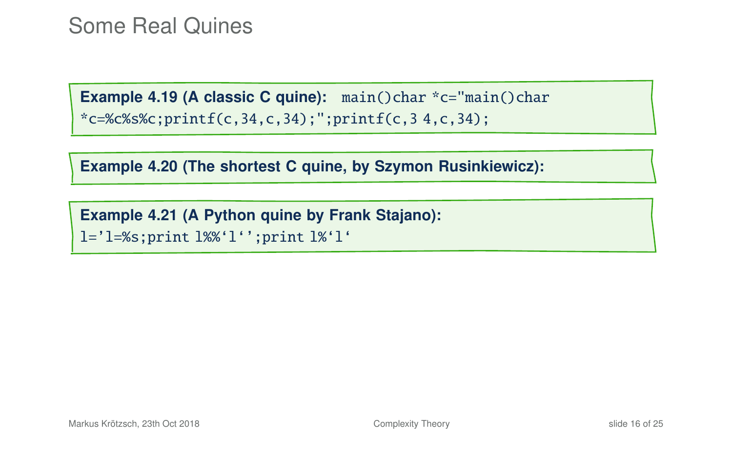# Some Real Quines

**Example 4.19 (A classic C quine):** `main()char *c="main()char *c=%c%s%c;printf(c,34,c,34);";printf(c,3 4,c,34);`

**Example 4.20 (The shortest C quine, by Szymon Rusinkiewicz):**

**Example 4.21 (A Python quine by Frank Stajano):**
`l='l=%s;print l%%`l`';print l%`l``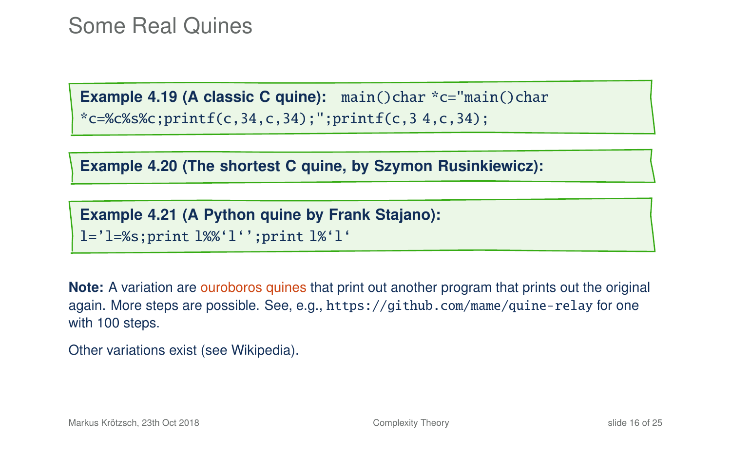## Some Real Quines

**Example 4.19 (A classic C quine):** `main()char *c="main()char *c=%c%s%c;printf(c,34,c,34);";printf(c,3 4,c,34);`

**Example 4.20 (The shortest C quine, by Szymon Rusinkiewicz):**

**Example 4.21 (A Python quine by Frank Stajano):**
```
l='l=%s;print l%%`l`';print l%`l`
```

**Note:** A variation are ouroboros quines that print out another program that prints out the original again. More steps are possible. See, e.g., `https://github.com/mame/quine-relay` for one with 100 steps.

Other variations exist (see Wikipedia).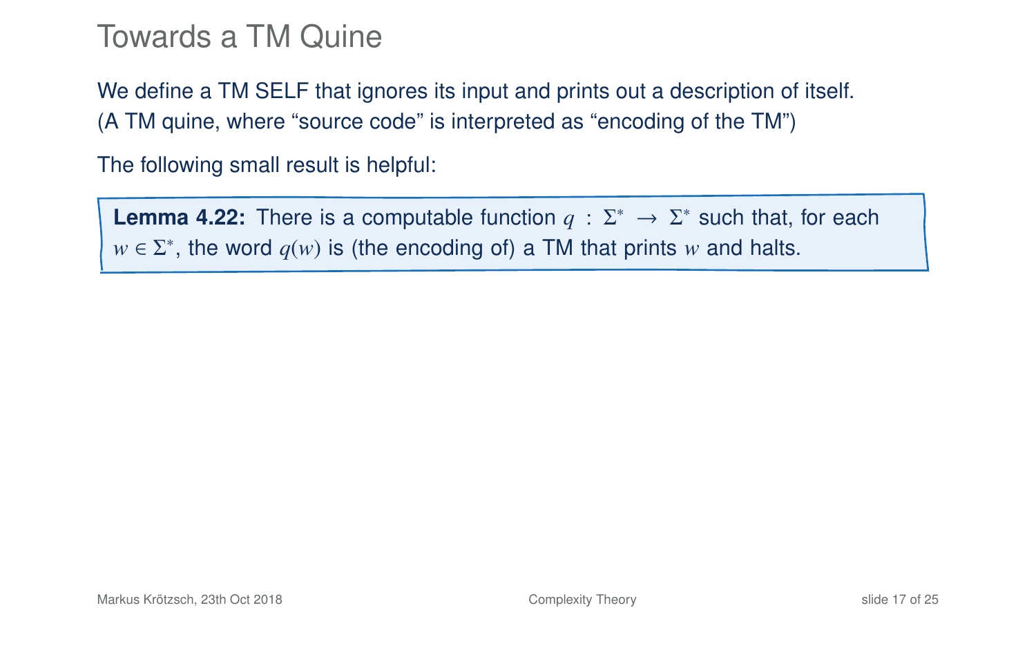# Towards a TM Quine

We define a TM SELF that ignores its input and prints out a description of itself.
(A TM quine, where "source code" is interpreted as "encoding of the TM")

The following small result is helpful:

**Lemma 4.22:** There is a computable function $q : \Sigma^* \to \Sigma^*$ such that, for each $w \in \Sigma^*$, the word $q(w)$ is (the encoding of) a TM that prints $w$ and halts.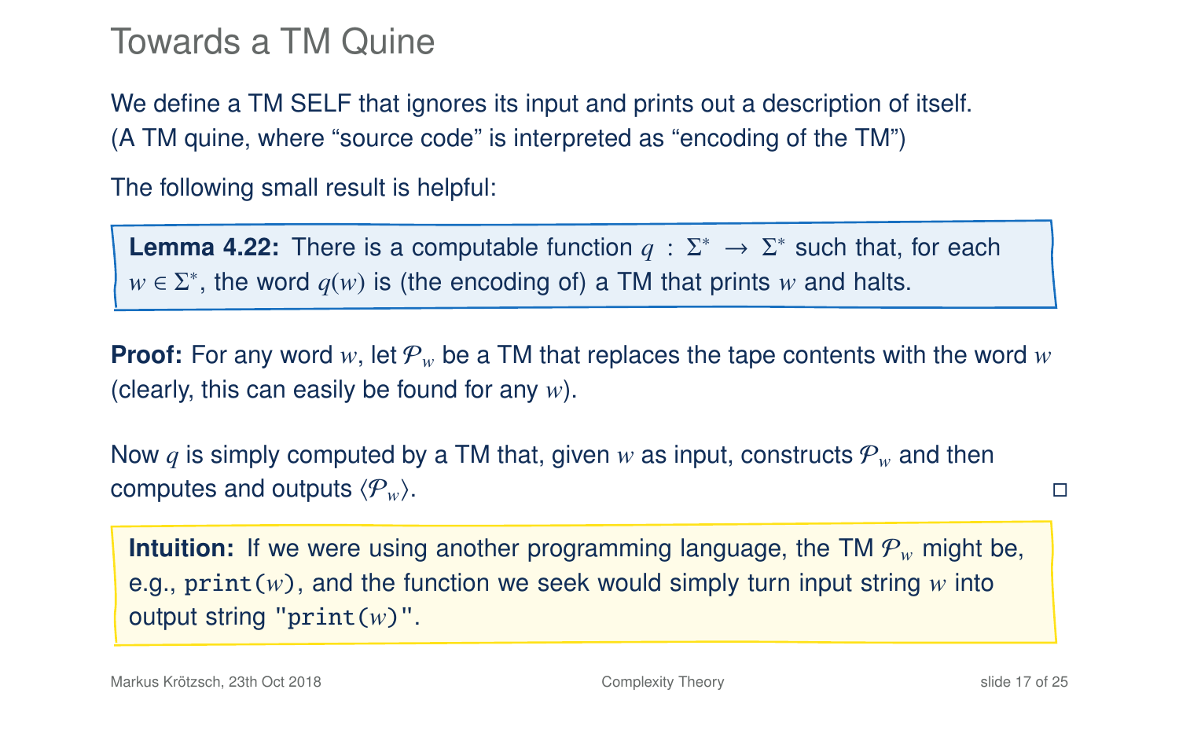# Towards a TM Quine

We define a TM SELF that ignores its input and prints out a description of itself. (A TM quine, where "source code" is interpreted as "encoding of the TM")

The following small result is helpful:

> **Lemma 4.22:** There is a computable function $q : \Sigma^* \to \Sigma^*$ such that, for each $w \in \Sigma^*$, the word $q(w)$ is (the encoding of) a TM that prints $w$ and halts.

**Proof:** For any word $w$, let $\mathcal{P}_w$ be a TM that replaces the tape contents with the word $w$ (clearly, this can easily be found for any $w$).

Now $q$ is simply computed by a TM that, given $w$ as input, constructs $\mathcal{P}_w$ and then computes and outputs $\langle \mathcal{P}_w \rangle$. □

> **Intuition:** If we were using another programming language, the TM $\mathcal{P}_w$ might be, e.g., `print(`$w$`)`, and the function we seek would simply turn input string $w$ into output string `"print(`$w$`)"`.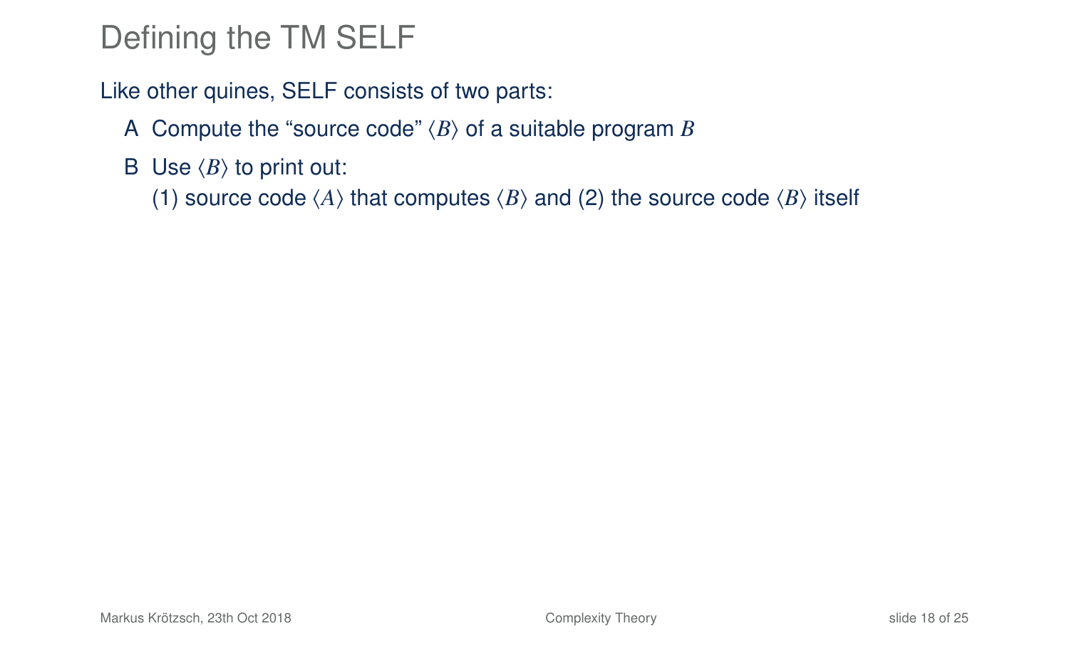# Defining the TM SELF

Like other quines, SELF consists of two parts:

- A Compute the “source code” $\langle B \rangle$ of a suitable program $B$
- B Use $\langle B \rangle$ to print out:
  (1) source code $\langle A \rangle$ that computes $\langle B \rangle$ and (2) the source code $\langle B \rangle$ itself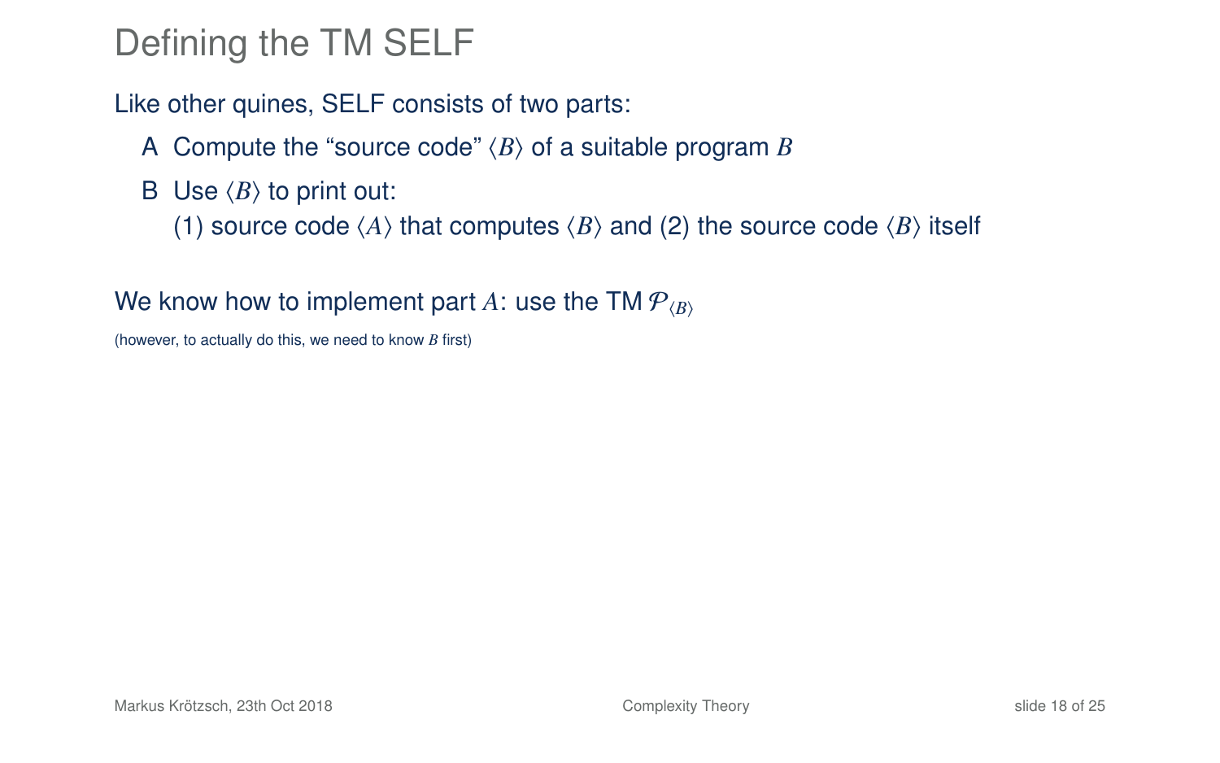# Defining the TM SELF

Like other quines, SELF consists of two parts:

A Compute the "source code" $\langle B \rangle$ of a suitable program $B$

B Use $\langle B \rangle$ to print out:
(1) source code $\langle A \rangle$ that computes $\langle B \rangle$ and (2) the source code $\langle B \rangle$ itself

We know how to implement part $A$: use the TM $\mathcal{P}_{\langle B \rangle}$

(however, to actually do this, we need to know $B$ first)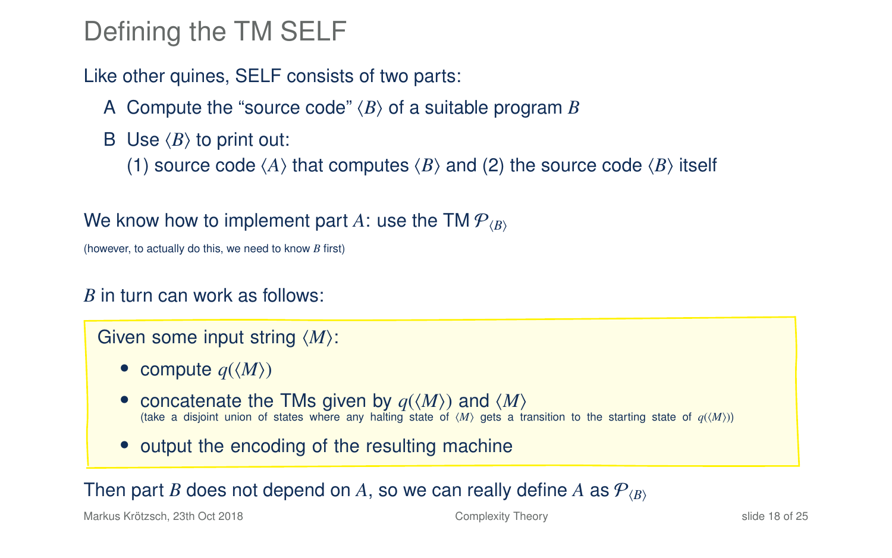# Defining the TM SELF

Like other quines, SELF consists of two parts:

A Compute the "source code" $\langle B \rangle$ of a suitable program $B$

B Use $\langle B \rangle$ to print out:
(1) source code $\langle A \rangle$ that computes $\langle B \rangle$ and (2) the source code $\langle B \rangle$ itself

We know how to implement part $A$: use the TM $\mathcal{P}_{\langle B \rangle}$

(however, to actually do this, we need to know $B$ first)

$B$ in turn can work as follows:

Given some input string $\langle M \rangle$:

- compute $q(\langle M \rangle)$
- concatenate the TMs given by $q(\langle M \rangle)$ and $\langle M \rangle$
  (take a disjoint union of states where any halting state of $\langle M \rangle$ gets a transition to the starting state of $q(\langle M \rangle)$)
- output the encoding of the resulting machine

Then part $B$ does not depend on $A$, so we can really define $A$ as $\mathcal{P}_{\langle B \rangle}$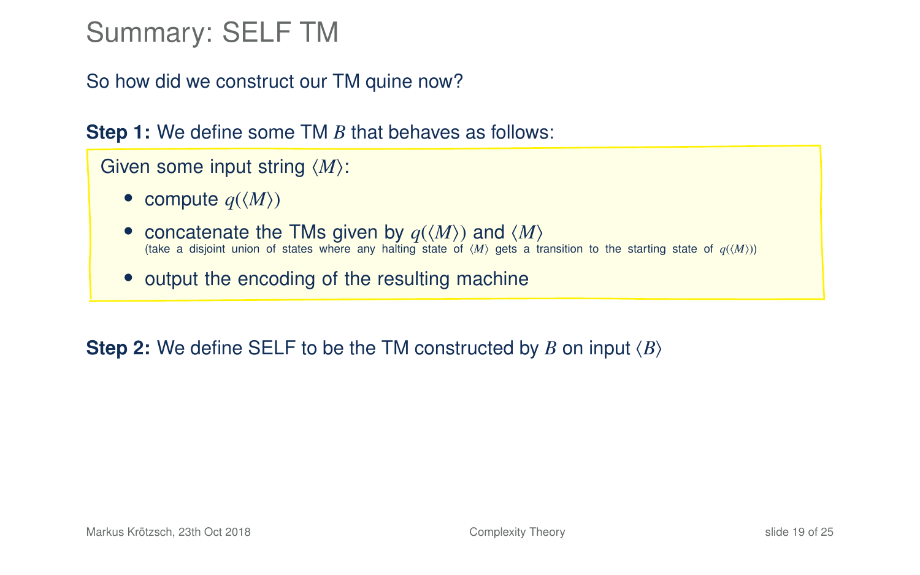# Summary: SELF TM

So how did we construct our TM quine now?

**Step 1:** We define some TM $B$ that behaves as follows:

Given some input string $\langle M \rangle$:

- compute $q(\langle M \rangle)$
- concatenate the TMs given by $q(\langle M \rangle)$ and $\langle M \rangle$
  (take a disjoint union of states where any halting state of $\langle M \rangle$ gets a transition to the starting state of $q(\langle M \rangle)$)
- output the encoding of the resulting machine

**Step 2:** We define SELF to be the TM constructed by $B$ on input $\langle B \rangle$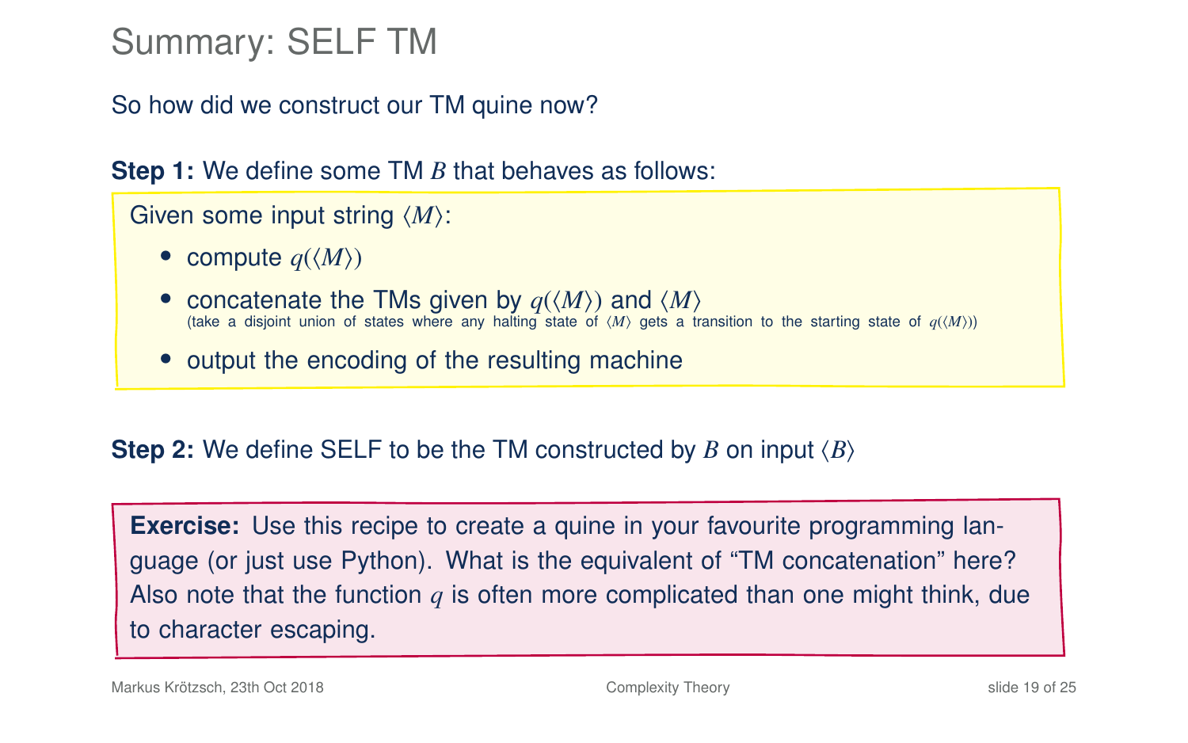# Summary: SELF TM

So how did we construct our TM quine now?

**Step 1:** We define some TM $B$ that behaves as follows:

> Given some input string $\langle M \rangle$:
>
> - compute $q(\langle M \rangle)$
> - concatenate the TMs given by $q(\langle M \rangle)$ and $\langle M \rangle$
>   (take a disjoint union of states where any halting state of $\langle M \rangle$ gets a transition to the starting state of $q(\langle M \rangle)$)
> - output the encoding of the resulting machine

**Step 2:** We define SELF to be the TM constructed by $B$ on input $\langle B \rangle$

> **Exercise:** Use this recipe to create a quine in your favourite programming language (or just use Python). What is the equivalent of "TM concatenation" here? Also note that the function $q$ is often more complicated than one might think, due to character escaping.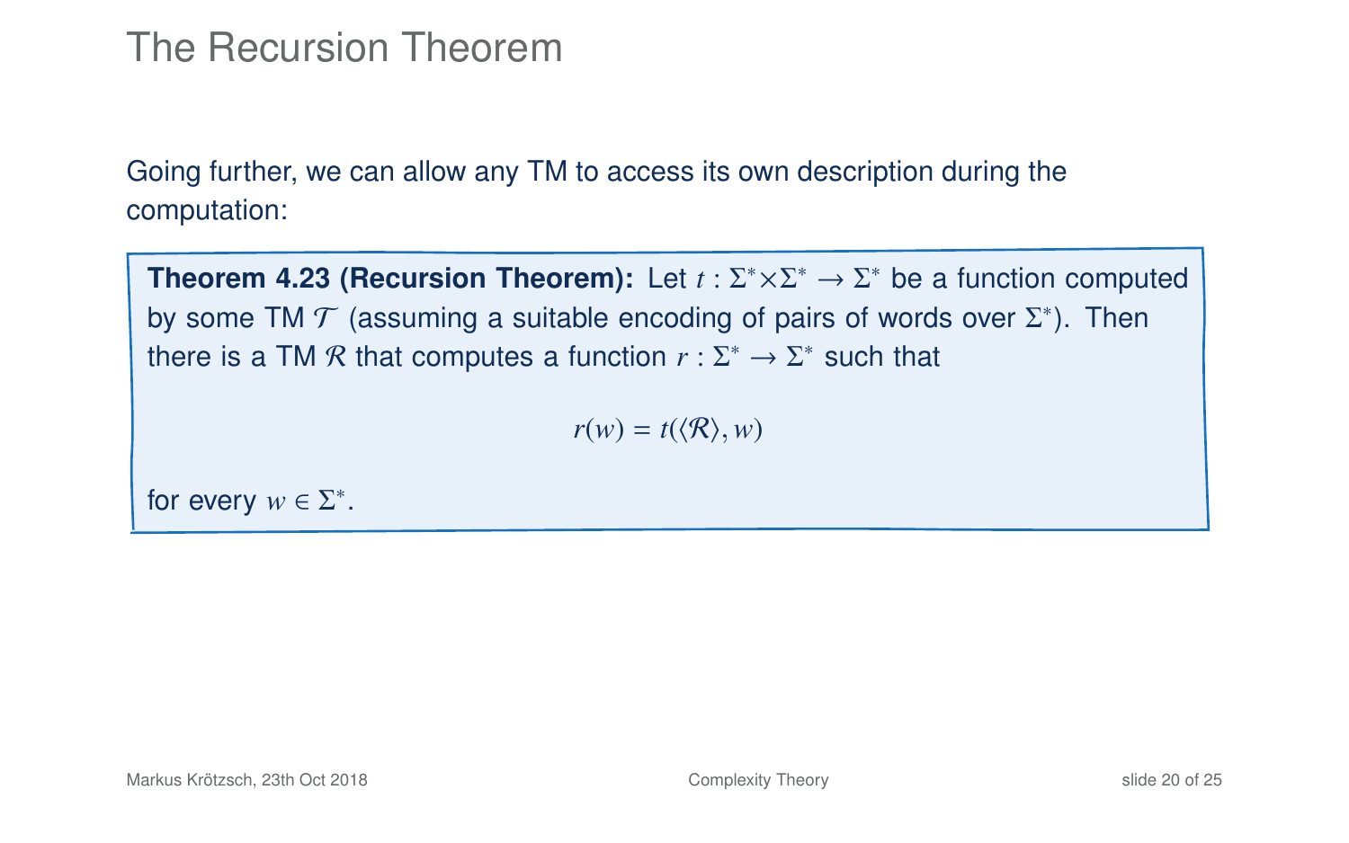# The Recursion Theorem

Going further, we can allow any TM to access its own description during the computation:

**Theorem 4.23 (Recursion Theorem):** Let $t : \Sigma^* \times \Sigma^* \to \Sigma^*$ be a function computed by some TM $\mathcal{T}$ (assuming a suitable encoding of pairs of words over $\Sigma^*$). Then there is a TM $\mathcal{R}$ that computes a function $r : \Sigma^* \to \Sigma^*$ such that

$$r(w) = t(\langle \mathcal{R} \rangle, w)$$

for every $w \in \Sigma^*$.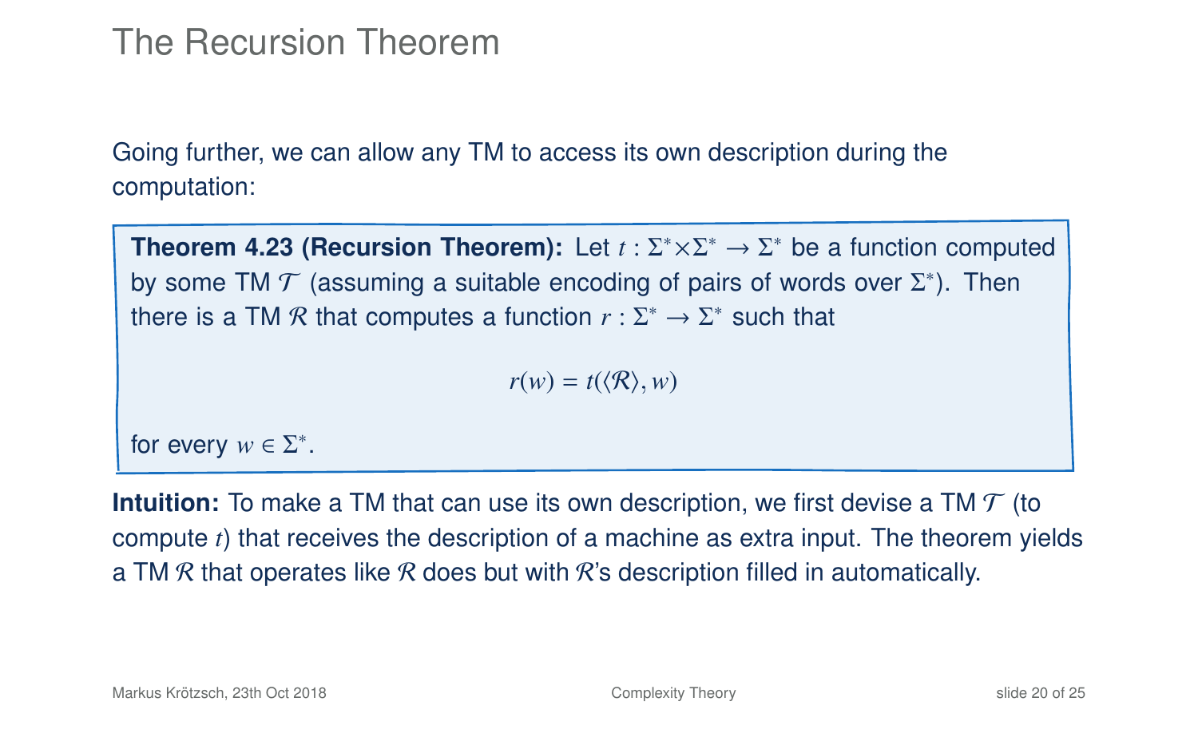# The Recursion Theorem

Going further, we can allow any TM to access its own description during the computation:

**Theorem 4.23 (Recursion Theorem):** Let $t : \Sigma^* \times \Sigma^* \to \Sigma^*$ be a function computed by some TM $\mathcal{T}$ (assuming a suitable encoding of pairs of words over $\Sigma^*$). Then there is a TM $\mathcal{R}$ that computes a function $r : \Sigma^* \to \Sigma^*$ such that

$$r(w) = t(\langle \mathcal{R} \rangle, w)$$

for every $w \in \Sigma^*$.

**Intuition:** To make a TM that can use its own description, we first devise a TM $\mathcal{T}$ (to compute $t$) that receives the description of a machine as extra input. The theorem yields a TM $\mathcal{R}$ that operates like $\mathcal{R}$ does but with $\mathcal{R}$'s description filled in automatically.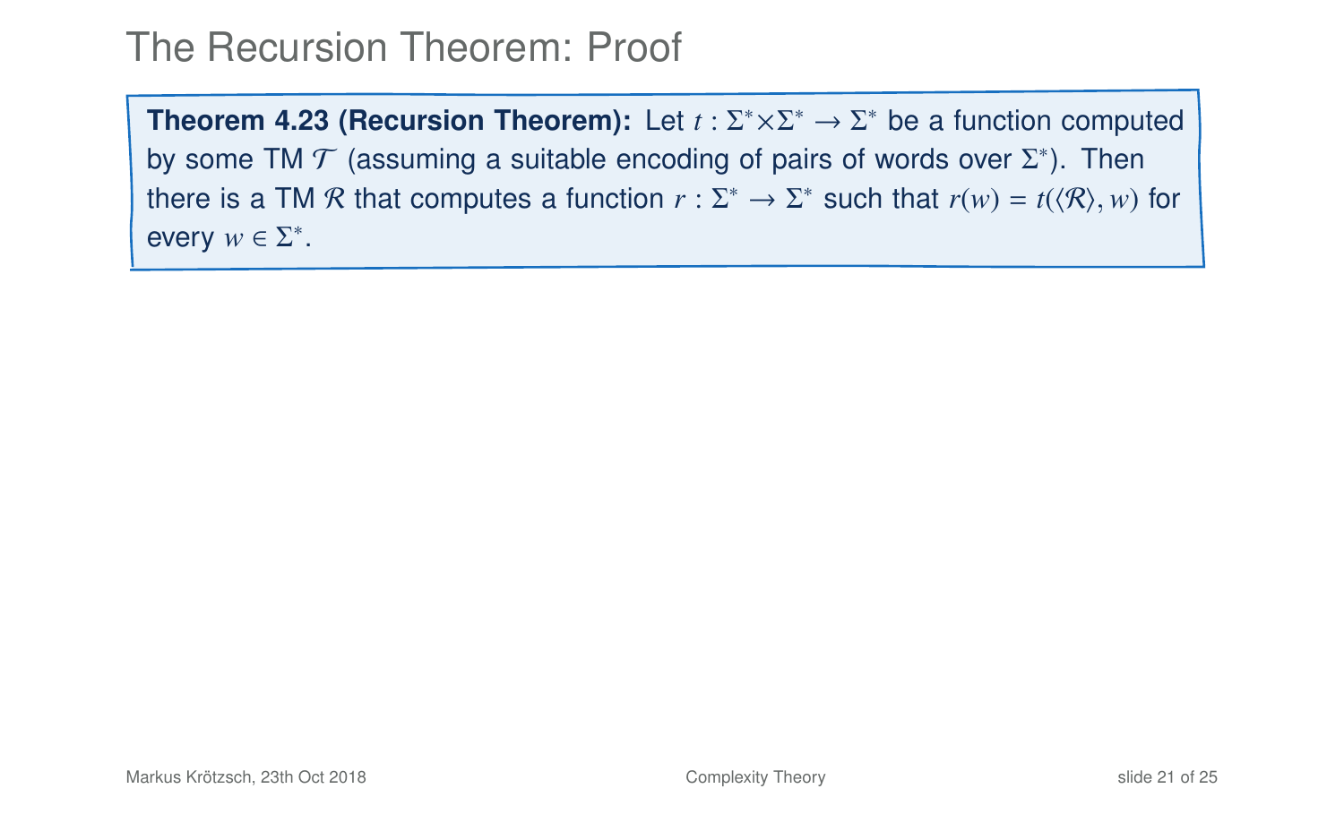# The Recursion Theorem: Proof

**Theorem 4.23 (Recursion Theorem):** Let $t : \Sigma^* \times \Sigma^* \to \Sigma^*$ be a function computed by some TM $\mathcal{T}$ (assuming a suitable encoding of pairs of words over $\Sigma^*$). Then there is a TM $\mathcal{R}$ that computes a function $r : \Sigma^* \to \Sigma^*$ such that $r(w) = t(\langle \mathcal{R} \rangle, w)$ for every $w \in \Sigma^*$.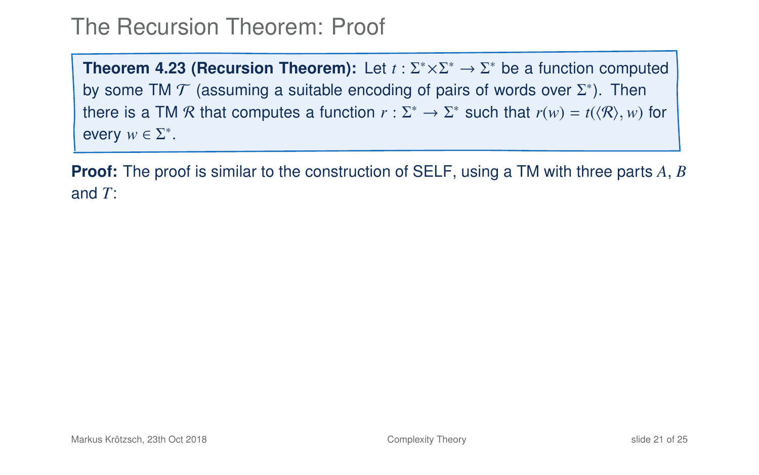# The Recursion Theorem: Proof

**Theorem 4.23 (Recursion Theorem):** Let $t : \Sigma^* \times \Sigma^* \to \Sigma^*$ be a function computed by some TM $\mathcal{T}$ (assuming a suitable encoding of pairs of words over $\Sigma^*$). Then there is a TM $\mathcal{R}$ that computes a function $r : \Sigma^* \to \Sigma^*$ such that $r(w) = t(\langle \mathcal{R} \rangle, w)$ for every $w \in \Sigma^*$.

**Proof:** The proof is similar to the construction of SELF, using a TM with three parts $A$, $B$ and $T$: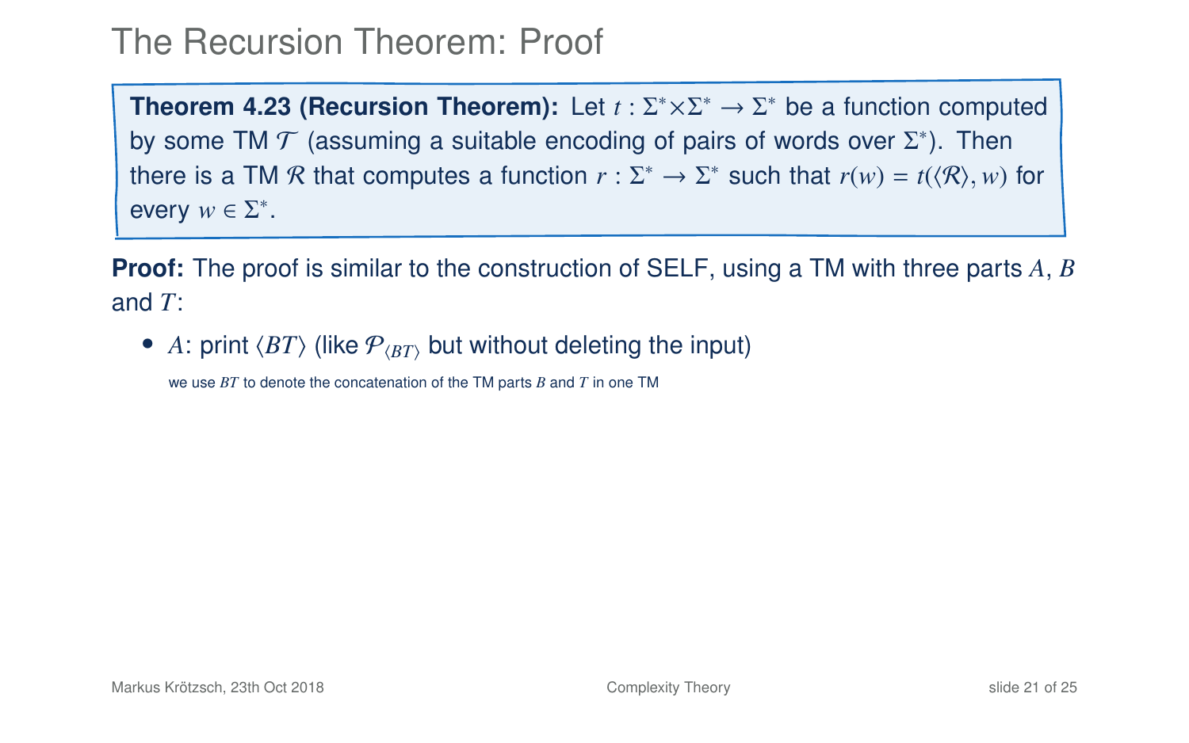# The Recursion Theorem: Proof

**Theorem 4.23 (Recursion Theorem):** Let $t : \Sigma^* \times \Sigma^* \to \Sigma^*$ be a function computed by some TM $\mathcal{T}$ (assuming a suitable encoding of pairs of words over $\Sigma^*$). Then there is a TM $\mathcal{R}$ that computes a function $r : \Sigma^* \to \Sigma^*$ such that $r(w) = t(\langle\mathcal{R}\rangle, w)$ for every $w \in \Sigma^*$.

**Proof:** The proof is similar to the construction of SELF, using a TM with three parts $A$, $B$ and $T$:

- $A$: print $\langle BT \rangle$ (like $\mathcal{P}_{\langle BT \rangle}$ but without deleting the input)

  we use $BT$ to denote the concatenation of the TM parts $B$ and $T$ in one TM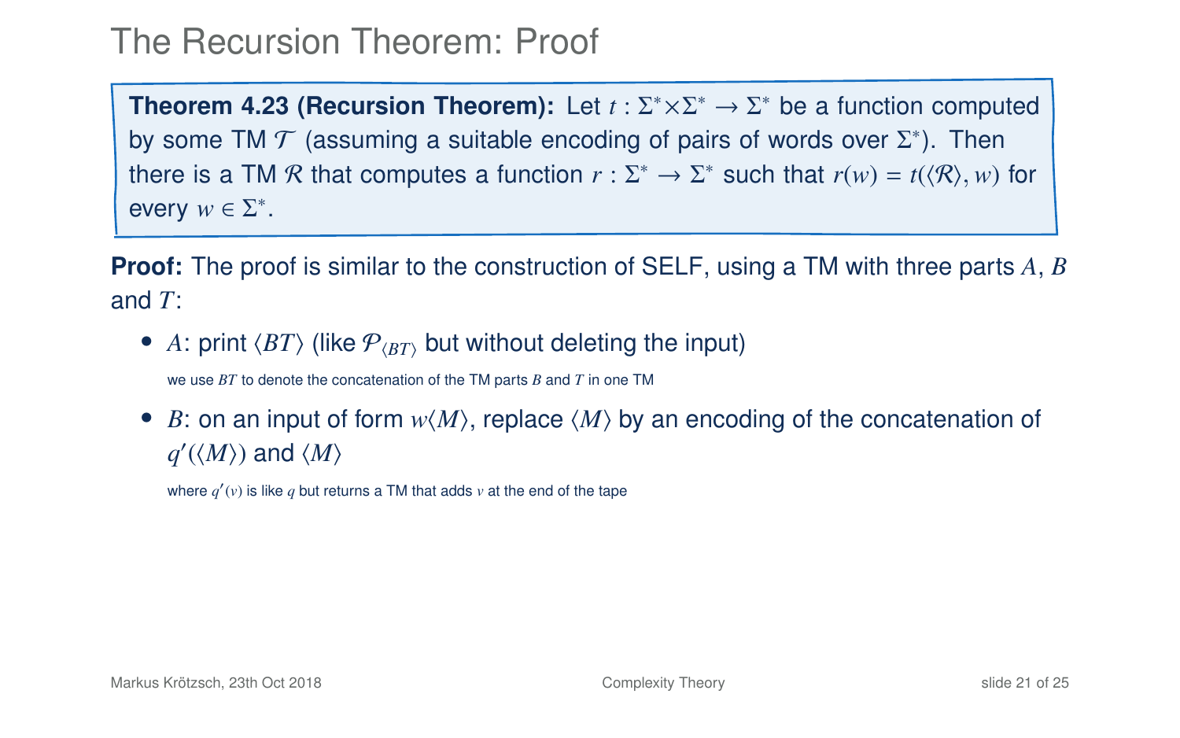# The Recursion Theorem: Proof

**Theorem 4.23 (Recursion Theorem):** Let $t : \Sigma^* \times \Sigma^* \to \Sigma^*$ be a function computed by some TM $\mathcal{T}$ (assuming a suitable encoding of pairs of words over $\Sigma^*$). Then there is a TM $\mathcal{R}$ that computes a function $r : \Sigma^* \to \Sigma^*$ such that $r(w) = t(\langle \mathcal{R} \rangle, w)$ for every $w \in \Sigma^*$.

**Proof:** The proof is similar to the construction of SELF, using a TM with three parts $A$, $B$ and $T$:

- $A$: print $\langle BT \rangle$ (like $\mathcal{P}_{\langle BT \rangle}$ but without deleting the input)

  we use $BT$ to denote the concatenation of the TM parts $B$ and $T$ in one TM

- $B$: on an input of form $w\langle M \rangle$, replace $\langle M \rangle$ by an encoding of the concatenation of $q'(\langle M \rangle)$ and $\langle M \rangle$

  where $q'(v)$ is like $q$ but returns a TM that adds $v$ at the end of the tape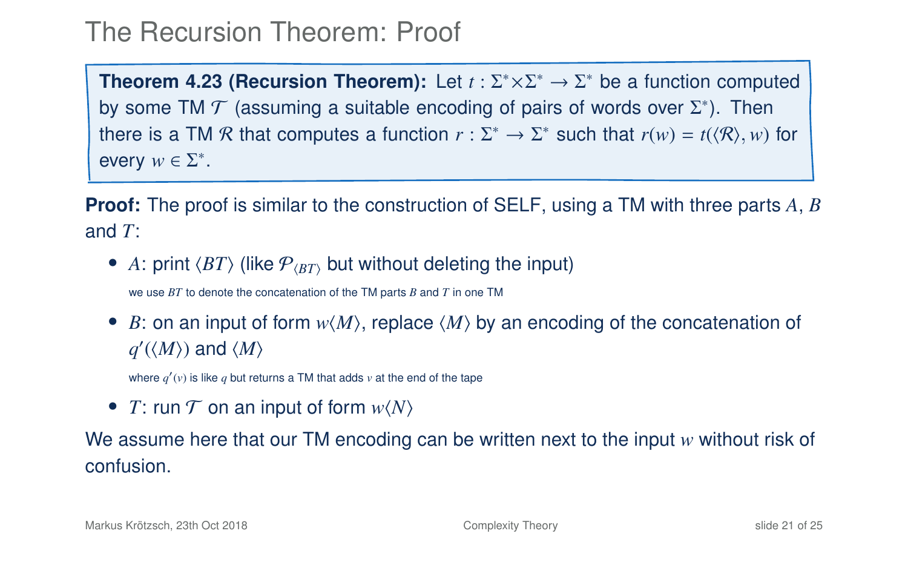# The Recursion Theorem: Proof

**Theorem 4.23 (Recursion Theorem):** Let $t : \Sigma^* \times \Sigma^* \to \Sigma^*$ be a function computed by some TM $\mathcal{T}$ (assuming a suitable encoding of pairs of words over $\Sigma^*$). Then there is a TM $\mathcal{R}$ that computes a function $r : \Sigma^* \to \Sigma^*$ such that $r(w) = t(\langle \mathcal{R} \rangle, w)$ for every $w \in \Sigma^*$.

**Proof:** The proof is similar to the construction of SELF, using a TM with three parts $A$, $B$ and $T$:

- $A$: print $\langle BT \rangle$ (like $\mathcal{P}_{\langle BT \rangle}$ but without deleting the input)

  we use $BT$ to denote the concatenation of the TM parts $B$ and $T$ in one TM

- $B$: on an input of form $w\langle M \rangle$, replace $\langle M \rangle$ by an encoding of the concatenation of $q'(\langle M \rangle)$ and $\langle M \rangle$

  where $q'(v)$ is like $q$ but returns a TM that adds $v$ at the end of the tape

- $T$: run $\mathcal{T}$ on an input of form $w\langle N \rangle$

We assume here that our TM encoding can be written next to the input $w$ without risk of confusion.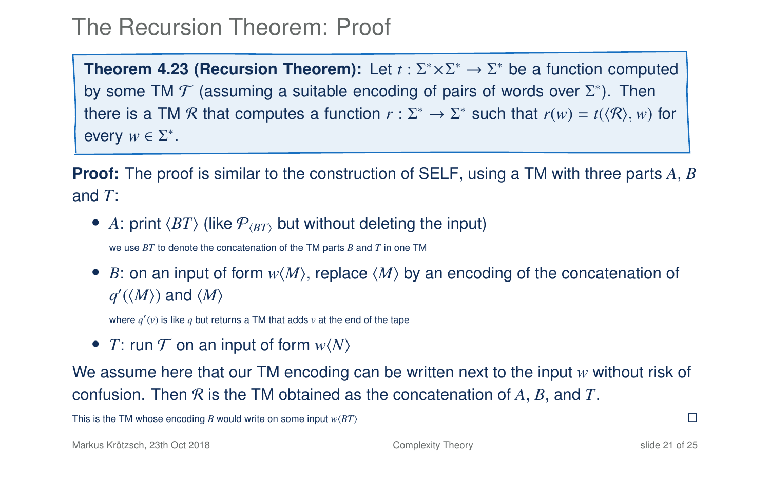# The Recursion Theorem: Proof

**Theorem 4.23 (Recursion Theorem):** Let $t : \Sigma^* \times \Sigma^* \to \Sigma^*$ be a function computed by some TM $\mathcal{T}$ (assuming a suitable encoding of pairs of words over $\Sigma^*$). Then there is a TM $\mathcal{R}$ that computes a function $r : \Sigma^* \to \Sigma^*$ such that $r(w) = t(\langle \mathcal{R} \rangle, w)$ for every $w \in \Sigma^*$.

**Proof:** The proof is similar to the construction of SELF, using a TM with three parts $A$, $B$ and $T$:

- $A$: print $\langle BT \rangle$ (like $\mathcal{P}_{\langle BT \rangle}$ but without deleting the input)

  we use $BT$ to denote the concatenation of the TM parts $B$ and $T$ in one TM

- $B$: on an input of form $w\langle M \rangle$, replace $\langle M \rangle$ by an encoding of the concatenation of $q'(\langle M \rangle)$ and $\langle M \rangle$

  where $q'(v)$ is like $q$ but returns a TM that adds $v$ at the end of the tape

- $T$: run $\mathcal{T}$ on an input of form $w\langle N \rangle$

We assume here that our TM encoding can be written next to the input $w$ without risk of confusion. Then $\mathcal{R}$ is the TM obtained as the concatenation of $A$, $B$, and $T$.

This is the TM whose encoding $B$ would write on some input $w\langle BT \rangle$ $\square$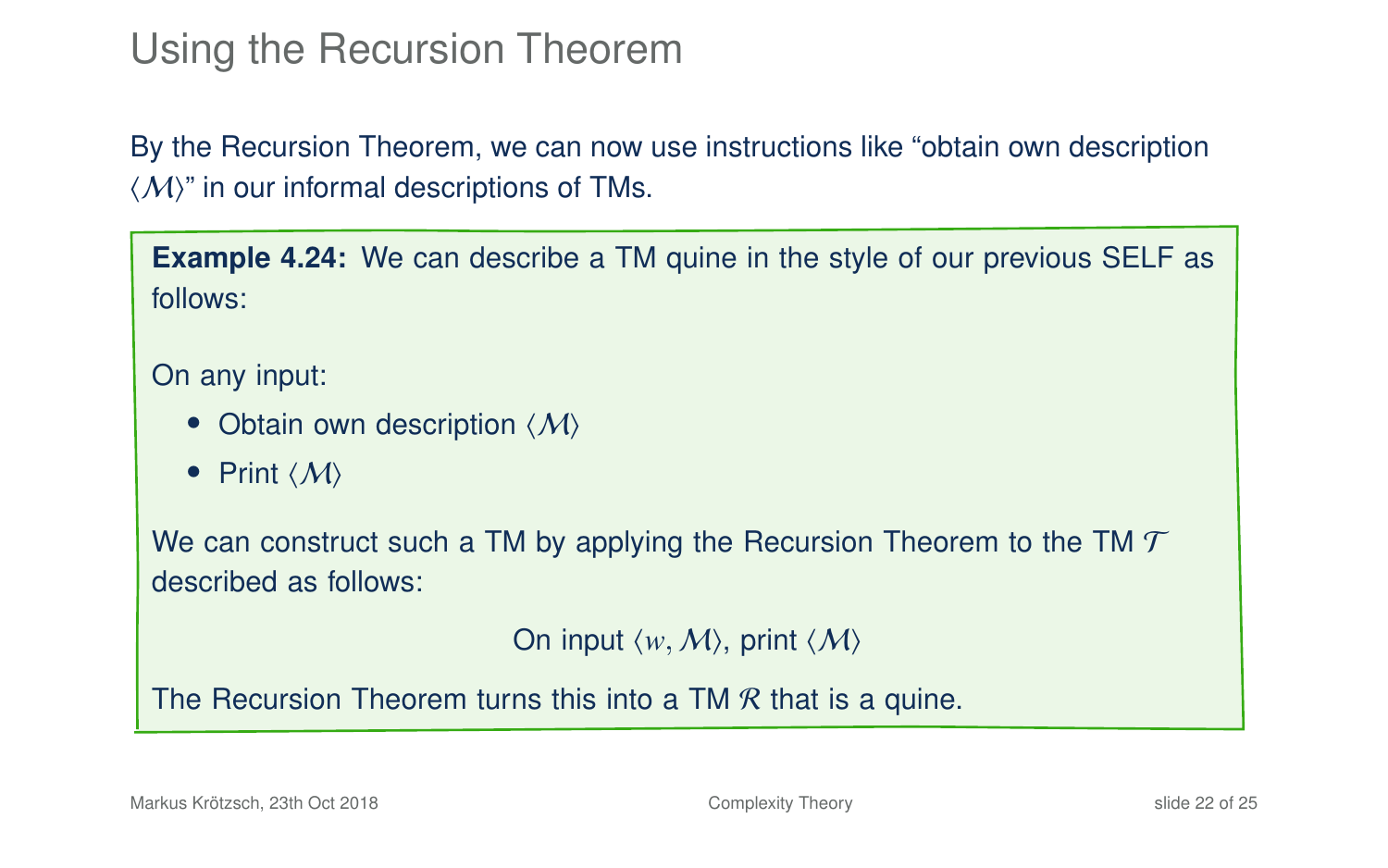# Using the Recursion Theorem

By the Recursion Theorem, we can now use instructions like "obtain own description $\langle \mathcal{M} \rangle$" in our informal descriptions of TMs.

**Example 4.24:** We can describe a TM quine in the style of our previous SELF as follows:

On any input:

- Obtain own description $\langle \mathcal{M} \rangle$
- Print $\langle \mathcal{M} \rangle$

We can construct such a TM by applying the Recursion Theorem to the TM $\mathcal{T}$ described as follows:

On input $\langle w, \mathcal{M} \rangle$, print $\langle \mathcal{M} \rangle$

The Recursion Theorem turns this into a TM $\mathcal{R}$ that is a quine.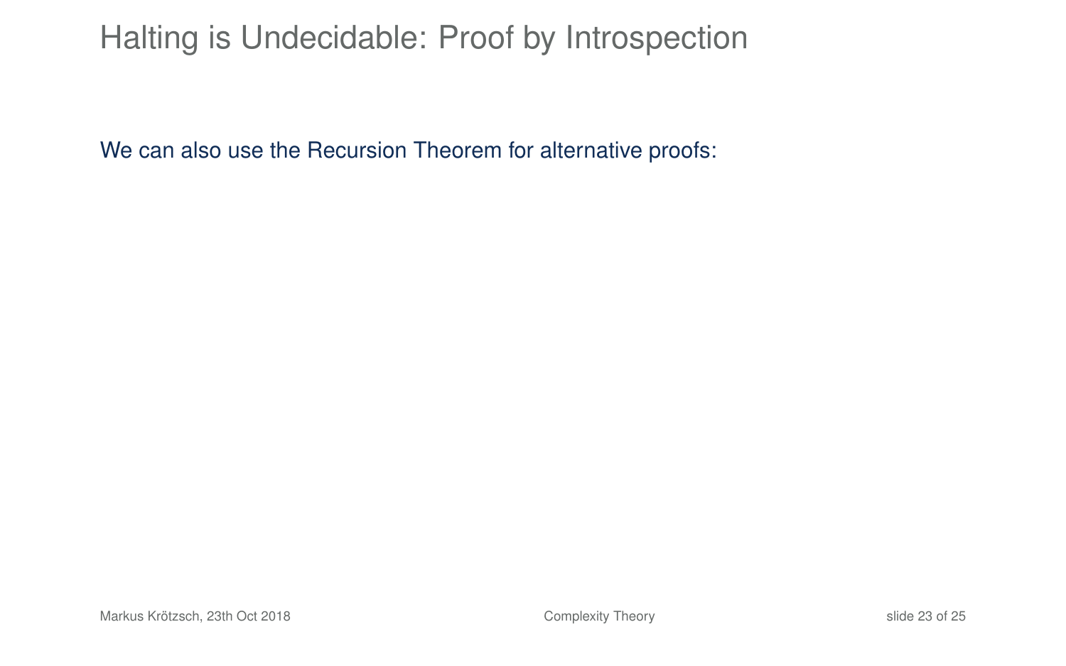# Halting is Undecidable: Proof by Introspection

We can also use the Recursion Theorem for alternative proofs: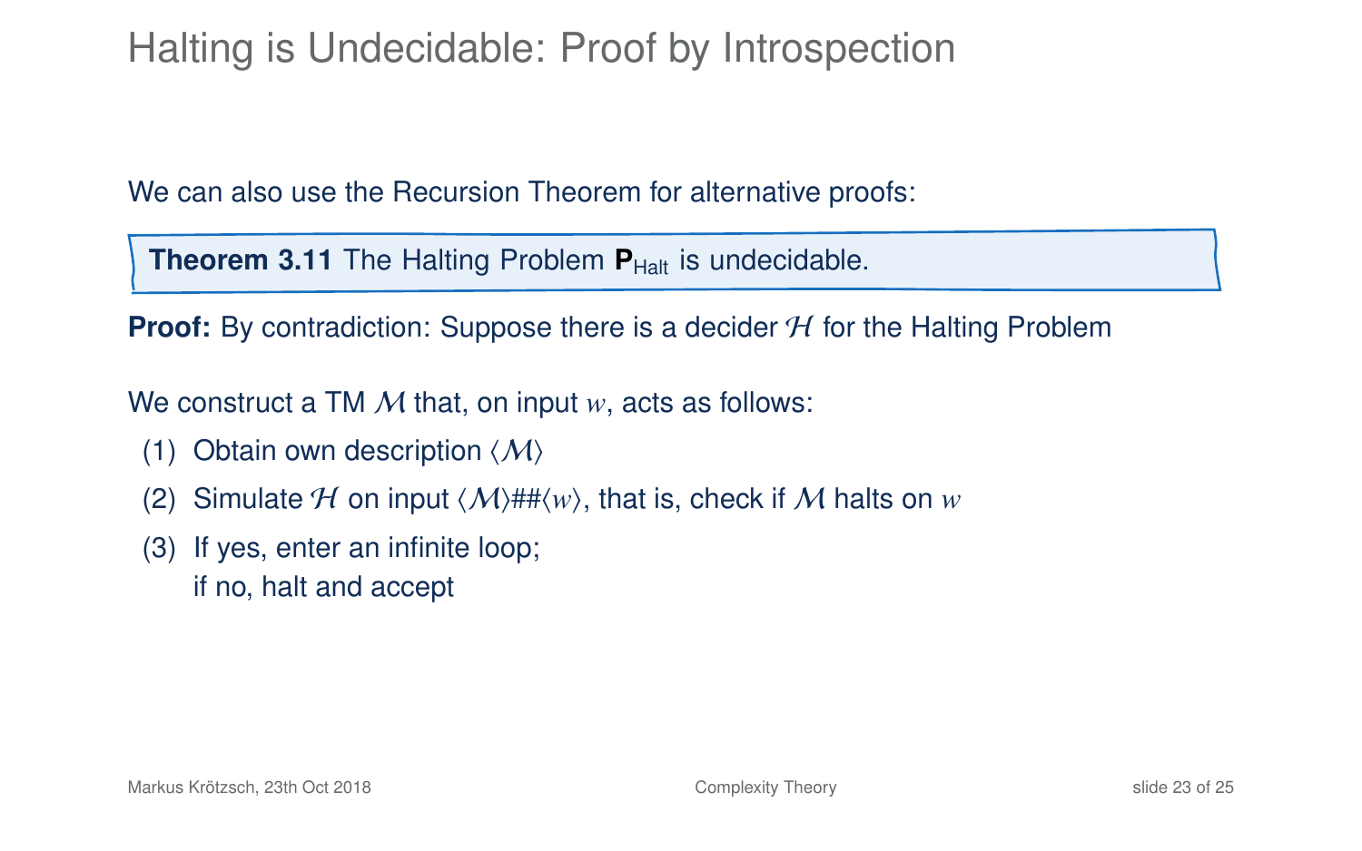# Halting is Undecidable: Proof by Introspection

We can also use the Recursion Theorem for alternative proofs:

**Theorem 3.11** The Halting Problem $\mathbf{P}_{\text{Halt}}$ is undecidable.

**Proof:** By contradiction: Suppose there is a decider $\mathcal{H}$ for the Halting Problem

We construct a TM $\mathcal{M}$ that, on input $w$, acts as follows:

(1) Obtain own description $\langle\mathcal{M}\rangle$

(2) Simulate $\mathcal{H}$ on input $\langle\mathcal{M}\rangle\#\#\langle w\rangle$, that is, check if $\mathcal{M}$ halts on $w$

(3) If yes, enter an infinite loop;
 if no, halt and accept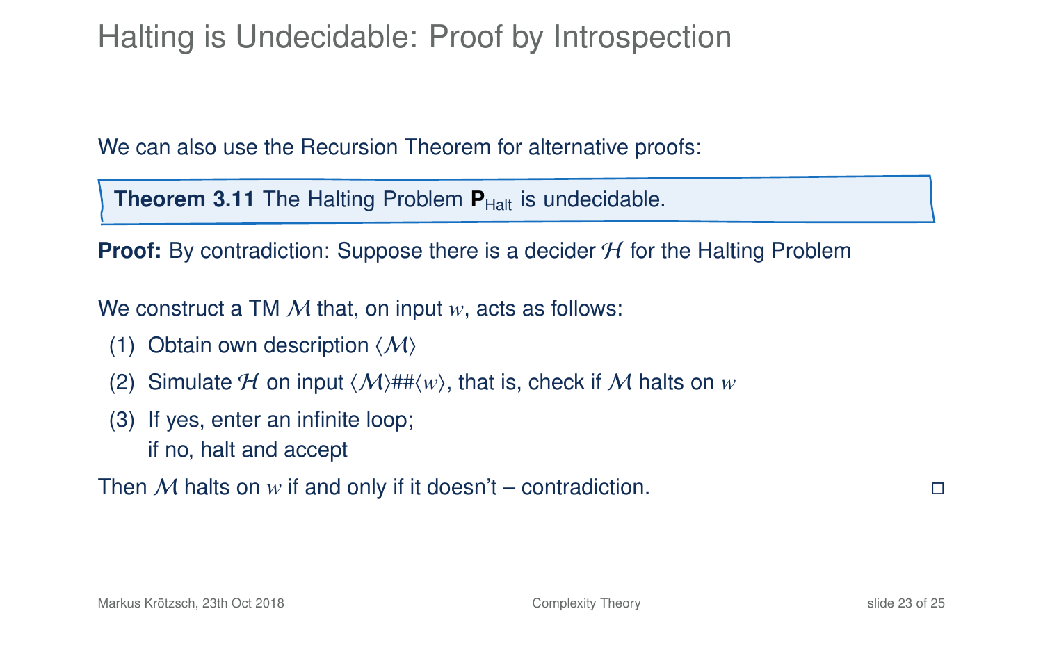# Halting is Undecidable: Proof by Introspection

We can also use the Recursion Theorem for alternative proofs:

**Theorem 3.11** The Halting Problem $\mathbf{P}_{\mathrm{Halt}}$ is undecidable.

**Proof:** By contradiction: Suppose there is a decider $\mathcal{H}$ for the Halting Problem

We construct a TM $\mathcal{M}$ that, on input $w$, acts as follows:

(1) Obtain own description $\langle \mathcal{M} \rangle$

(2) Simulate $\mathcal{H}$ on input $\langle \mathcal{M} \rangle \#\# \langle w \rangle$, that is, check if $\mathcal{M}$ halts on $w$

(3) If yes, enter an infinite loop;
if no, halt and accept

Then $\mathcal{M}$ halts on $w$ if and only if it doesn't – contradiction. □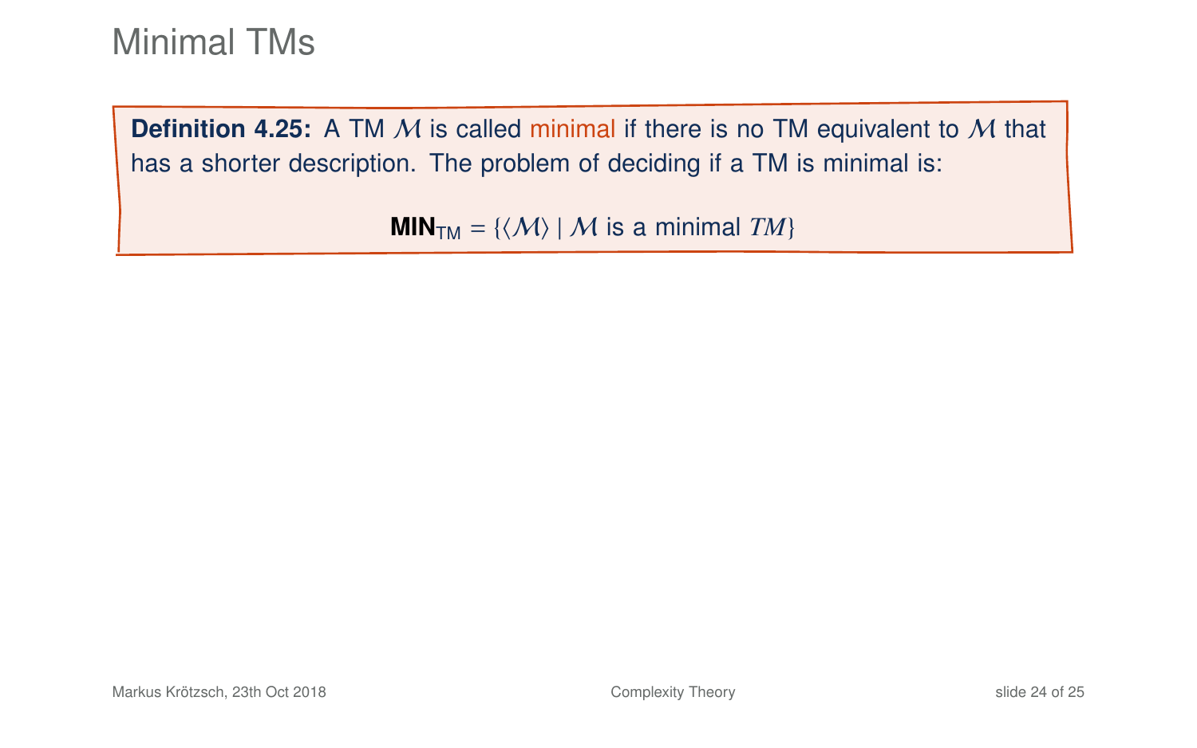# Minimal TMs

**Definition 4.25:** A TM $\mathcal{M}$ is called minimal if there is no TM equivalent to $\mathcal{M}$ that has a shorter description. The problem of deciding if a TM is minimal is:

$$\mathbf{MIN}_{\mathsf{TM}} = \{\langle \mathcal{M} \rangle \mid \mathcal{M} \text{ is a minimal } TM\}$$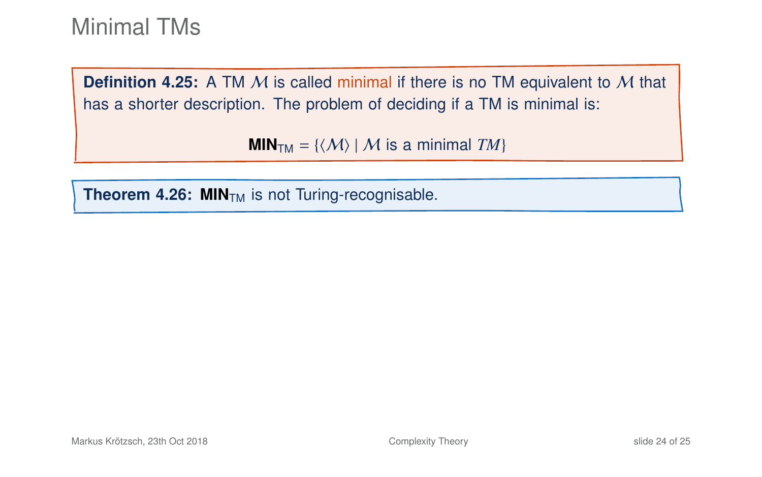# Minimal TMs

**Definition 4.25:** A TM $\mathcal{M}$ is called minimal if there is no TM equivalent to $\mathcal{M}$ that has a shorter description. The problem of deciding if a TM is minimal is:

$$\mathbf{MIN}_{\mathsf{TM}} = \{\langle \mathcal{M} \rangle \mid \mathcal{M} \text{ is a minimal } TM\}$$

**Theorem 4.26:** $\mathbf{MIN}_{\mathsf{TM}}$ is not Turing-recognisable.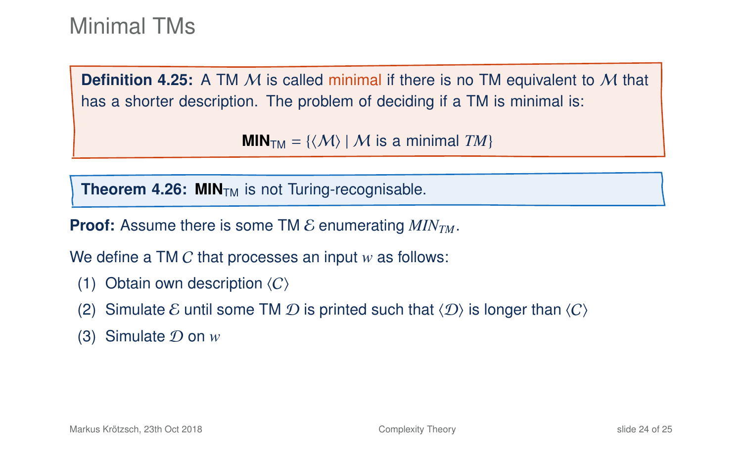# Minimal TMs

**Definition 4.25:** A TM $\mathcal{M}$ is called minimal if there is no TM equivalent to $\mathcal{M}$ that has a shorter description. The problem of deciding if a TM is minimal is:

$$\mathbf{MIN}_{\mathrm{TM}} = \{\langle \mathcal{M} \rangle \mid \mathcal{M} \text{ is a minimal } TM\}$$

**Theorem 4.26:** $\mathbf{MIN}_{\mathrm{TM}}$ is not Turing-recognisable.

**Proof:** Assume there is some TM $\mathcal{E}$ enumerating $MIN_{TM}$.

We define a TM $C$ that processes an input $w$ as follows:

(1) Obtain own description $\langle C \rangle$

(2) Simulate $\mathcal{E}$ until some TM $\mathcal{D}$ is printed such that $\langle \mathcal{D} \rangle$ is longer than $\langle C \rangle$

(3) Simulate $\mathcal{D}$ on $w$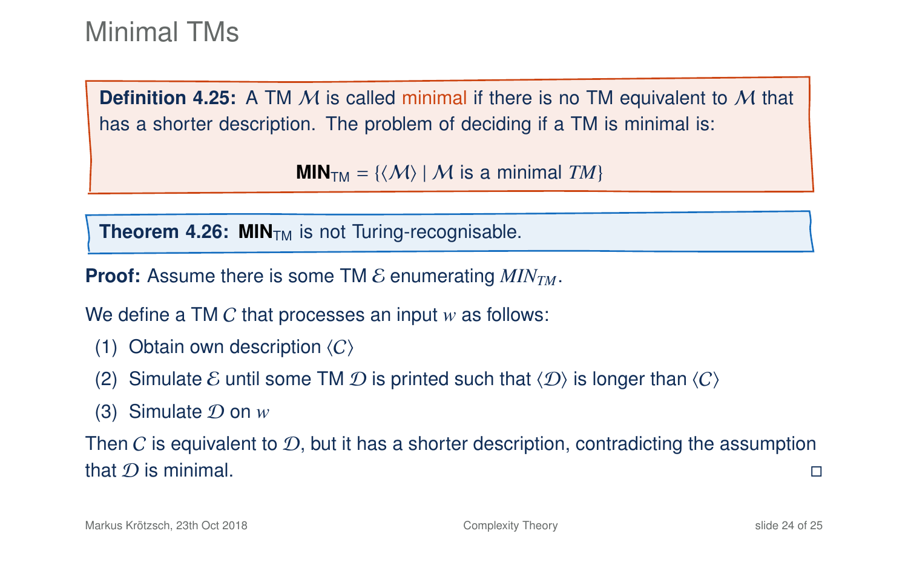# Minimal TMs

**Definition 4.25:** A TM $\mathcal{M}$ is called minimal if there is no TM equivalent to $\mathcal{M}$ that has a shorter description. The problem of deciding if a TM is minimal is:

$$\mathbf{MIN}_{\mathrm{TM}} = \{\langle \mathcal{M} \rangle \mid \mathcal{M} \text{ is a minimal } TM\}$$

**Theorem 4.26:** $\mathbf{MIN}_{\mathrm{TM}}$ is not Turing-recognisable.

**Proof:** Assume there is some TM $\mathcal{E}$ enumerating $MIN_{TM}$.

We define a TM $C$ that processes an input $w$ as follows:

(1) Obtain own description $\langle C \rangle$

(2) Simulate $\mathcal{E}$ until some TM $\mathcal{D}$ is printed such that $\langle \mathcal{D} \rangle$ is longer than $\langle C \rangle$

(3) Simulate $\mathcal{D}$ on $w$

Then $C$ is equivalent to $\mathcal{D}$, but it has a shorter description, contradicting the assumption that $\mathcal{D}$ is minimal. □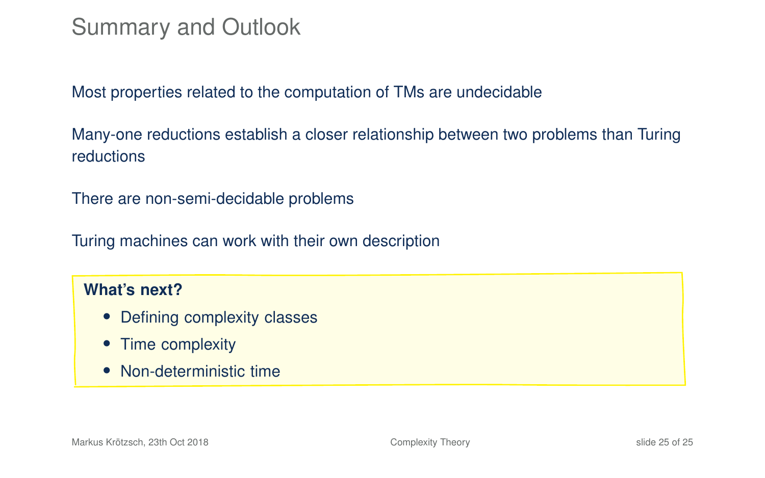# Summary and Outlook

Most properties related to the computation of TMs are undecidable

Many-one reductions establish a closer relationship between two problems than Turing reductions

There are non-semi-decidable problems

Turing machines can work with their own description

**What's next?**

- Defining complexity classes
- Time complexity
- Non-deterministic time